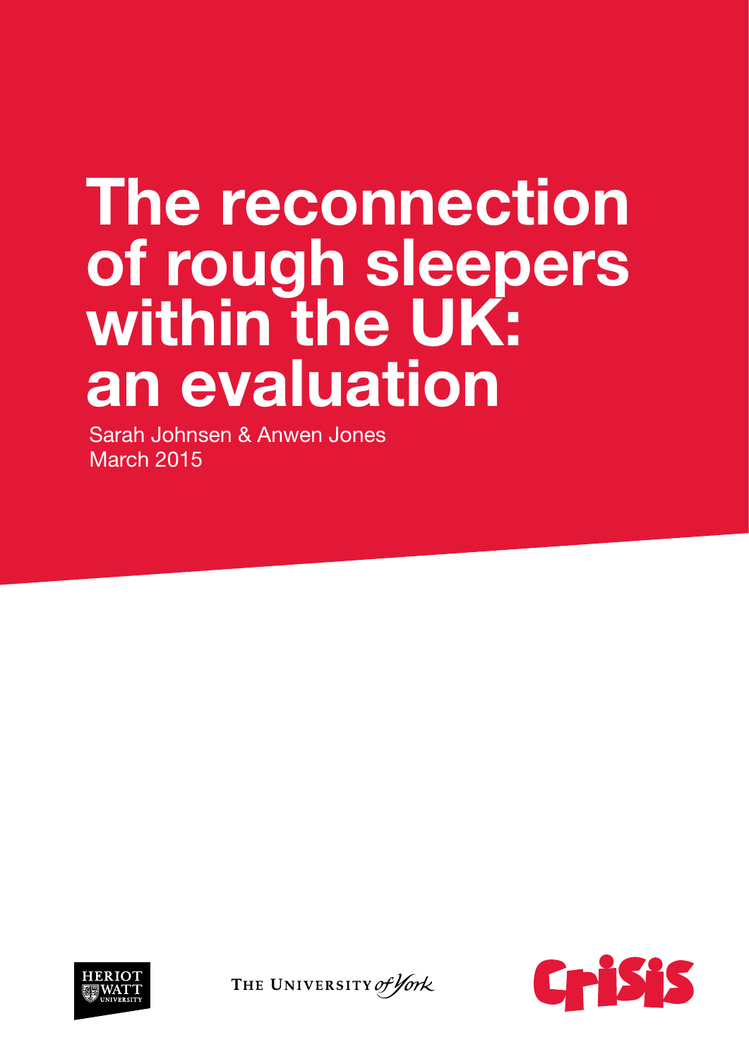# The reconnection of rough sleepers within the UK: an evaluation

Sarah Johnsen & Anwen Jones
March 2015

HERIOT WATT UNIVERSITY

THE UNIVERSITY of York

Crisis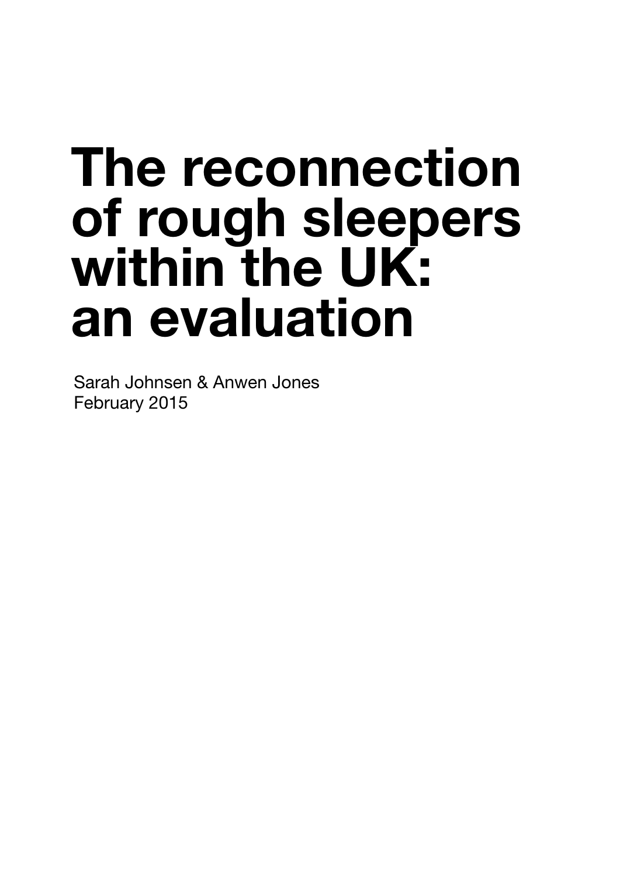# The reconnection of rough sleepers within the UK: an evaluation

Sarah Johnsen & Anwen Jones
February 2015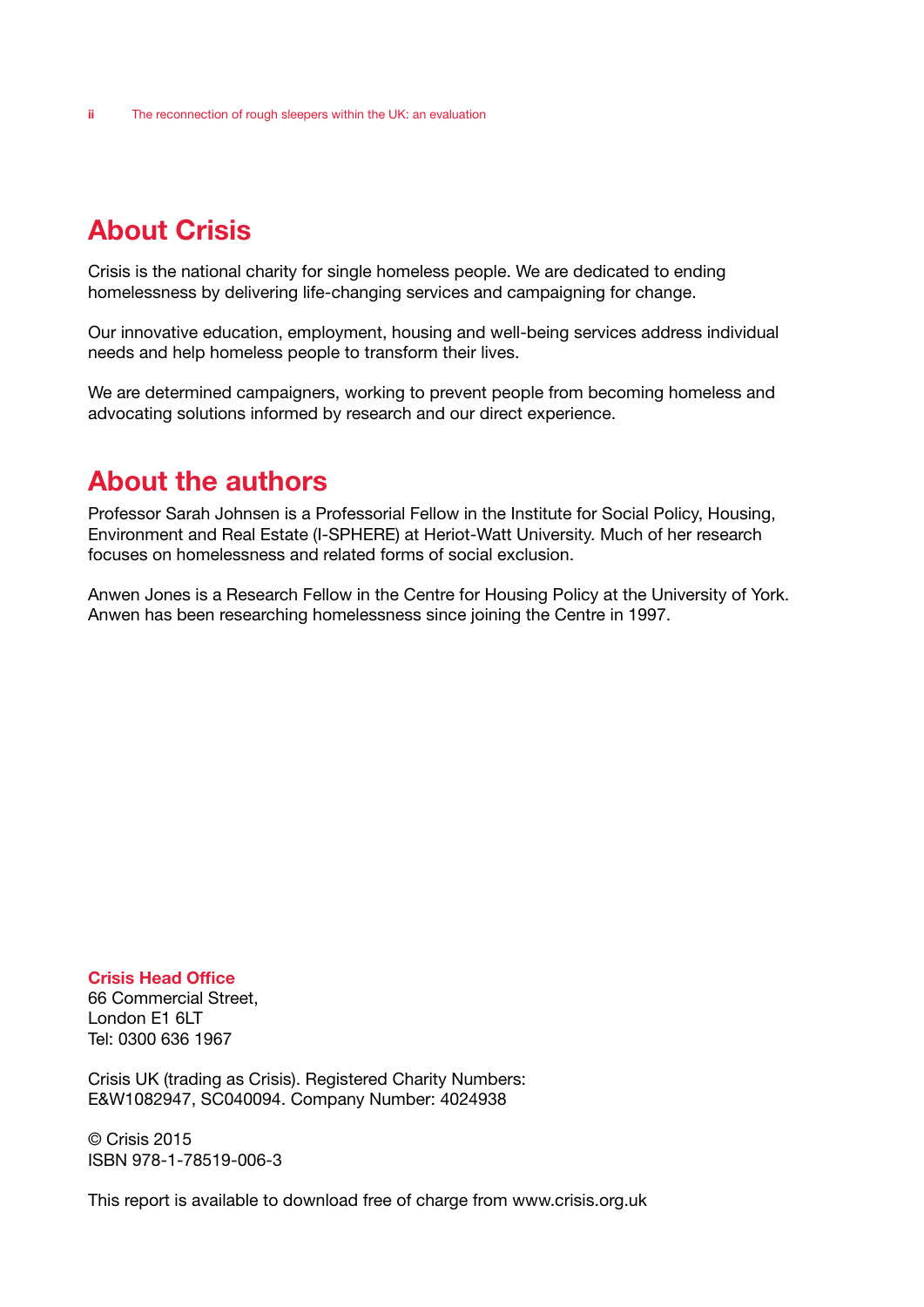## About Crisis

Crisis is the national charity for single homeless people. We are dedicated to ending homelessness by delivering life-changing services and campaigning for change.

Our innovative education, employment, housing and well-being services address individual needs and help homeless people to transform their lives.

We are determined campaigners, working to prevent people from becoming homeless and advocating solutions informed by research and our direct experience.

## About the authors

Professor Sarah Johnsen is a Professorial Fellow in the Institute for Social Policy, Housing, Environment and Real Estate (I-SPHERE) at Heriot-Watt University. Much of her research focuses on homelessness and related forms of social exclusion.

Anwen Jones is a Research Fellow in the Centre for Housing Policy at the University of York. Anwen has been researching homelessness since joining the Centre in 1997.

**Crisis Head Office**
66 Commercial Street,
London E1 6LT
Tel: 0300 636 1967

Crisis UK (trading as Crisis). Registered Charity Numbers: E&W1082947, SC040094. Company Number: 4024938

© Crisis 2015
ISBN 978-1-78519-006-3

This report is available to download free of charge from www.crisis.org.uk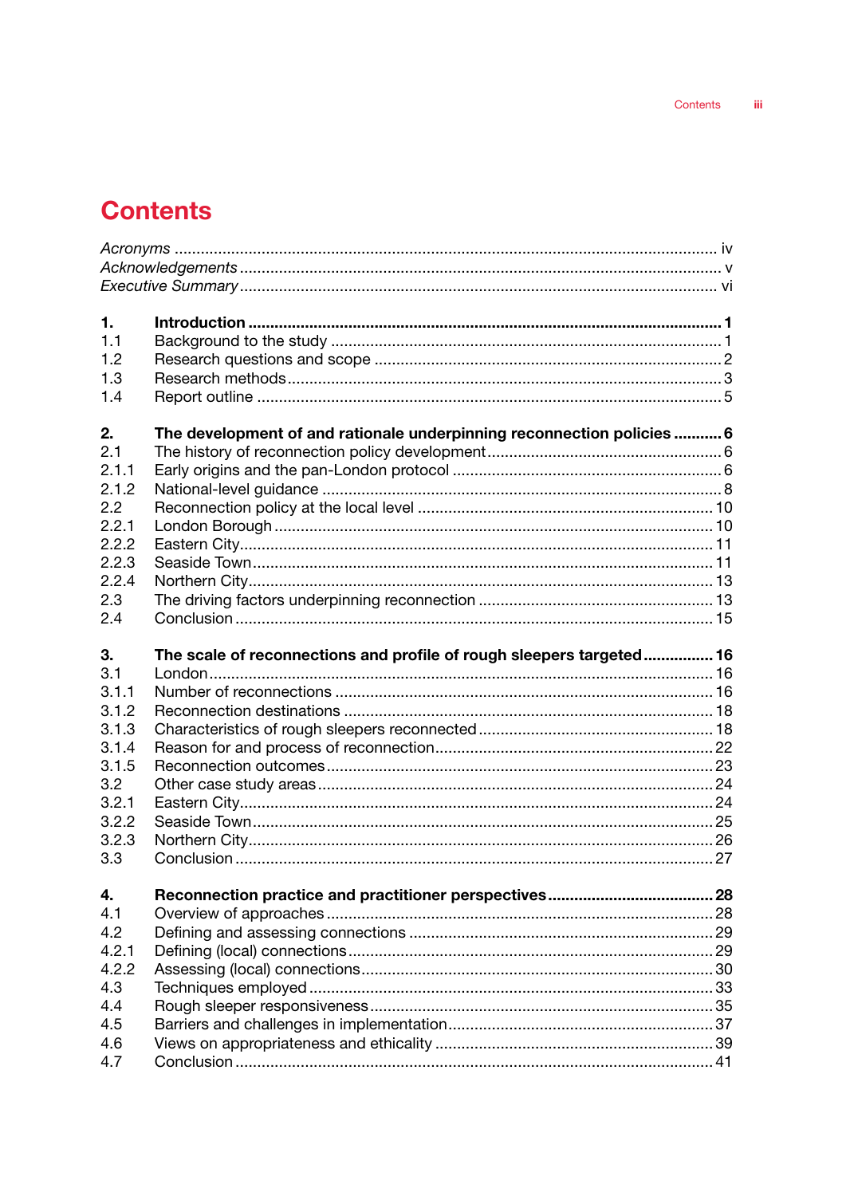# Contents

| | | |
|---|---|---|
| *Acronyms* | | iv |
| *Acknowledgements* | | v |
| *Executive Summary* | | vi |
| **1.** | **Introduction** | **1** |
| 1.1 | Background to the study | 1 |
| 1.2 | Research questions and scope | 2 |
| 1.3 | Research methods | 3 |
| 1.4 | Report outline | 5 |
| **2.** | **The development of and rationale underpinning reconnection policies** | **6** |
| 2.1 | The history of reconnection policy development | 6 |
| 2.1.1 | Early origins and the pan-London protocol | 6 |
| 2.1.2 | National-level guidance | 8 |
| 2.2 | Reconnection policy at the local level | 10 |
| 2.2.1 | London Borough | 10 |
| 2.2.2 | Eastern City | 11 |
| 2.2.3 | Seaside Town | 11 |
| 2.2.4 | Northern City | 13 |
| 2.3 | The driving factors underpinning reconnection | 13 |
| 2.4 | Conclusion | 15 |
| **3.** | **The scale of reconnections and profile of rough sleepers targeted** | **16** |
| 3.1 | London | 16 |
| 3.1.1 | Number of reconnections | 16 |
| 3.1.2 | Reconnection destinations | 18 |
| 3.1.3 | Characteristics of rough sleepers reconnected | 18 |
| 3.1.4 | Reason for and process of reconnection | 22 |
| 3.1.5 | Reconnection outcomes | 23 |
| 3.2 | Other case study areas | 24 |
| 3.2.1 | Eastern City | 24 |
| 3.2.2 | Seaside Town | 25 |
| 3.2.3 | Northern City | 26 |
| 3.3 | Conclusion | 27 |
| **4.** | **Reconnection practice and practitioner perspectives** | **28** |
| 4.1 | Overview of approaches | 28 |
| 4.2 | Defining and assessing connections | 29 |
| 4.2.1 | Defining (local) connections | 29 |
| 4.2.2 | Assessing (local) connections | 30 |
| 4.3 | Techniques employed | 33 |
| 4.4 | Rough sleeper responsiveness | 35 |
| 4.5 | Barriers and challenges in implementation | 37 |
| 4.6 | Views on appropriateness and ethicality | 39 |
| 4.7 | Conclusion | 41 |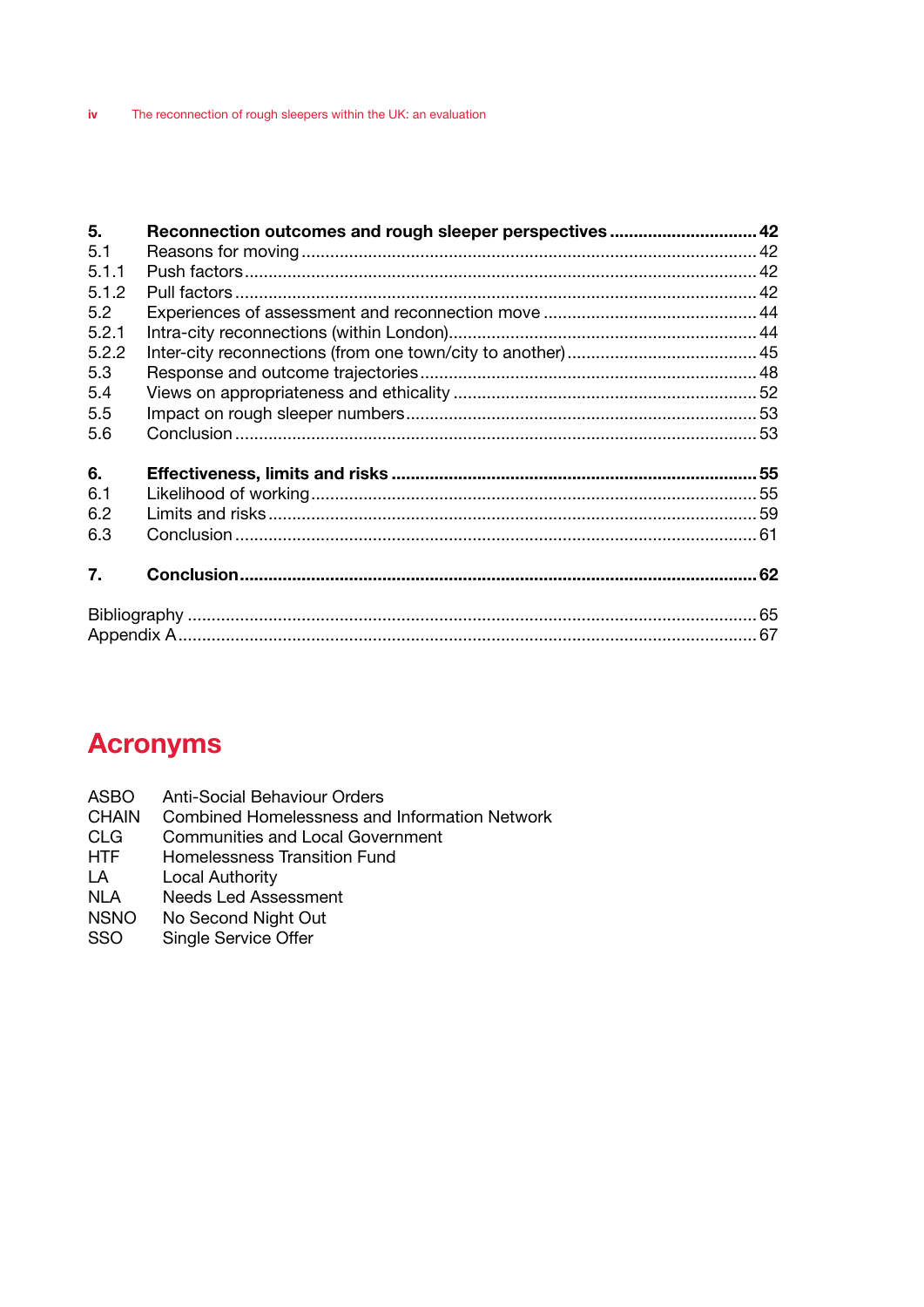**5. Reconnection outcomes and rough sleeper perspectives .............................. 42**

5.1 Reasons for moving .............................................................................................. 42

5.1.1 Push factors ........................................................................................................ 42

5.1.2 Pull factors .......................................................................................................... 42

5.2 Experiences of assessment and reconnection move ............................................ 44

5.2.1 Intra-city reconnections (within London)................................................................ 44

5.2.2 Inter-city reconnections (from one town/city to another)....................................... 45

5.3 Response and outcome trajectories..................................................................... 48

5.4 Views on appropriateness and ethicality .............................................................. 52

5.5 Impact on rough sleeper numbers........................................................................ 53

5.6 Conclusion ........................................................................................................... 53

**6. Effectiveness, limits and risks .......................................................................... 55**

6.1 Likelihood of working............................................................................................ 55

6.2 Limits and risks .................................................................................................... 59

6.3 Conclusion ........................................................................................................... 61

**7. Conclusion........................................................................................................ 62**

Bibliography ..................................................................................................................... 65

Appendix A....................................................................................................................... 67

# Acronyms

| | |
|---|---|
| ASBO | Anti-Social Behaviour Orders |
| CHAIN | Combined Homelessness and Information Network |
| CLG | Communities and Local Government |
| HTF | Homelessness Transition Fund |
| LA | Local Authority |
| NLA | Needs Led Assessment |
| NSNO | No Second Night Out |
| SSO | Single Service Offer |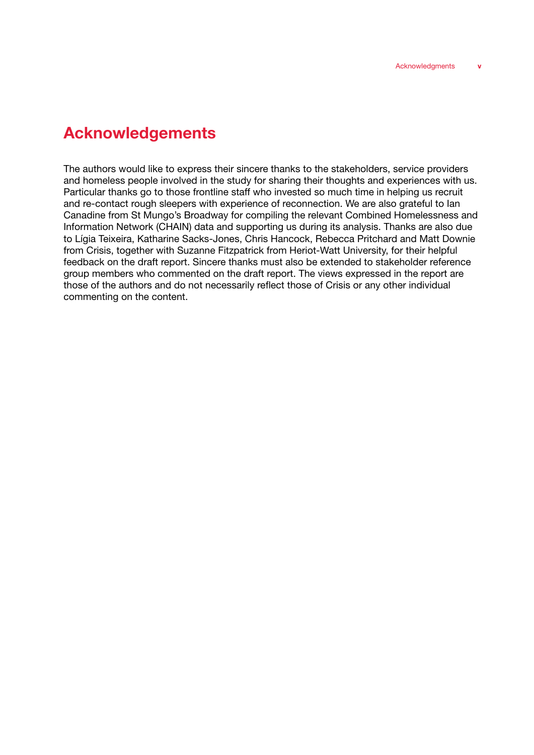# Acknowledgements

The authors would like to express their sincere thanks to the stakeholders, service providers and homeless people involved in the study for sharing their thoughts and experiences with us. Particular thanks go to those frontline staff who invested so much time in helping us recruit and re-contact rough sleepers with experience of reconnection. We are also grateful to Ian Canadine from St Mungo's Broadway for compiling the relevant Combined Homelessness and Information Network (CHAIN) data and supporting us during its analysis. Thanks are also due to Lígia Teixeira, Katharine Sacks-Jones, Chris Hancock, Rebecca Pritchard and Matt Downie from Crisis, together with Suzanne Fitzpatrick from Heriot-Watt University, for their helpful feedback on the draft report. Sincere thanks must also be extended to stakeholder reference group members who commented on the draft report. The views expressed in the report are those of the authors and do not necessarily reflect those of Crisis or any other individual commenting on the content.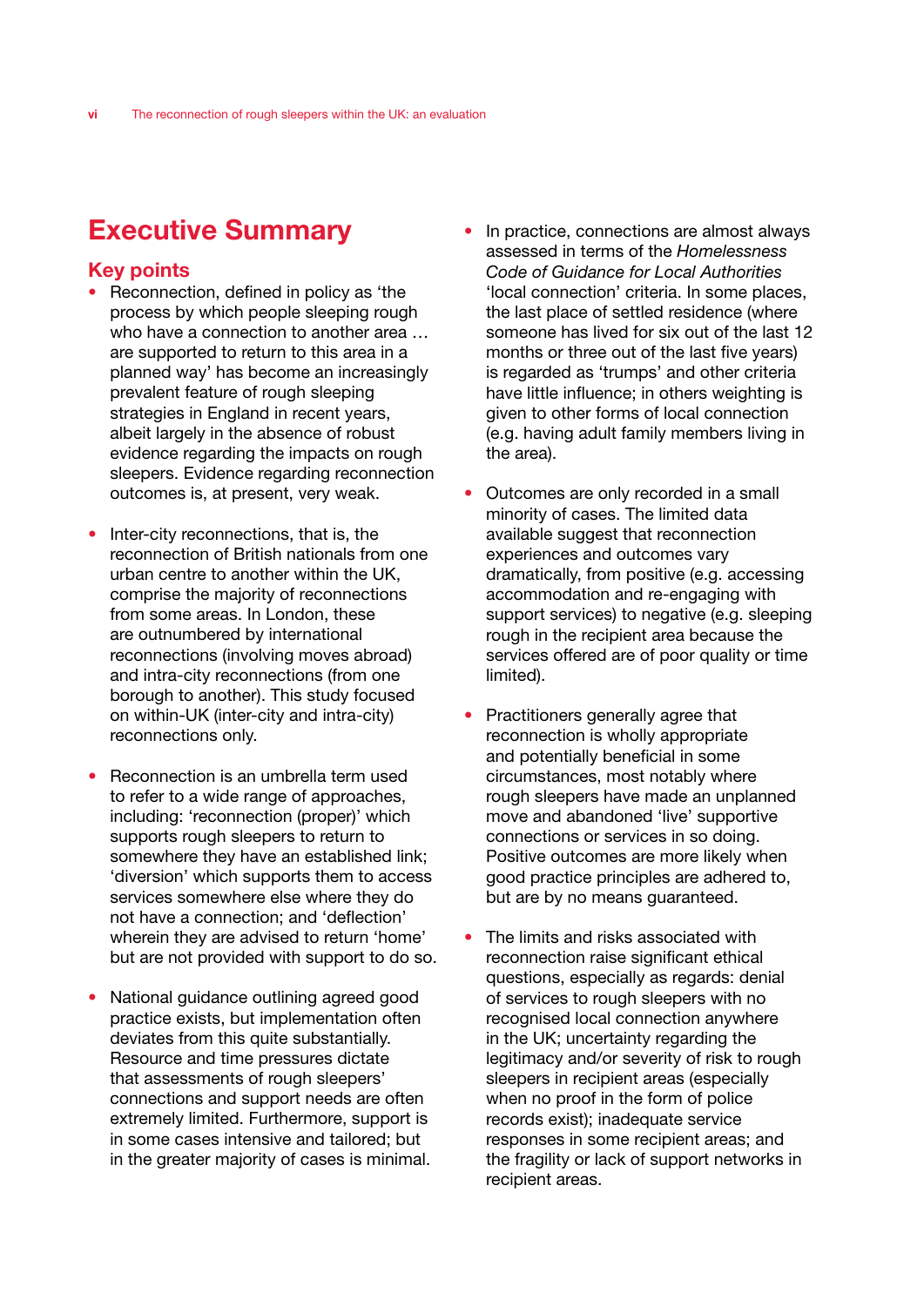# Executive Summary

## Key points

- Reconnection, defined in policy as 'the process by which people sleeping rough who have a connection to another area … are supported to return to this area in a planned way' has become an increasingly prevalent feature of rough sleeping strategies in England in recent years, albeit largely in the absence of robust evidence regarding the impacts on rough sleepers. Evidence regarding reconnection outcomes is, at present, very weak.

- Inter-city reconnections, that is, the reconnection of British nationals from one urban centre to another within the UK, comprise the majority of reconnections from some areas. In London, these are outnumbered by international reconnections (involving moves abroad) and intra-city reconnections (from one borough to another). This study focused on within-UK (inter-city and intra-city) reconnections only.

- Reconnection is an umbrella term used to refer to a wide range of approaches, including: 'reconnection (proper)' which supports rough sleepers to return to somewhere they have an established link; 'diversion' which supports them to access services somewhere else where they do not have a connection; and 'deflection' wherein they are advised to return 'home' but are not provided with support to do so.

- National guidance outlining agreed good practice exists, but implementation often deviates from this quite substantially. Resource and time pressures dictate that assessments of rough sleepers' connections and support needs are often extremely limited. Furthermore, support is in some cases intensive and tailored; but in the greater majority of cases is minimal.

- In practice, connections are almost always assessed in terms of the *Homelessness Code of Guidance for Local Authorities* 'local connection' criteria. In some places, the last place of settled residence (where someone has lived for six out of the last 12 months or three out of the last five years) is regarded as 'trumps' and other criteria have little influence; in others weighting is given to other forms of local connection (e.g. having adult family members living in the area).

- Outcomes are only recorded in a small minority of cases. The limited data available suggest that reconnection experiences and outcomes vary dramatically, from positive (e.g. accessing accommodation and re-engaging with support services) to negative (e.g. sleeping rough in the recipient area because the services offered are of poor quality or time limited).

- Practitioners generally agree that reconnection is wholly appropriate and potentially beneficial in some circumstances, most notably where rough sleepers have made an unplanned move and abandoned 'live' supportive connections or services in so doing. Positive outcomes are more likely when good practice principles are adhered to, but are by no means guaranteed.

- The limits and risks associated with reconnection raise significant ethical questions, especially as regards: denial of services to rough sleepers with no recognised local connection anywhere in the UK; uncertainty regarding the legitimacy and/or severity of risk to rough sleepers in recipient areas (especially when no proof in the form of police records exist); inadequate service responses in some recipient areas; and the fragility or lack of support networks in recipient areas.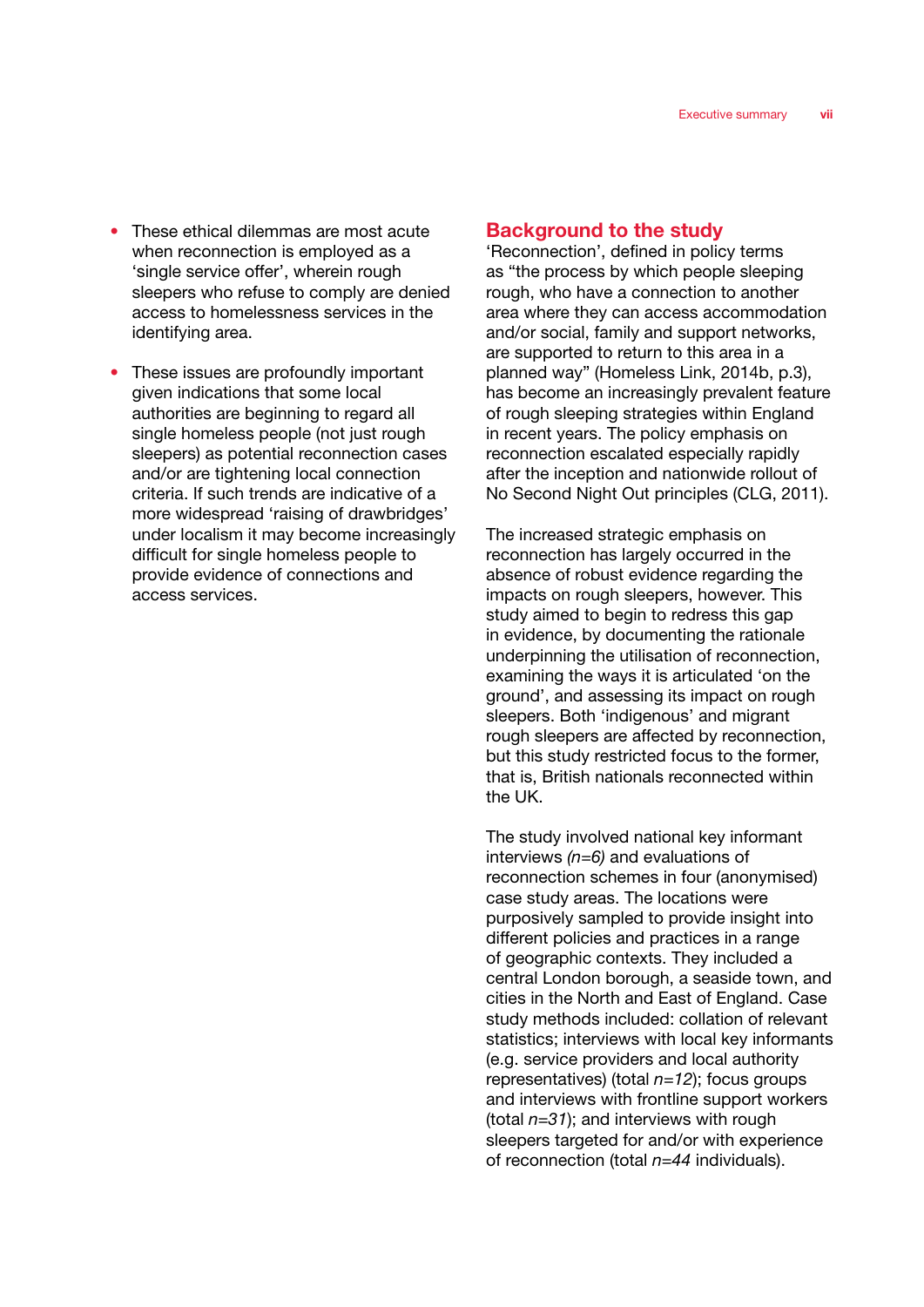- These ethical dilemmas are most acute when reconnection is employed as a 'single service offer', wherein rough sleepers who refuse to comply are denied access to homelessness services in the identifying area.

- These issues are profoundly important given indications that some local authorities are beginning to regard all single homeless people (not just rough sleepers) as potential reconnection cases and/or are tightening local connection criteria. If such trends are indicative of a more widespread 'raising of drawbridges' under localism it may become increasingly difficult for single homeless people to provide evidence of connections and access services.

## Background to the study

'Reconnection', defined in policy terms as "the process by which people sleeping rough, who have a connection to another area where they can access accommodation and/or social, family and support networks, are supported to return to this area in a planned way" (Homeless Link, 2014b, p.3), has become an increasingly prevalent feature of rough sleeping strategies within England in recent years. The policy emphasis on reconnection escalated especially rapidly after the inception and nationwide rollout of No Second Night Out principles (CLG, 2011).

The increased strategic emphasis on reconnection has largely occurred in the absence of robust evidence regarding the impacts on rough sleepers, however. This study aimed to begin to redress this gap in evidence, by documenting the rationale underpinning the utilisation of reconnection, examining the ways it is articulated 'on the ground', and assessing its impact on rough sleepers. Both 'indigenous' and migrant rough sleepers are affected by reconnection, but this study restricted focus to the former, that is, British nationals reconnected within the UK.

The study involved national key informant interviews *(n=6)* and evaluations of reconnection schemes in four (anonymised) case study areas. The locations were purposively sampled to provide insight into different policies and practices in a range of geographic contexts. They included a central London borough, a seaside town, and cities in the North and East of England. Case study methods included: collation of relevant statistics; interviews with local key informants (e.g. service providers and local authority representatives) (total *n=12*); focus groups and interviews with frontline support workers (total *n=31*); and interviews with rough sleepers targeted for and/or with experience of reconnection (total *n=44* individuals).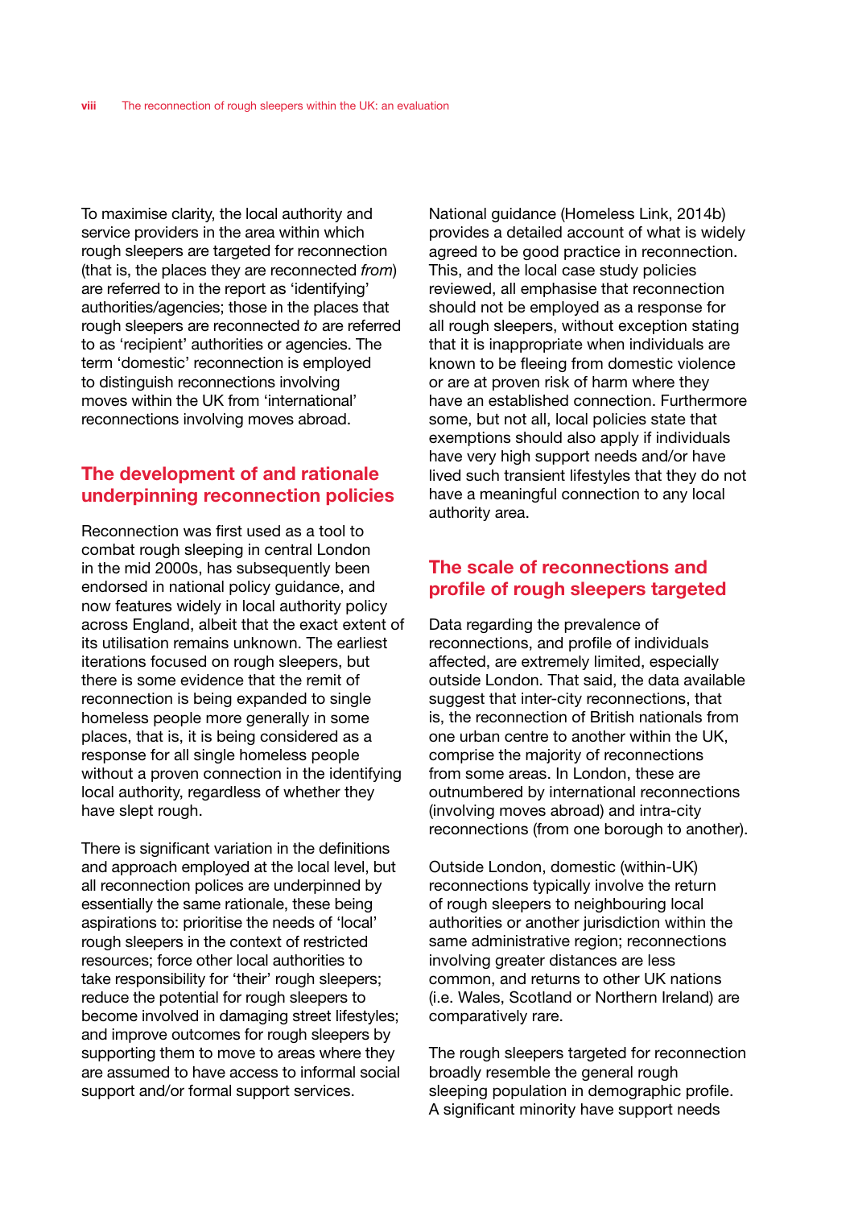To maximise clarity, the local authority and service providers in the area within which rough sleepers are targeted for reconnection (that is, the places they are reconnected *from*) are referred to in the report as 'identifying' authorities/agencies; those in the places that rough sleepers are reconnected *to* are referred to as 'recipient' authorities or agencies. The term 'domestic' reconnection is employed to distinguish reconnections involving moves within the UK from 'international' reconnections involving moves abroad.

## The development of and rationale underpinning reconnection policies

Reconnection was first used as a tool to combat rough sleeping in central London in the mid 2000s, has subsequently been endorsed in national policy guidance, and now features widely in local authority policy across England, albeit that the exact extent of its utilisation remains unknown. The earliest iterations focused on rough sleepers, but there is some evidence that the remit of reconnection is being expanded to single homeless people more generally in some places, that is, it is being considered as a response for all single homeless people without a proven connection in the identifying local authority, regardless of whether they have slept rough.

There is significant variation in the definitions and approach employed at the local level, but all reconnection polices are underpinned by essentially the same rationale, these being aspirations to: prioritise the needs of 'local' rough sleepers in the context of restricted resources; force other local authorities to take responsibility for 'their' rough sleepers; reduce the potential for rough sleepers to become involved in damaging street lifestyles; and improve outcomes for rough sleepers by supporting them to move to areas where they are assumed to have access to informal social support and/or formal support services.

National guidance (Homeless Link, 2014b) provides a detailed account of what is widely agreed to be good practice in reconnection. This, and the local case study policies reviewed, all emphasise that reconnection should not be employed as a response for all rough sleepers, without exception stating that it is inappropriate when individuals are known to be fleeing from domestic violence or are at proven risk of harm where they have an established connection. Furthermore some, but not all, local policies state that exemptions should also apply if individuals have very high support needs and/or have lived such transient lifestyles that they do not have a meaningful connection to any local authority area.

## The scale of reconnections and profile of rough sleepers targeted

Data regarding the prevalence of reconnections, and profile of individuals affected, are extremely limited, especially outside London. That said, the data available suggest that inter-city reconnections, that is, the reconnection of British nationals from one urban centre to another within the UK, comprise the majority of reconnections from some areas. In London, these are outnumbered by international reconnections (involving moves abroad) and intra-city reconnections (from one borough to another).

Outside London, domestic (within-UK) reconnections typically involve the return of rough sleepers to neighbouring local authorities or another jurisdiction within the same administrative region; reconnections involving greater distances are less common, and returns to other UK nations (i.e. Wales, Scotland or Northern Ireland) are comparatively rare.

The rough sleepers targeted for reconnection broadly resemble the general rough sleeping population in demographic profile. A significant minority have support needs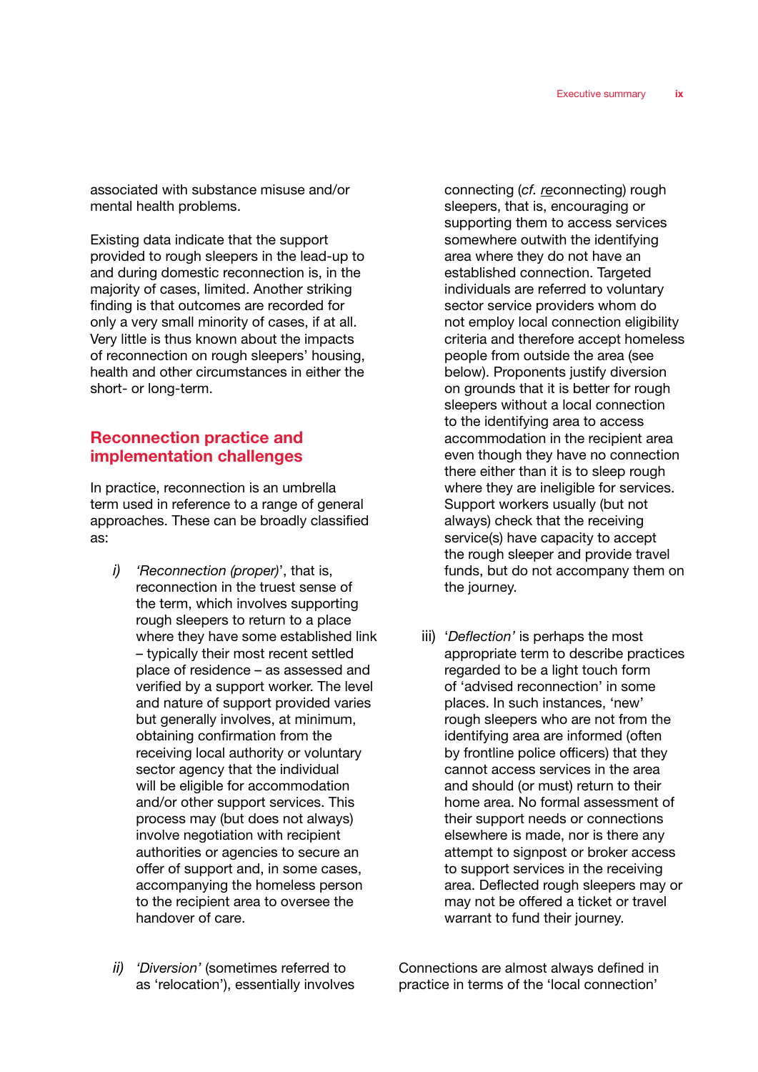associated with substance misuse and/or mental health problems.

Existing data indicate that the support provided to rough sleepers in the lead-up to and during domestic reconnection is, in the majority of cases, limited. Another striking finding is that outcomes are recorded for only a very small minority of cases, if at all. Very little is thus known about the impacts of reconnection on rough sleepers' housing, health and other circumstances in either the short- or long-term.

## Reconnection practice and implementation challenges

In practice, reconnection is an umbrella term used in reference to a range of general approaches. These can be broadly classified as:

*i)* *'Reconnection (proper)*', that is, reconnection in the truest sense of the term, which involves supporting rough sleepers to return to a place where they have some established link – typically their most recent settled place of residence – as assessed and verified by a support worker. The level and nature of support provided varies but generally involves, at minimum, obtaining confirmation from the receiving local authority or voluntary sector agency that the individual will be eligible for accommodation and/or other support services. This process may (but does not always) involve negotiation with recipient authorities or agencies to secure an offer of support and, in some cases, accompanying the homeless person to the recipient area to oversee the handover of care.

*ii)* *'Diversion'* (sometimes referred to as 'relocation'), essentially involves connecting (*cf.* re​connecting) rough sleepers, that is, encouraging or supporting them to access services somewhere outwith the identifying area where they do not have an established connection. Targeted individuals are referred to voluntary sector service providers whom do not employ local connection eligibility criteria and therefore accept homeless people from outside the area (see below). Proponents justify diversion on grounds that it is better for rough sleepers without a local connection to the identifying area to access accommodation in the recipient area even though they have no connection there either than it is to sleep rough where they are ineligible for services. Support workers usually (but not always) check that the receiving service(s) have capacity to accept the rough sleeper and provide travel funds, but do not accompany them on the journey.

iii) '*Deflection*' is perhaps the most appropriate term to describe practices regarded to be a light touch form of 'advised reconnection' in some places. In such instances, 'new' rough sleepers who are not from the identifying area are informed (often by frontline police officers) that they cannot access services in the area and should (or must) return to their home area. No formal assessment of their support needs or connections elsewhere is made, nor is there any attempt to signpost or broker access to support services in the receiving area. Deflected rough sleepers may or may not be offered a ticket or travel warrant to fund their journey.

Connections are almost always defined in practice in terms of the 'local connection'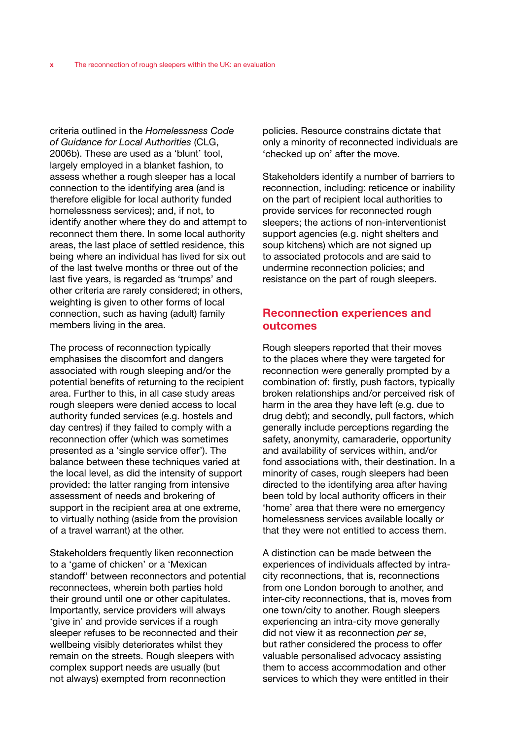criteria outlined in the *Homelessness Code of Guidance for Local Authorities* (CLG, 2006b). These are used as a 'blunt' tool, largely employed in a blanket fashion, to assess whether a rough sleeper has a local connection to the identifying area (and is therefore eligible for local authority funded homelessness services); and, if not, to identify another where they do and attempt to reconnect them there. In some local authority areas, the last place of settled residence, this being where an individual has lived for six out of the last twelve months or three out of the last five years, is regarded as 'trumps' and other criteria are rarely considered; in others, weighting is given to other forms of local connection, such as having (adult) family members living in the area.

The process of reconnection typically emphasises the discomfort and dangers associated with rough sleeping and/or the potential benefits of returning to the recipient area. Further to this, in all case study areas rough sleepers were denied access to local authority funded services (e.g. hostels and day centres) if they failed to comply with a reconnection offer (which was sometimes presented as a 'single service offer'). The balance between these techniques varied at the local level, as did the intensity of support provided: the latter ranging from intensive assessment of needs and brokering of support in the recipient area at one extreme, to virtually nothing (aside from the provision of a travel warrant) at the other.

Stakeholders frequently liken reconnection to a 'game of chicken' or a 'Mexican standoff' between reconnectors and potential reconnectees, wherein both parties hold their ground until one or other capitulates. Importantly, service providers will always 'give in' and provide services if a rough sleeper refuses to be reconnected and their wellbeing visibly deteriorates whilst they remain on the streets. Rough sleepers with complex support needs are usually (but not always) exempted from reconnection policies. Resource constrains dictate that only a minority of reconnected individuals are 'checked up on' after the move.

Stakeholders identify a number of barriers to reconnection, including: reticence or inability on the part of recipient local authorities to provide services for reconnected rough sleepers; the actions of non-interventionist support agencies (e.g. night shelters and soup kitchens) which are not signed up to associated protocols and are said to undermine reconnection policies; and resistance on the part of rough sleepers.

## Reconnection experiences and outcomes

Rough sleepers reported that their moves to the places where they were targeted for reconnection were generally prompted by a combination of: firstly, push factors, typically broken relationships and/or perceived risk of harm in the area they have left (e.g. due to drug debt); and secondly, pull factors, which generally include perceptions regarding the safety, anonymity, camaraderie, opportunity and availability of services within, and/or fond associations with, their destination. In a minority of cases, rough sleepers had been directed to the identifying area after having been told by local authority officers in their 'home' area that there were no emergency homelessness services available locally or that they were not entitled to access them.

A distinction can be made between the experiences of individuals affected by intra-city reconnections, that is, reconnections from one London borough to another, and inter-city reconnections, that is, moves from one town/city to another. Rough sleepers experiencing an intra-city move generally did not view it as reconnection *per se*, but rather considered the process to offer valuable personalised advocacy assisting them to access accommodation and other services to which they were entitled in their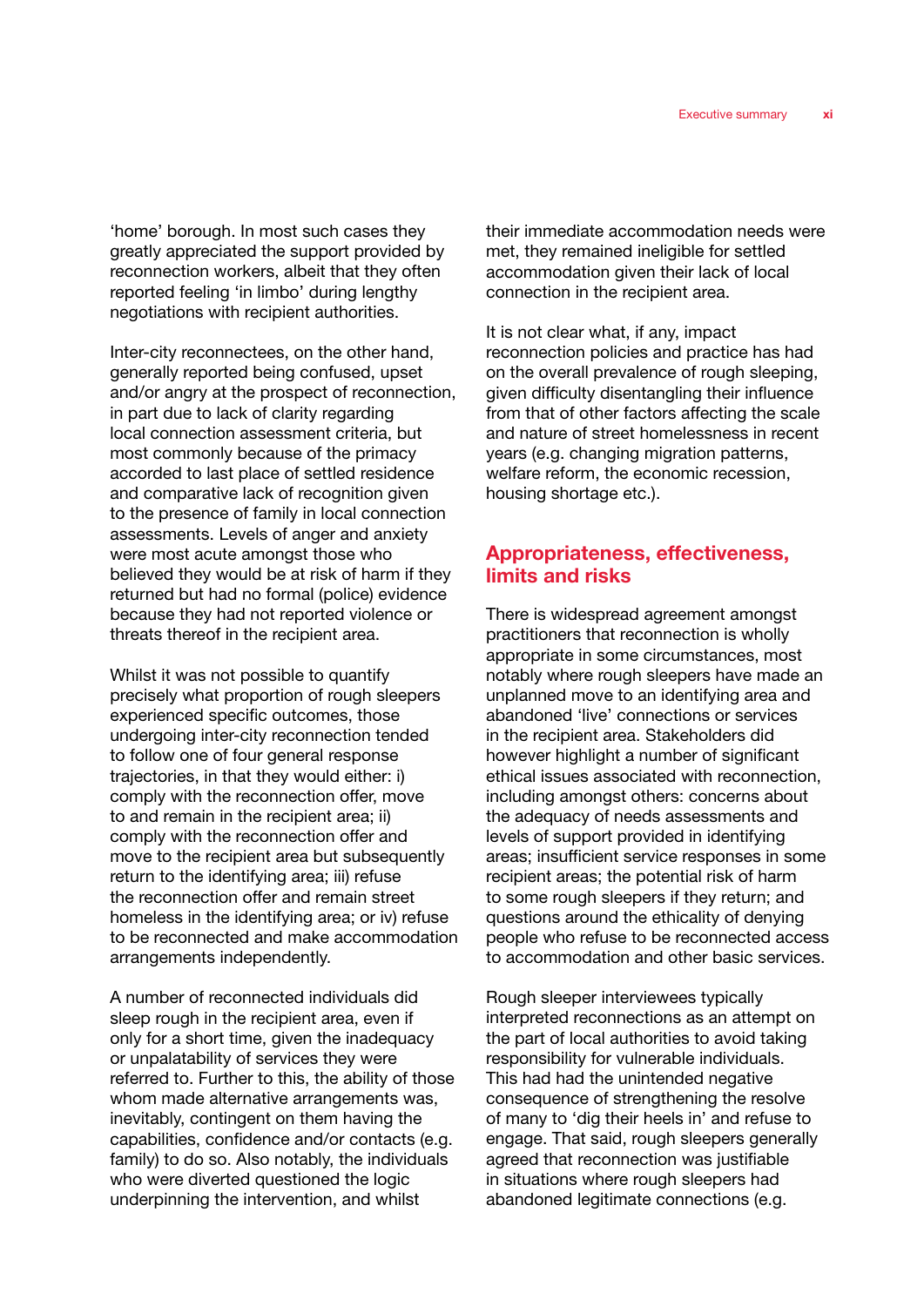'home' borough. In most such cases they greatly appreciated the support provided by reconnection workers, albeit that they often reported feeling 'in limbo' during lengthy negotiations with recipient authorities.

Inter-city reconnectees, on the other hand, generally reported being confused, upset and/or angry at the prospect of reconnection, in part due to lack of clarity regarding local connection assessment criteria, but most commonly because of the primacy accorded to last place of settled residence and comparative lack of recognition given to the presence of family in local connection assessments. Levels of anger and anxiety were most acute amongst those who believed they would be at risk of harm if they returned but had no formal (police) evidence because they had not reported violence or threats thereof in the recipient area.

Whilst it was not possible to quantify precisely what proportion of rough sleepers experienced specific outcomes, those undergoing inter-city reconnection tended to follow one of four general response trajectories, in that they would either: i) comply with the reconnection offer, move to and remain in the recipient area; ii) comply with the reconnection offer and move to the recipient area but subsequently return to the identifying area; iii) refuse the reconnection offer and remain street homeless in the identifying area; or iv) refuse to be reconnected and make accommodation arrangements independently.

A number of reconnected individuals did sleep rough in the recipient area, even if only for a short time, given the inadequacy or unpalatability of services they were referred to. Further to this, the ability of those whom made alternative arrangements was, inevitably, contingent on them having the capabilities, confidence and/or contacts (e.g. family) to do so. Also notably, the individuals who were diverted questioned the logic underpinning the intervention, and whilst their immediate accommodation needs were met, they remained ineligible for settled accommodation given their lack of local connection in the recipient area.

It is not clear what, if any, impact reconnection policies and practice has had on the overall prevalence of rough sleeping, given difficulty disentangling their influence from that of other factors affecting the scale and nature of street homelessness in recent years (e.g. changing migration patterns, welfare reform, the economic recession, housing shortage etc.).

## Appropriateness, effectiveness, limits and risks

There is widespread agreement amongst practitioners that reconnection is wholly appropriate in some circumstances, most notably where rough sleepers have made an unplanned move to an identifying area and abandoned 'live' connections or services in the recipient area. Stakeholders did however highlight a number of significant ethical issues associated with reconnection, including amongst others: concerns about the adequacy of needs assessments and levels of support provided in identifying areas; insufficient service responses in some recipient areas; the potential risk of harm to some rough sleepers if they return; and questions around the ethicality of denying people who refuse to be reconnected access to accommodation and other basic services.

Rough sleeper interviewees typically interpreted reconnections as an attempt on the part of local authorities to avoid taking responsibility for vulnerable individuals. This had had the unintended negative consequence of strengthening the resolve of many to 'dig their heels in' and refuse to engage. That said, rough sleepers generally agreed that reconnection was justifiable in situations where rough sleepers had abandoned legitimate connections (e.g.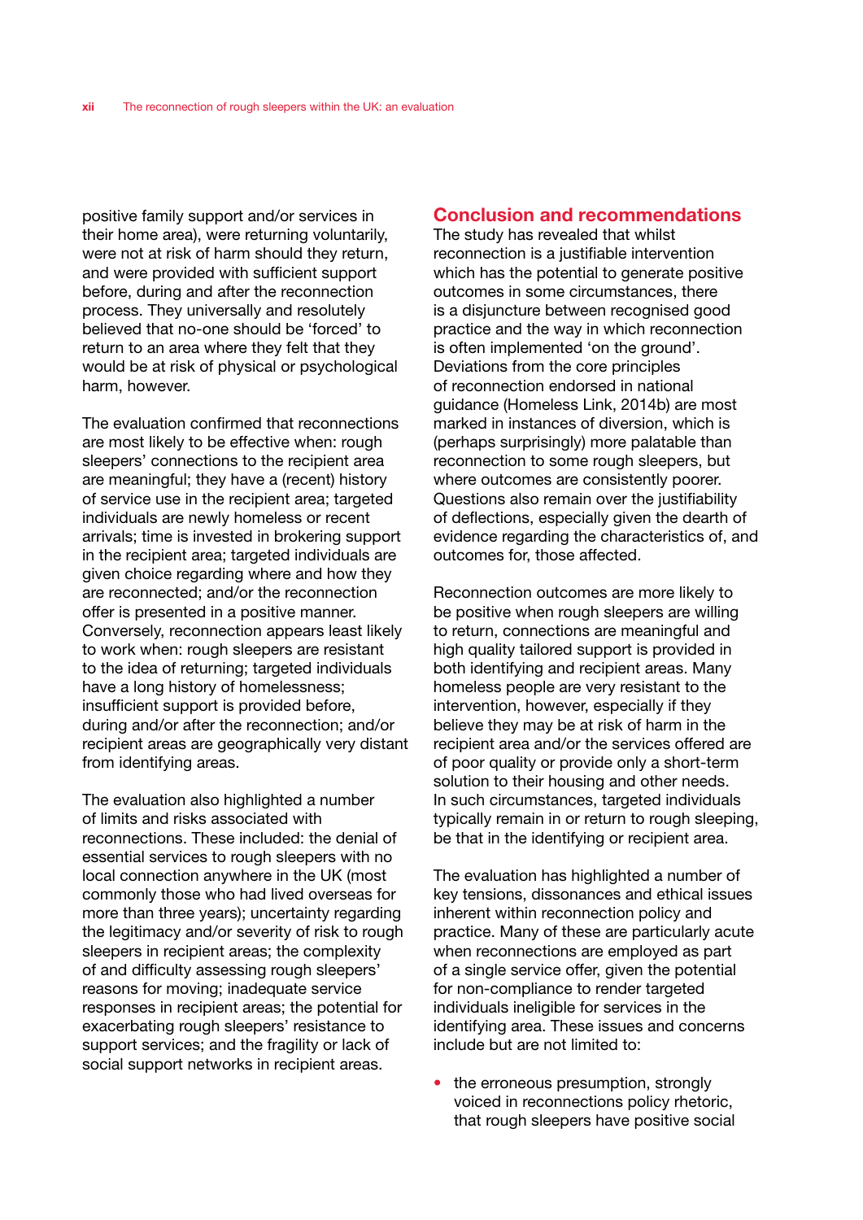positive family support and/or services in their home area), were returning voluntarily, were not at risk of harm should they return, and were provided with sufficient support before, during and after the reconnection process. They universally and resolutely believed that no-one should be 'forced' to return to an area where they felt that they would be at risk of physical or psychological harm, however.

The evaluation confirmed that reconnections are most likely to be effective when: rough sleepers' connections to the recipient area are meaningful; they have a (recent) history of service use in the recipient area; targeted individuals are newly homeless or recent arrivals; time is invested in brokering support in the recipient area; targeted individuals are given choice regarding where and how they are reconnected; and/or the reconnection offer is presented in a positive manner. Conversely, reconnection appears least likely to work when: rough sleepers are resistant to the idea of returning; targeted individuals have a long history of homelessness; insufficient support is provided before, during and/or after the reconnection; and/or recipient areas are geographically very distant from identifying areas.

The evaluation also highlighted a number of limits and risks associated with reconnections. These included: the denial of essential services to rough sleepers with no local connection anywhere in the UK (most commonly those who had lived overseas for more than three years); uncertainty regarding the legitimacy and/or severity of risk to rough sleepers in recipient areas; the complexity of and difficulty assessing rough sleepers' reasons for moving; inadequate service responses in recipient areas; the potential for exacerbating rough sleepers' resistance to support services; and the fragility or lack of social support networks in recipient areas.

## Conclusion and recommendations

The study has revealed that whilst reconnection is a justifiable intervention which has the potential to generate positive outcomes in some circumstances, there is a disjuncture between recognised good practice and the way in which reconnection is often implemented 'on the ground'. Deviations from the core principles of reconnection endorsed in national guidance (Homeless Link, 2014b) are most marked in instances of diversion, which is (perhaps surprisingly) more palatable than reconnection to some rough sleepers, but where outcomes are consistently poorer. Questions also remain over the justifiability of deflections, especially given the dearth of evidence regarding the characteristics of, and outcomes for, those affected.

Reconnection outcomes are more likely to be positive when rough sleepers are willing to return, connections are meaningful and high quality tailored support is provided in both identifying and recipient areas. Many homeless people are very resistant to the intervention, however, especially if they believe they may be at risk of harm in the recipient area and/or the services offered are of poor quality or provide only a short-term solution to their housing and other needs. In such circumstances, targeted individuals typically remain in or return to rough sleeping, be that in the identifying or recipient area.

The evaluation has highlighted a number of key tensions, dissonances and ethical issues inherent within reconnection policy and practice. Many of these are particularly acute when reconnections are employed as part of a single service offer, given the potential for non-compliance to render targeted individuals ineligible for services in the identifying area. These issues and concerns include but are not limited to:

- the erroneous presumption, strongly voiced in reconnections policy rhetoric, that rough sleepers have positive social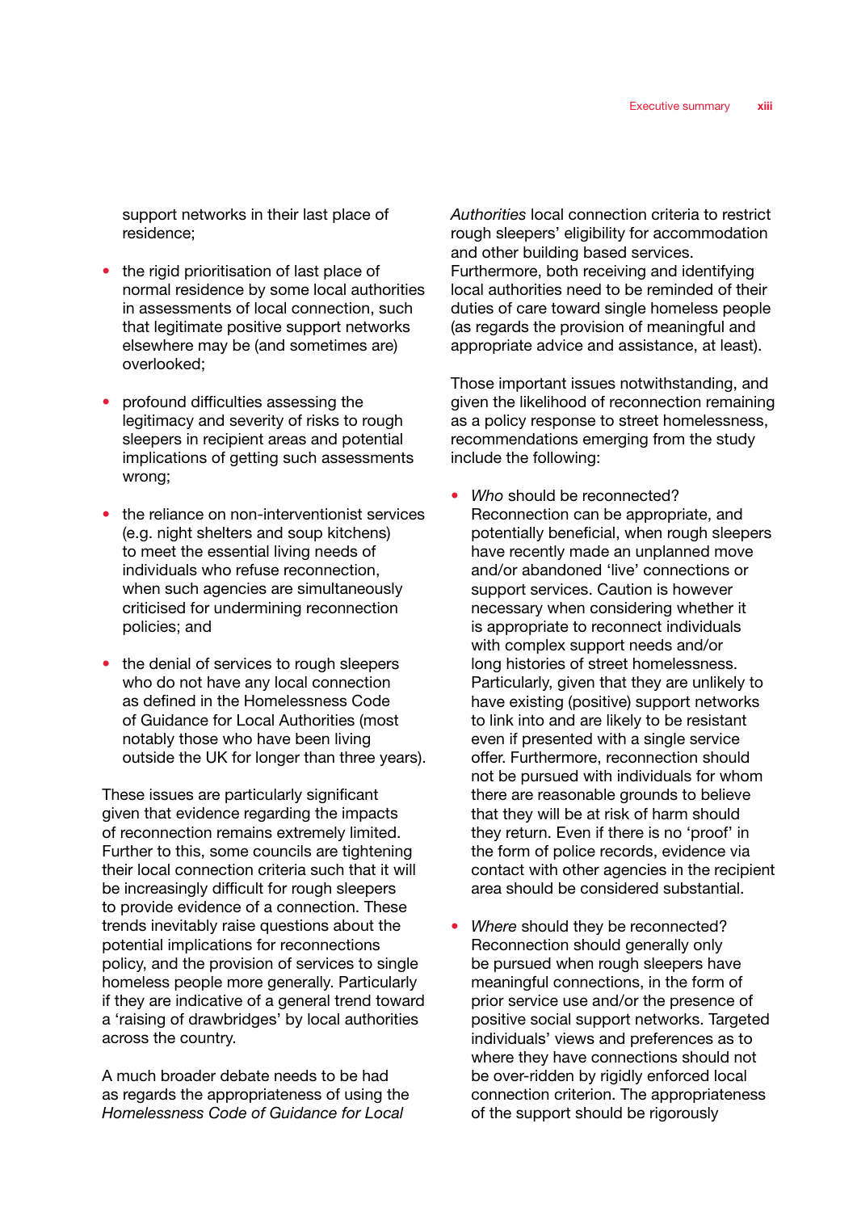support networks in their last place of residence;

- the rigid prioritisation of last place of normal residence by some local authorities in assessments of local connection, such that legitimate positive support networks elsewhere may be (and sometimes are) overlooked;
- profound difficulties assessing the legitimacy and severity of risks to rough sleepers in recipient areas and potential implications of getting such assessments wrong;
- the reliance on non-interventionist services (e.g. night shelters and soup kitchens) to meet the essential living needs of individuals who refuse reconnection, when such agencies are simultaneously criticised for undermining reconnection policies; and
- the denial of services to rough sleepers who do not have any local connection as defined in the Homelessness Code of Guidance for Local Authorities (most notably those who have been living outside the UK for longer than three years).

These issues are particularly significant given that evidence regarding the impacts of reconnection remains extremely limited. Further to this, some councils are tightening their local connection criteria such that it will be increasingly difficult for rough sleepers to provide evidence of a connection. These trends inevitably raise questions about the potential implications for reconnections policy, and the provision of services to single homeless people more generally. Particularly if they are indicative of a general trend toward a 'raising of drawbridges' by local authorities across the country.

A much broader debate needs to be had as regards the appropriateness of using the *Homelessness Code of Guidance for Local Authorities* local connection criteria to restrict rough sleepers' eligibility for accommodation and other building based services. Furthermore, both receiving and identifying local authorities need to be reminded of their duties of care toward single homeless people (as regards the provision of meaningful and appropriate advice and assistance, at least).

Those important issues notwithstanding, and given the likelihood of reconnection remaining as a policy response to street homelessness, recommendations emerging from the study include the following:

- *Who* should be reconnected? Reconnection can be appropriate, and potentially beneficial, when rough sleepers have recently made an unplanned move and/or abandoned 'live' connections or support services. Caution is however necessary when considering whether it is appropriate to reconnect individuals with complex support needs and/or long histories of street homelessness. Particularly, given that they are unlikely to have existing (positive) support networks to link into and are likely to be resistant even if presented with a single service offer. Furthermore, reconnection should not be pursued with individuals for whom there are reasonable grounds to believe that they will be at risk of harm should they return. Even if there is no 'proof' in the form of police records, evidence via contact with other agencies in the recipient area should be considered substantial.
- *Where* should they be reconnected? Reconnection should generally only be pursued when rough sleepers have meaningful connections, in the form of prior service use and/or the presence of positive social support networks. Targeted individuals' views and preferences as to where they have connections should not be over-ridden by rigidly enforced local connection criterion. The appropriateness of the support should be rigorously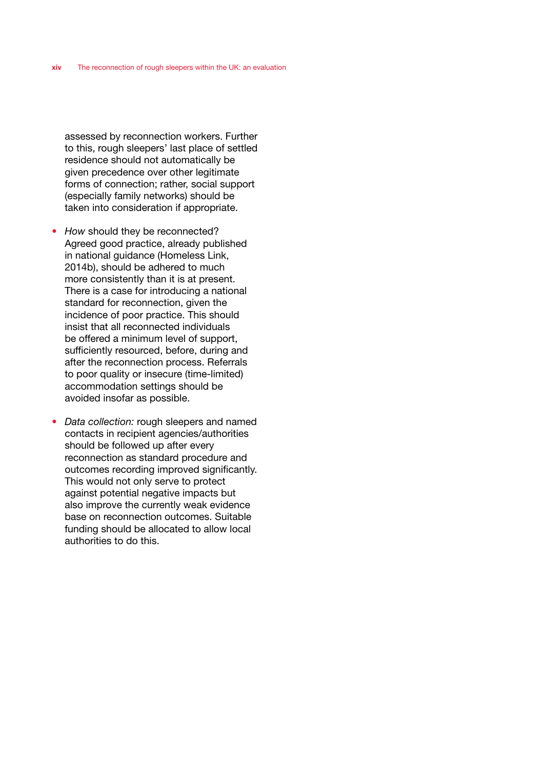assessed by reconnection workers. Further to this, rough sleepers' last place of settled residence should not automatically be given precedence over other legitimate forms of connection; rather, social support (especially family networks) should be taken into consideration if appropriate.

- *How* should they be reconnected? Agreed good practice, already published in national guidance (Homeless Link, 2014b), should be adhered to much more consistently than it is at present. There is a case for introducing a national standard for reconnection, given the incidence of poor practice. This should insist that all reconnected individuals be offered a minimum level of support, sufficiently resourced, before, during and after the reconnection process. Referrals to poor quality or insecure (time-limited) accommodation settings should be avoided insofar as possible.

- *Data collection:* rough sleepers and named contacts in recipient agencies/authorities should be followed up after every reconnection as standard procedure and outcomes recording improved significantly. This would not only serve to protect against potential negative impacts but also improve the currently weak evidence base on reconnection outcomes. Suitable funding should be allocated to allow local authorities to do this.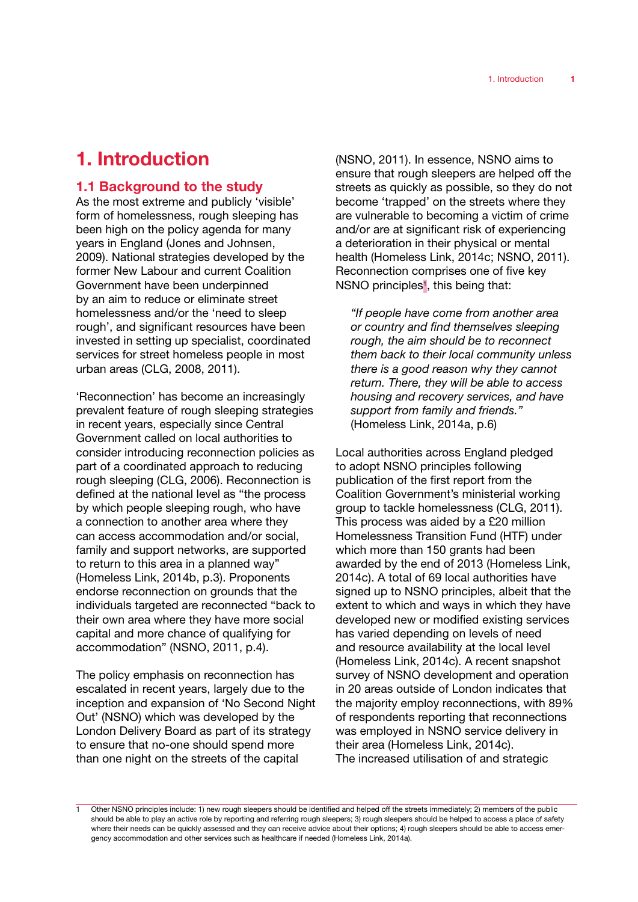# 1. Introduction

## 1.1 Background to the study

As the most extreme and publicly 'visible' form of homelessness, rough sleeping has been high on the policy agenda for many years in England (Jones and Johnsen, 2009). National strategies developed by the former New Labour and current Coalition Government have been underpinned by an aim to reduce or eliminate street homelessness and/or the 'need to sleep rough', and significant resources have been invested in setting up specialist, coordinated services for street homeless people in most urban areas (CLG, 2008, 2011).

'Reconnection' has become an increasingly prevalent feature of rough sleeping strategies in recent years, especially since Central Government called on local authorities to consider introducing reconnection policies as part of a coordinated approach to reducing rough sleeping (CLG, 2006). Reconnection is defined at the national level as "the process by which people sleeping rough, who have a connection to another area where they can access accommodation and/or social, family and support networks, are supported to return to this area in a planned way" (Homeless Link, 2014b, p.3). Proponents endorse reconnection on grounds that the individuals targeted are reconnected "back to their own area where they have more social capital and more chance of qualifying for accommodation" (NSNO, 2011, p.4).

The policy emphasis on reconnection has escalated in recent years, largely due to the inception and expansion of 'No Second Night Out' (NSNO) which was developed by the London Delivery Board as part of its strategy to ensure that no-one should spend more than one night on the streets of the capital (NSNO, 2011). In essence, NSNO aims to ensure that rough sleepers are helped off the streets as quickly as possible, so they do not become 'trapped' on the streets where they are vulnerable to becoming a victim of crime and/or are at significant risk of experiencing a deterioration in their physical or mental health (Homeless Link, 2014c; NSNO, 2011). Reconnection comprises one of five key NSNO principles[1], this being that:

> *"If people have come from another area or country and find themselves sleeping rough, the aim should be to reconnect them back to their local community unless there is a good reason why they cannot return. There, they will be able to access housing and recovery services, and have support from family and friends."* (Homeless Link, 2014a, p.6)

Local authorities across England pledged to adopt NSNO principles following publication of the first report from the Coalition Government's ministerial working group to tackle homelessness (CLG, 2011). This process was aided by a £20 million Homelessness Transition Fund (HTF) under which more than 150 grants had been awarded by the end of 2013 (Homeless Link, 2014c). A total of 69 local authorities have signed up to NSNO principles, albeit that the extent to which and ways in which they have developed new or modified existing services has varied depending on levels of need and resource availability at the local level (Homeless Link, 2014c). A recent snapshot survey of NSNO development and operation in 20 areas outside of London indicates that the majority employ reconnections, with 89% of respondents reporting that reconnections was employed in NSNO service delivery in their area (Homeless Link, 2014c).
The increased utilisation of and strategic

[1] Other NSNO principles include: 1) new rough sleepers should be identified and helped off the streets immediately; 2) members of the public should be able to play an active role by reporting and referring rough sleepers; 3) rough sleepers should be helped to access a place of safety where their needs can be quickly assessed and they can receive advice about their options; 4) rough sleepers should be able to access emergency accommodation and other services such as healthcare if needed (Homeless Link, 2014a).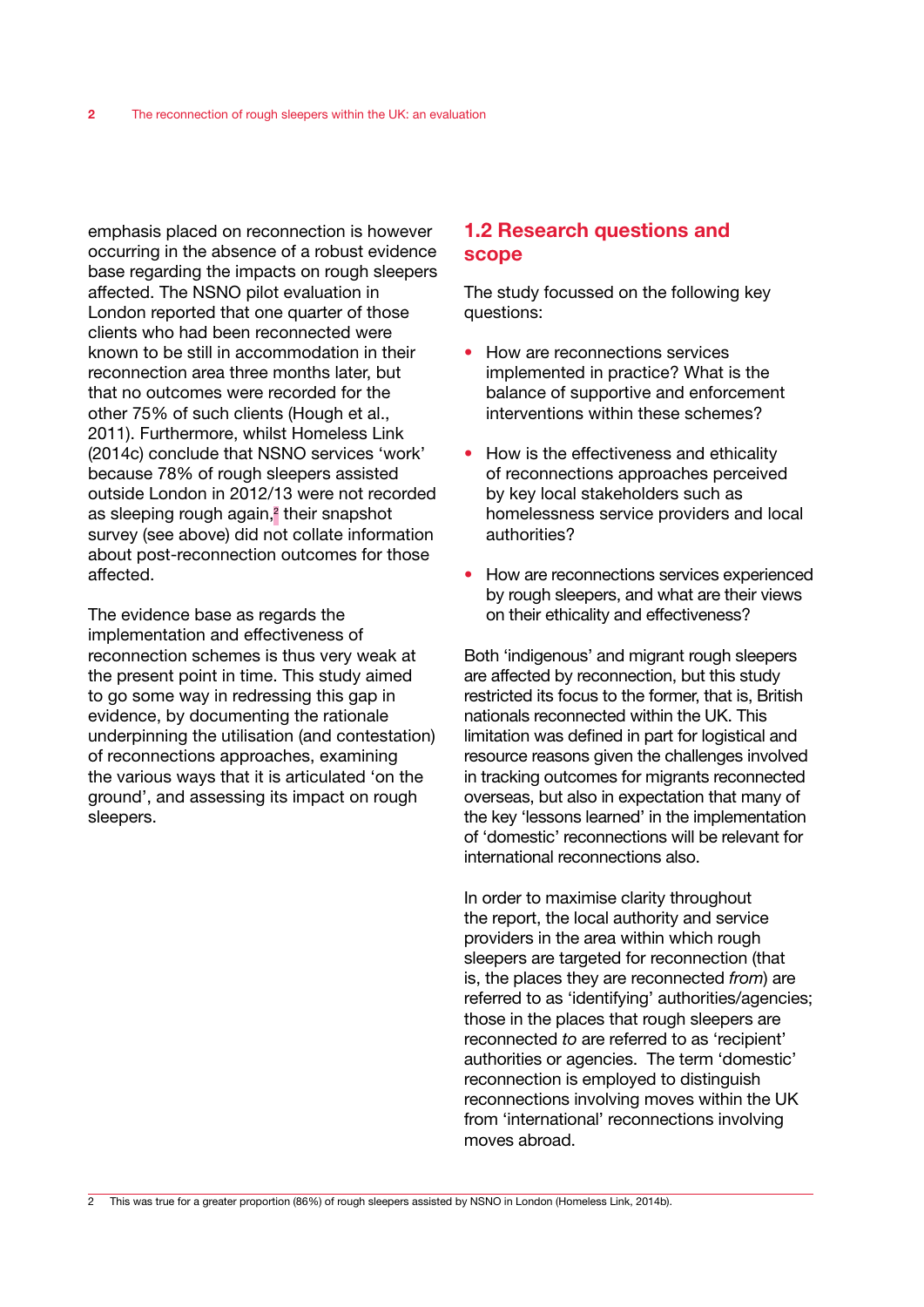emphasis placed on reconnection is however occurring in the absence of a robust evidence base regarding the impacts on rough sleepers affected. The NSNO pilot evaluation in London reported that one quarter of those clients who had been reconnected were known to be still in accommodation in their reconnection area three months later, but that no outcomes were recorded for the other 75% of such clients (Hough et al., 2011). Furthermore, whilst Homeless Link (2014c) conclude that NSNO services 'work' because 78% of rough sleepers assisted outside London in 2012/13 were not recorded as sleeping rough again,[2] their snapshot survey (see above) did not collate information about post-reconnection outcomes for those affected.

The evidence base as regards the implementation and effectiveness of reconnection schemes is thus very weak at the present point in time. This study aimed to go some way in redressing this gap in evidence, by documenting the rationale underpinning the utilisation (and contestation) of reconnections approaches, examining the various ways that it is articulated 'on the ground', and assessing its impact on rough sleepers.

## 1.2 Research questions and scope

The study focussed on the following key questions:

- How are reconnections services implemented in practice? What is the balance of supportive and enforcement interventions within these schemes?
- How is the effectiveness and ethicality of reconnections approaches perceived by key local stakeholders such as homelessness service providers and local authorities?
- How are reconnections services experienced by rough sleepers, and what are their views on their ethicality and effectiveness?

Both 'indigenous' and migrant rough sleepers are affected by reconnection, but this study restricted its focus to the former, that is, British nationals reconnected within the UK. This limitation was defined in part for logistical and resource reasons given the challenges involved in tracking outcomes for migrants reconnected overseas, but also in expectation that many of the key 'lessons learned' in the implementation of 'domestic' reconnections will be relevant for international reconnections also.

In order to maximise clarity throughout the report, the local authority and service providers in the area within which rough sleepers are targeted for reconnection (that is, the places they are reconnected *from*) are referred to as 'identifying' authorities/agencies; those in the places that rough sleepers are reconnected *to* are referred to as 'recipient' authorities or agencies. The term 'domestic' reconnection is employed to distinguish reconnections involving moves within the UK from 'international' reconnections involving moves abroad.

---

2 This was true for a greater proportion (86%) of rough sleepers assisted by NSNO in London (Homeless Link, 2014b).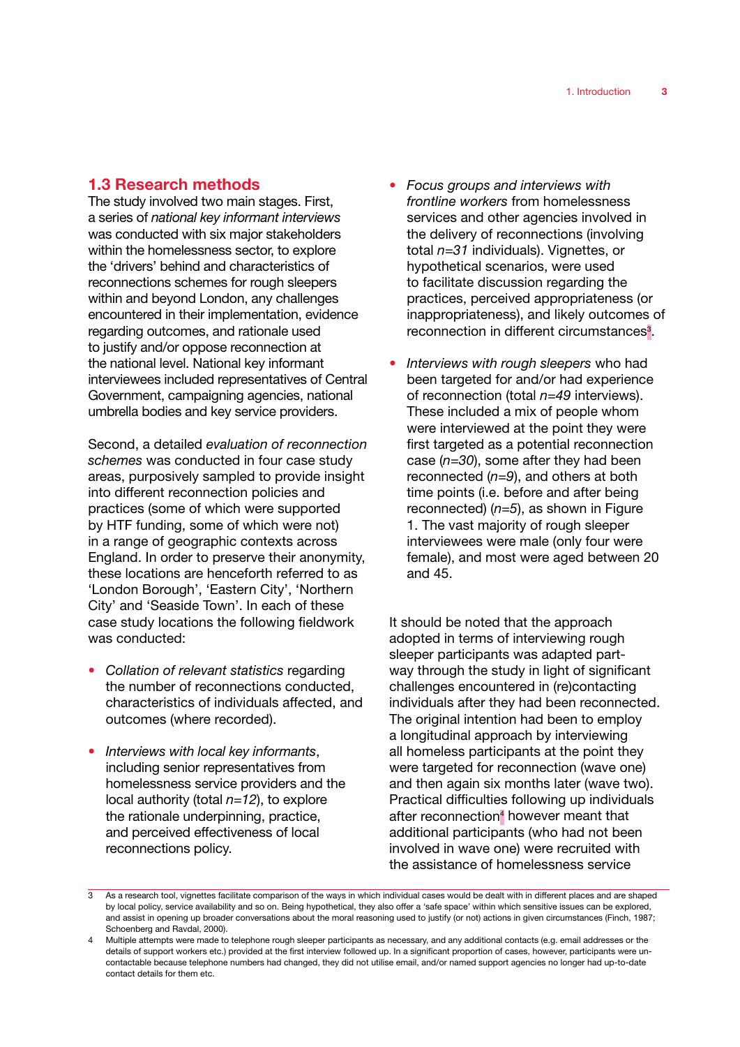## 1.3 Research methods

The study involved two main stages. First, a series of *national key informant interviews* was conducted with six major stakeholders within the homelessness sector, to explore the 'drivers' behind and characteristics of reconnections schemes for rough sleepers within and beyond London, any challenges encountered in their implementation, evidence regarding outcomes, and rationale used to justify and/or oppose reconnection at the national level. National key informant interviewees included representatives of Central Government, campaigning agencies, national umbrella bodies and key service providers.

Second, a detailed *evaluation of reconnection schemes* was conducted in four case study areas, purposively sampled to provide insight into different reconnection policies and practices (some of which were supported by HTF funding, some of which were not) in a range of geographic contexts across England. In order to preserve their anonymity, these locations are henceforth referred to as 'London Borough', 'Eastern City', 'Northern City' and 'Seaside Town'. In each of these case study locations the following fieldwork was conducted:

- *Collation of relevant statistics* regarding the number of reconnections conducted, characteristics of individuals affected, and outcomes (where recorded).
- *Interviews with local key informants*, including senior representatives from homelessness service providers and the local authority (total *n=12*), to explore the rationale underpinning, practice, and perceived effectiveness of local reconnections policy.
- *Focus groups and interviews with frontline workers* from homelessness services and other agencies involved in the delivery of reconnections (involving total *n=31* individuals). Vignettes, or hypothetical scenarios, were used to facilitate discussion regarding the practices, perceived appropriateness (or inappropriateness), and likely outcomes of reconnection in different circumstances[3].
- *Interviews with rough sleepers* who had been targeted for and/or had experience of reconnection (total *n=49* interviews). These included a mix of people whom were interviewed at the point they were first targeted as a potential reconnection case (*n=30*), some after they had been reconnected (*n=9*), and others at both time points (i.e. before and after being reconnected) (*n=5*), as shown in Figure 1. The vast majority of rough sleeper interviewees were male (only four were female), and most were aged between 20 and 45.

It should be noted that the approach adopted in terms of interviewing rough sleeper participants was adapted part-way through the study in light of significant challenges encountered in (re)contacting individuals after they had been reconnected. The original intention had been to employ a longitudinal approach by interviewing all homeless participants at the point they were targeted for reconnection (wave one) and then again six months later (wave two). Practical difficulties following up individuals after reconnection[4] however meant that additional participants (who had not been involved in wave one) were recruited with the assistance of homelessness service

---

3 As a research tool, vignettes facilitate comparison of the ways in which individual cases would be dealt with in different places and are shaped by local policy, service availability and so on. Being hypothetical, they also offer a 'safe space' within which sensitive issues can be explored, and assist in opening up broader conversations about the moral reasoning used to justify (or not) actions in given circumstances (Finch, 1987; Schoenberg and Ravdal, 2000).

4 Multiple attempts were made to telephone rough sleeper participants as necessary, and any additional contacts (e.g. email addresses or the details of support workers etc.) provided at the first interview followed up. In a significant proportion of cases, however, participants were un-contactable because telephone numbers had changed, they did not utilise email, and/or named support agencies no longer had up-to-date contact details for them etc.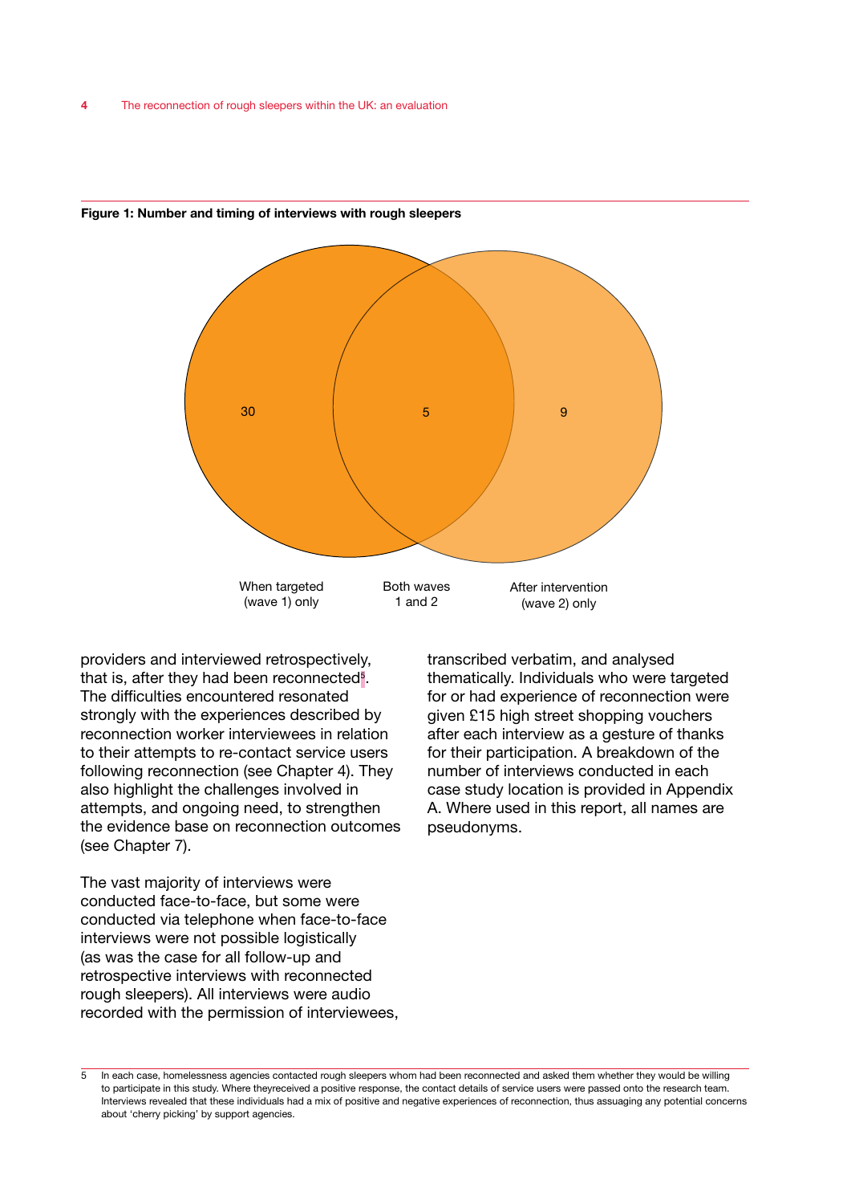**Figure 1: Number and timing of interviews with rough sleepers**

30

5

9

When targeted (wave 1) only

Both waves 1 and 2

After intervention (wave 2) only

providers and interviewed retrospectively, that is, after they had been reconnected[5]. The difficulties encountered resonated strongly with the experiences described by reconnection worker interviewees in relation to their attempts to re-contact service users following reconnection (see Chapter 4). They also highlight the challenges involved in attempts, and ongoing need, to strengthen the evidence base on reconnection outcomes (see Chapter 7).

The vast majority of interviews were conducted face-to-face, but some were conducted via telephone when face-to-face interviews were not possible logistically (as was the case for all follow-up and retrospective interviews with reconnected rough sleepers). All interviews were audio recorded with the permission of interviewees, transcribed verbatim, and analysed thematically. Individuals who were targeted for or had experience of reconnection were given £15 high street shopping vouchers after each interview as a gesture of thanks for their participation. A breakdown of the number of interviews conducted in each case study location is provided in Appendix A. Where used in this report, all names are pseudonyms.

5 In each case, homelessness agencies contacted rough sleepers whom had been reconnected and asked them whether they would be willing to participate in this study. Where theyreceived a positive response, the contact details of service users were passed onto the research team. Interviews revealed that these individuals had a mix of positive and negative experiences of reconnection, thus assuaging any potential concerns about 'cherry picking' by support agencies.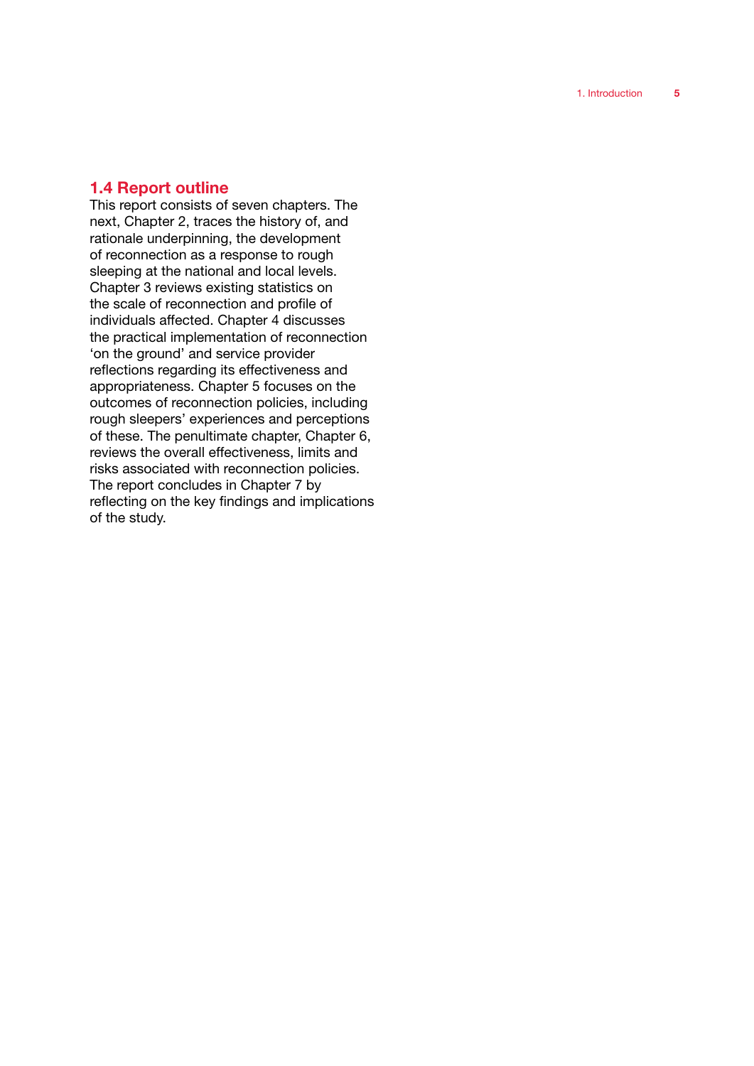## 1.4 Report outline

This report consists of seven chapters. The next, Chapter 2, traces the history of, and rationale underpinning, the development of reconnection as a response to rough sleeping at the national and local levels. Chapter 3 reviews existing statistics on the scale of reconnection and profile of individuals affected. Chapter 4 discusses the practical implementation of reconnection 'on the ground' and service provider reflections regarding its effectiveness and appropriateness. Chapter 5 focuses on the outcomes of reconnection policies, including rough sleepers' experiences and perceptions of these. The penultimate chapter, Chapter 6, reviews the overall effectiveness, limits and risks associated with reconnection policies. The report concludes in Chapter 7 by reflecting on the key findings and implications of the study.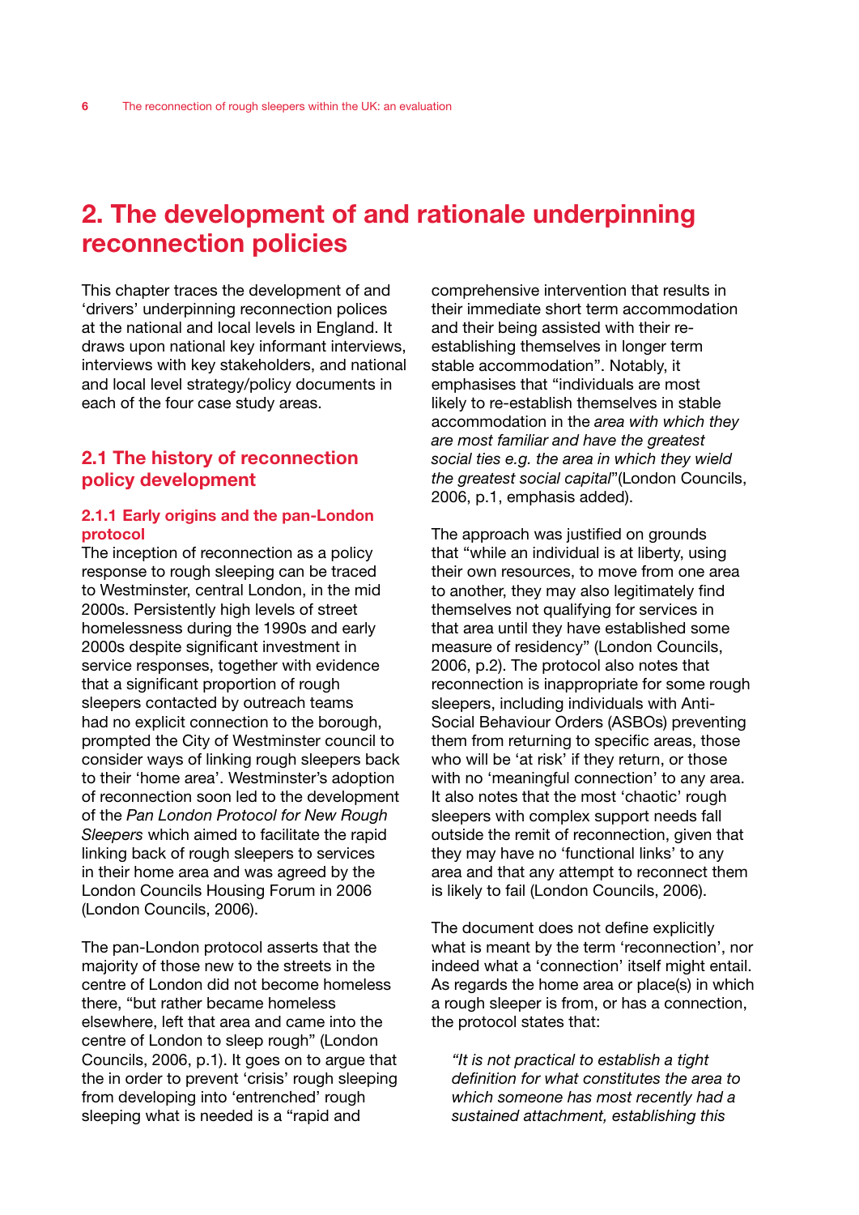# 2. The development of and rationale underpinning reconnection policies

This chapter traces the development of and 'drivers' underpinning reconnection polices at the national and local levels in England. It draws upon national key informant interviews, interviews with key stakeholders, and national and local level strategy/policy documents in each of the four case study areas.

## 2.1 The history of reconnection policy development

### 2.1.1 Early origins and the pan-London protocol

The inception of reconnection as a policy response to rough sleeping can be traced to Westminster, central London, in the mid 2000s. Persistently high levels of street homelessness during the 1990s and early 2000s despite significant investment in service responses, together with evidence that a significant proportion of rough sleepers contacted by outreach teams had no explicit connection to the borough, prompted the City of Westminster council to consider ways of linking rough sleepers back to their 'home area'. Westminster's adoption of reconnection soon led to the development of the *Pan London Protocol for New Rough Sleepers* which aimed to facilitate the rapid linking back of rough sleepers to services in their home area and was agreed by the London Councils Housing Forum in 2006 (London Councils, 2006).

The pan-London protocol asserts that the majority of those new to the streets in the centre of London did not become homeless there, "but rather became homeless elsewhere, left that area and came into the centre of London to sleep rough" (London Councils, 2006, p.1). It goes on to argue that the in order to prevent 'crisis' rough sleeping from developing into 'entrenched' rough sleeping what is needed is a "rapid and comprehensive intervention that results in their immediate short term accommodation and their being assisted with their re-establishing themselves in longer term stable accommodation". Notably, it emphasises that "individuals are most likely to re-establish themselves in stable accommodation in the *area with which they are most familiar and have the greatest social ties e.g. the area in which they wield the greatest social capital*"(London Councils, 2006, p.1, emphasis added).

The approach was justified on grounds that "while an individual is at liberty, using their own resources, to move from one area to another, they may also legitimately find themselves not qualifying for services in that area until they have established some measure of residency" (London Councils, 2006, p.2). The protocol also notes that reconnection is inappropriate for some rough sleepers, including individuals with Anti-Social Behaviour Orders (ASBOs) preventing them from returning to specific areas, those who will be 'at risk' if they return, or those with no 'meaningful connection' to any area. It also notes that the most 'chaotic' rough sleepers with complex support needs fall outside the remit of reconnection, given that they may have no 'functional links' to any area and that any attempt to reconnect them is likely to fail (London Councils, 2006).

The document does not define explicitly what is meant by the term 'reconnection', nor indeed what a 'connection' itself might entail. As regards the home area or place(s) in which a rough sleeper is from, or has a connection, the protocol states that:

> *"It is not practical to establish a tight definition for what constitutes the area to which someone has most recently had a sustained attachment, establishing this*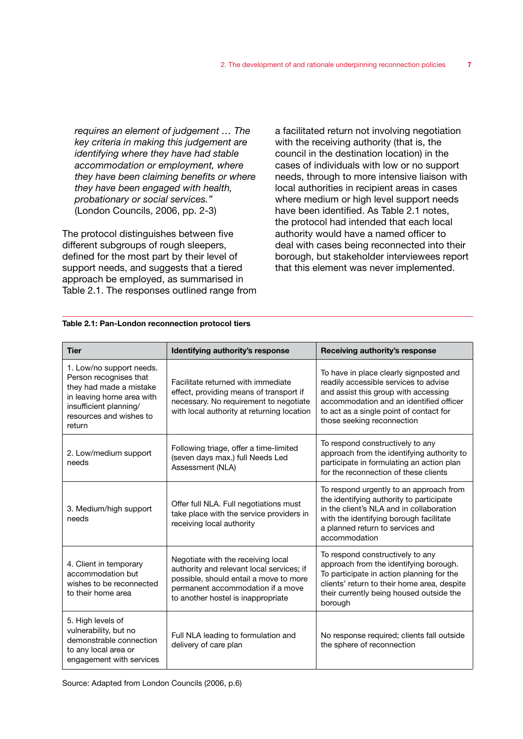*requires an element of judgement … The key criteria in making this judgement are identifying where they have had stable accommodation or employment, where they have been claiming benefits or where they have been engaged with health, probationary or social services."* (London Councils, 2006, pp. 2-3)

The protocol distinguishes between five different subgroups of rough sleepers, defined for the most part by their level of support needs, and suggests that a tiered approach be employed, as summarised in Table 2.1. The responses outlined range from a facilitated return not involving negotiation with the receiving authority (that is, the council in the destination location) in the cases of individuals with low or no support needs, through to more intensive liaison with local authorities in recipient areas in cases where medium or high level support needs have been identified. As Table 2.1 notes, the protocol had intended that each local authority would have a named officer to deal with cases being reconnected into their borough, but stakeholder interviewees report that this element was never implemented.

**Table 2.1: Pan-London reconnection protocol tiers**

| Tier | Identifying authority's response | Receiving authority's response |
|---|---|---|
| 1. Low/no support needs. Person recognises that they had made a mistake in leaving home area with insufficient planning/ resources and wishes to return | Facilitate returned with immediate effect, providing means of transport if necessary. No requirement to negotiate with local authority at returning location | To have in place clearly signposted and readily accessible services to advise and assist this group with accessing accommodation and an identified officer to act as a single point of contact for those seeking reconnection |
| 2. Low/medium support needs | Following triage, offer a time-limited (seven days max.) full Needs Led Assessment (NLA) | To respond constructively to any approach from the identifying authority to participate in formulating an action plan for the reconnection of these clients |
| 3. Medium/high support needs | Offer full NLA. Full negotiations must take place with the service providers in receiving local authority | To respond urgently to an approach from the identifying authority to participate in the client's NLA and in collaboration with the identifying borough facilitate a planned return to services and accommodation |
| 4. Client in temporary accommodation but wishes to be reconnected to their home area | Negotiate with the receiving local authority and relevant local services; if possible, should entail a move to more permanent accommodation if a move to another hostel is inappropriate | To respond constructively to any approach from the identifying borough. To participate in action planning for the clients' return to their home area, despite their currently being housed outside the borough |
| 5. High levels of vulnerability, but no demonstrable connection to any local area or engagement with services | Full NLA leading to formulation and delivery of care plan | No response required; clients fall outside the sphere of reconnection |

Source: Adapted from London Councils (2006, p.6)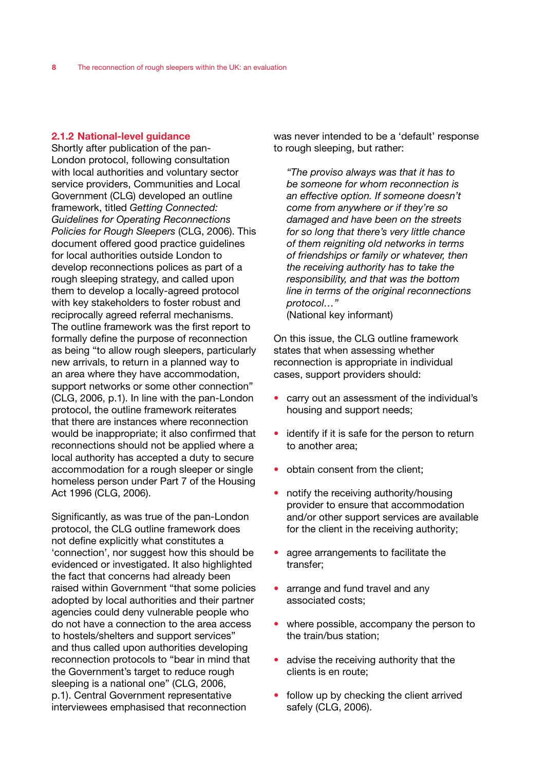### 2.1.2 National-level guidance

Shortly after publication of the pan-London protocol, following consultation with local authorities and voluntary sector service providers, Communities and Local Government (CLG) developed an outline framework, titled *Getting Connected: Guidelines for Operating Reconnections Policies for Rough Sleepers* (CLG, 2006). This document offered good practice guidelines for local authorities outside London to develop reconnections polices as part of a rough sleeping strategy, and called upon them to develop a locally-agreed protocol with key stakeholders to foster robust and reciprocally agreed referral mechanisms. The outline framework was the first report to formally define the purpose of reconnection as being "to allow rough sleepers, particularly new arrivals, to return in a planned way to an area where they have accommodation, support networks or some other connection" (CLG, 2006, p.1). In line with the pan-London protocol, the outline framework reiterates that there are instances where reconnection would be inappropriate; it also confirmed that reconnections should not be applied where a local authority has accepted a duty to secure accommodation for a rough sleeper or single homeless person under Part 7 of the Housing Act 1996 (CLG, 2006).

Significantly, as was true of the pan-London protocol, the CLG outline framework does not define explicitly what constitutes a 'connection', nor suggest how this should be evidenced or investigated. It also highlighted the fact that concerns had already been raised within Government "that some policies adopted by local authorities and their partner agencies could deny vulnerable people who do not have a connection to the area access to hostels/shelters and support services" and thus called upon authorities developing reconnection protocols to "bear in mind that the Government's target to reduce rough sleeping is a national one" (CLG, 2006, p.1). Central Government representative interviewees emphasised that reconnection was never intended to be a 'default' response to rough sleeping, but rather:

> *"The proviso always was that it has to be someone for whom reconnection is an effective option. If someone doesn't come from anywhere or if they're so damaged and have been on the streets for so long that there's very little chance of them reigniting old networks in terms of friendships or family or whatever, then the receiving authority has to take the responsibility, and that was the bottom line in terms of the original reconnections protocol…"*
> (National key informant)

On this issue, the CLG outline framework states that when assessing whether reconnection is appropriate in individual cases, support providers should:

- carry out an assessment of the individual's housing and support needs;
- identify if it is safe for the person to return to another area;
- obtain consent from the client;
- notify the receiving authority/housing provider to ensure that accommodation and/or other support services are available for the client in the receiving authority;
- agree arrangements to facilitate the transfer;
- arrange and fund travel and any associated costs;
- where possible, accompany the person to the train/bus station;
- advise the receiving authority that the clients is en route;
- follow up by checking the client arrived safely (CLG, 2006).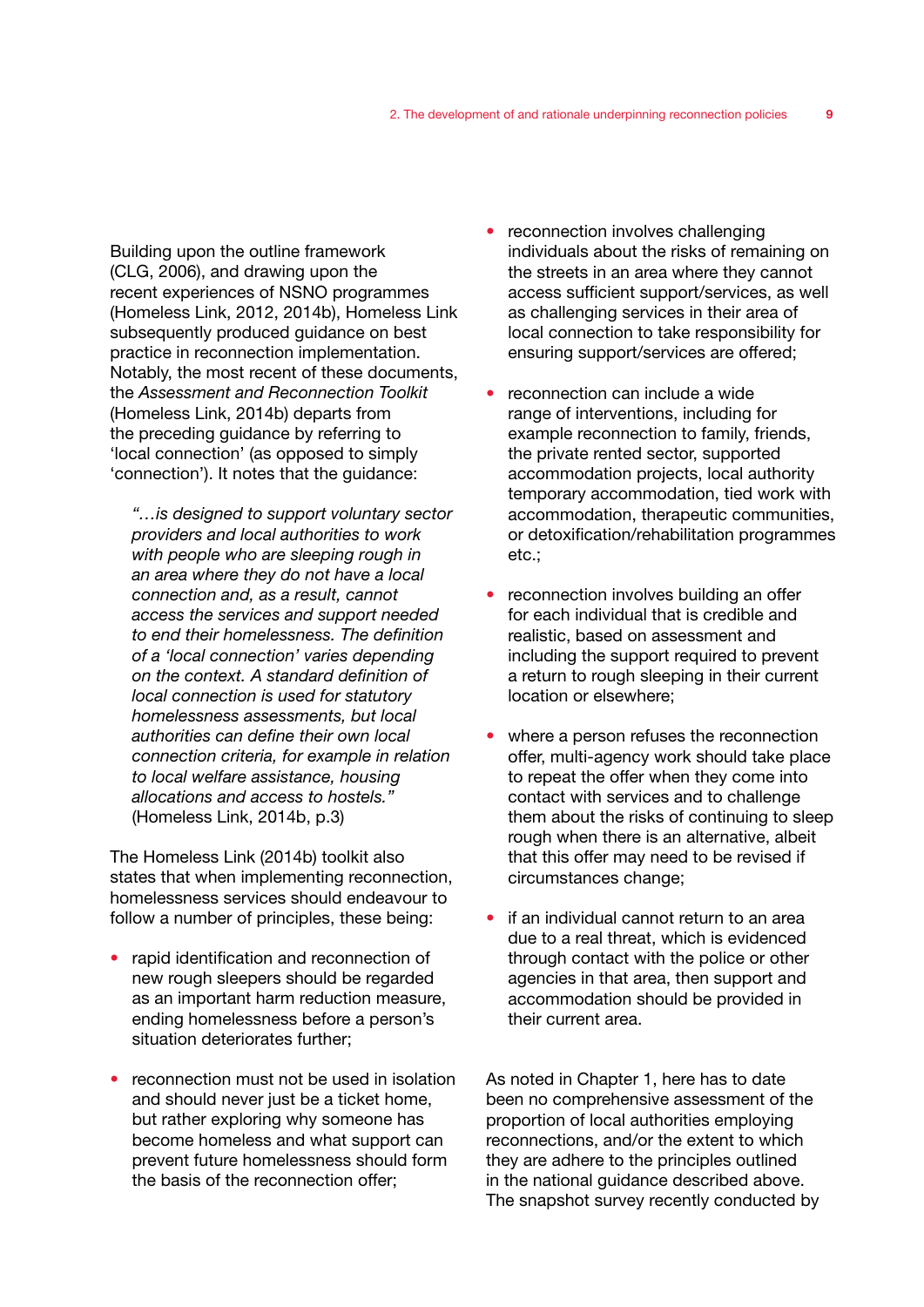Building upon the outline framework (CLG, 2006), and drawing upon the recent experiences of NSNO programmes (Homeless Link, 2012, 2014b), Homeless Link subsequently produced guidance on best practice in reconnection implementation. Notably, the most recent of these documents, the *Assessment and Reconnection Toolkit* (Homeless Link, 2014b) departs from the preceding guidance by referring to 'local connection' (as opposed to simply 'connection'). It notes that the guidance:

> *"…is designed to support voluntary sector providers and local authorities to work with people who are sleeping rough in an area where they do not have a local connection and, as a result, cannot access the services and support needed to end their homelessness. The definition of a 'local connection' varies depending on the context. A standard definition of local connection is used for statutory homelessness assessments, but local authorities can define their own local connection criteria, for example in relation to local welfare assistance, housing allocations and access to hostels."* (Homeless Link, 2014b, p.3)

The Homeless Link (2014b) toolkit also states that when implementing reconnection, homelessness services should endeavour to follow a number of principles, these being:

- rapid identification and reconnection of new rough sleepers should be regarded as an important harm reduction measure, ending homelessness before a person's situation deteriorates further;
- reconnection must not be used in isolation and should never just be a ticket home, but rather exploring why someone has become homeless and what support can prevent future homelessness should form the basis of the reconnection offer;
- reconnection involves challenging individuals about the risks of remaining on the streets in an area where they cannot access sufficient support/services, as well as challenging services in their area of local connection to take responsibility for ensuring support/services are offered;
- reconnection can include a wide range of interventions, including for example reconnection to family, friends, the private rented sector, supported accommodation projects, local authority temporary accommodation, tied work with accommodation, therapeutic communities, or detoxification/rehabilitation programmes etc.;
- reconnection involves building an offer for each individual that is credible and realistic, based on assessment and including the support required to prevent a return to rough sleeping in their current location or elsewhere;
- where a person refuses the reconnection offer, multi-agency work should take place to repeat the offer when they come into contact with services and to challenge them about the risks of continuing to sleep rough when there is an alternative, albeit that this offer may need to be revised if circumstances change;
- if an individual cannot return to an area due to a real threat, which is evidenced through contact with the police or other agencies in that area, then support and accommodation should be provided in their current area.

As noted in Chapter 1, here has to date been no comprehensive assessment of the proportion of local authorities employing reconnections, and/or the extent to which they are adhere to the principles outlined in the national guidance described above. The snapshot survey recently conducted by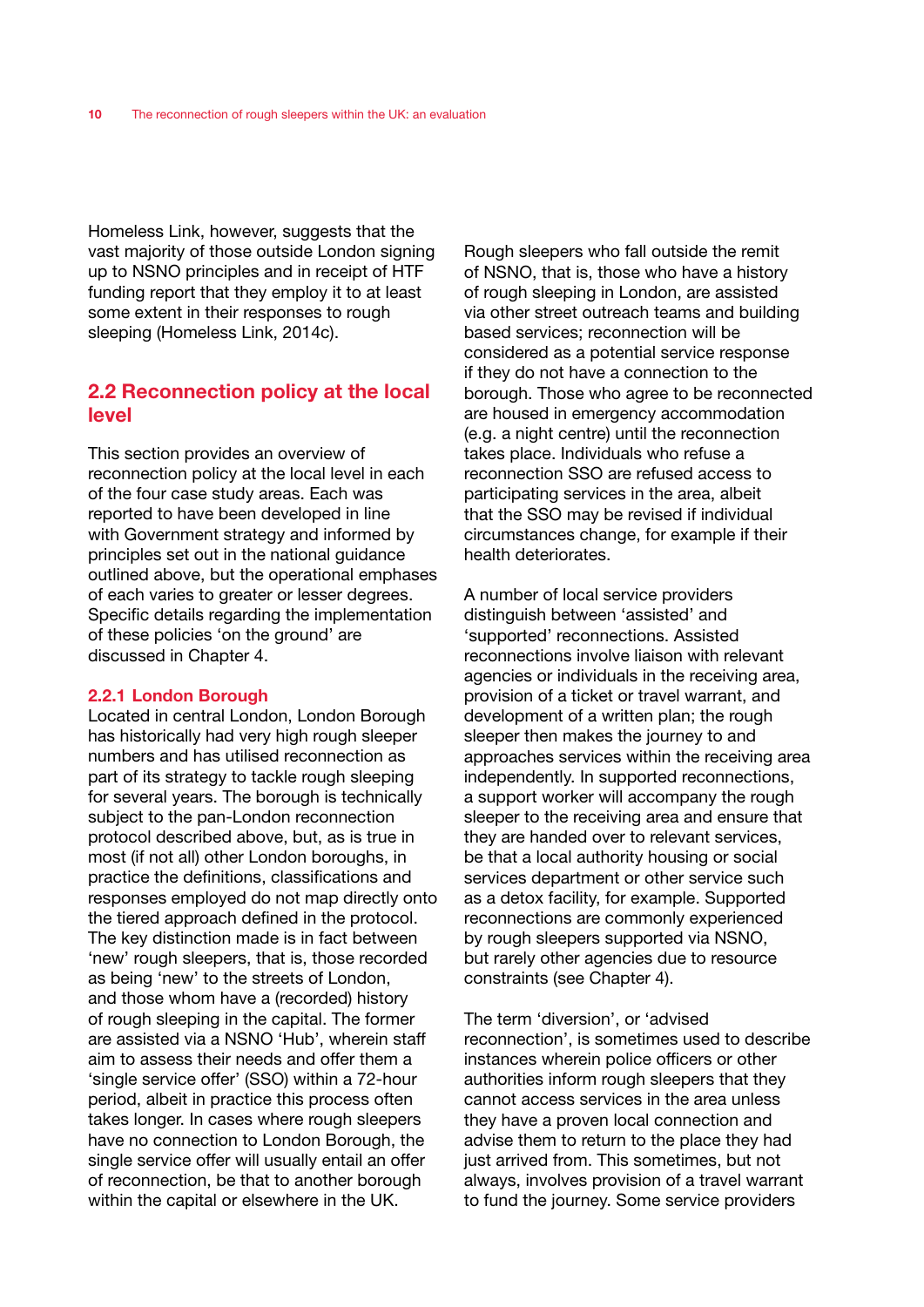Homeless Link, however, suggests that the vast majority of those outside London signing up to NSNO principles and in receipt of HTF funding report that they employ it to at least some extent in their responses to rough sleeping (Homeless Link, 2014c).

## 2.2 Reconnection policy at the local level

This section provides an overview of reconnection policy at the local level in each of the four case study areas. Each was reported to have been developed in line with Government strategy and informed by principles set out in the national guidance outlined above, but the operational emphases of each varies to greater or lesser degrees. Specific details regarding the implementation of these policies 'on the ground' are discussed in Chapter 4.

### 2.2.1 London Borough

Located in central London, London Borough has historically had very high rough sleeper numbers and has utilised reconnection as part of its strategy to tackle rough sleeping for several years. The borough is technically subject to the pan-London reconnection protocol described above, but, as is true in most (if not all) other London boroughs, in practice the definitions, classifications and responses employed do not map directly onto the tiered approach defined in the protocol. The key distinction made is in fact between 'new' rough sleepers, that is, those recorded as being 'new' to the streets of London, and those whom have a (recorded) history of rough sleeping in the capital. The former are assisted via a NSNO 'Hub', wherein staff aim to assess their needs and offer them a 'single service offer' (SSO) within a 72-hour period, albeit in practice this process often takes longer. In cases where rough sleepers have no connection to London Borough, the single service offer will usually entail an offer of reconnection, be that to another borough within the capital or elsewhere in the UK.

Rough sleepers who fall outside the remit of NSNO, that is, those who have a history of rough sleeping in London, are assisted via other street outreach teams and building based services; reconnection will be considered as a potential service response if they do not have a connection to the borough. Those who agree to be reconnected are housed in emergency accommodation (e.g. a night centre) until the reconnection takes place. Individuals who refuse a reconnection SSO are refused access to participating services in the area, albeit that the SSO may be revised if individual circumstances change, for example if their health deteriorates.

A number of local service providers distinguish between 'assisted' and 'supported' reconnections. Assisted reconnections involve liaison with relevant agencies or individuals in the receiving area, provision of a ticket or travel warrant, and development of a written plan; the rough sleeper then makes the journey to and approaches services within the receiving area independently. In supported reconnections, a support worker will accompany the rough sleeper to the receiving area and ensure that they are handed over to relevant services, be that a local authority housing or social services department or other service such as a detox facility, for example. Supported reconnections are commonly experienced by rough sleepers supported via NSNO, but rarely other agencies due to resource constraints (see Chapter 4).

The term 'diversion', or 'advised reconnection', is sometimes used to describe instances wherein police officers or other authorities inform rough sleepers that they cannot access services in the area unless they have a proven local connection and advise them to return to the place they had just arrived from. This sometimes, but not always, involves provision of a travel warrant to fund the journey. Some service providers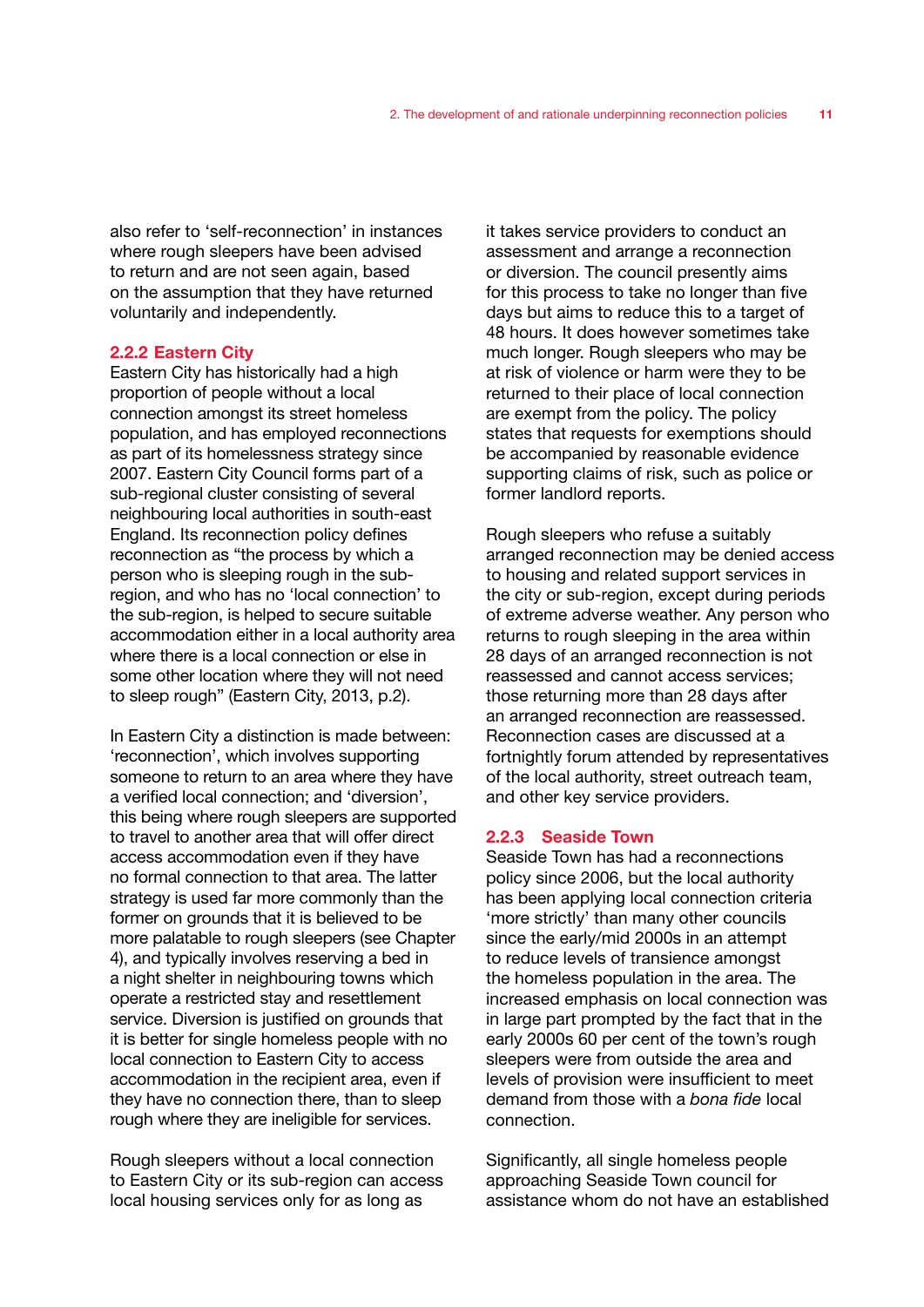also refer to 'self-reconnection' in instances where rough sleepers have been advised to return and are not seen again, based on the assumption that they have returned voluntarily and independently.

### 2.2.2 Eastern City

Eastern City has historically had a high proportion of people without a local connection amongst its street homeless population, and has employed reconnections as part of its homelessness strategy since 2007. Eastern City Council forms part of a sub-regional cluster consisting of several neighbouring local authorities in south-east England. Its reconnection policy defines reconnection as "the process by which a person who is sleeping rough in the sub-region, and who has no 'local connection' to the sub-region, is helped to secure suitable accommodation either in a local authority area where there is a local connection or else in some other location where they will not need to sleep rough" (Eastern City, 2013, p.2).

In Eastern City a distinction is made between: 'reconnection', which involves supporting someone to return to an area where they have a verified local connection; and 'diversion', this being where rough sleepers are supported to travel to another area that will offer direct access accommodation even if they have no formal connection to that area. The latter strategy is used far more commonly than the former on grounds that it is believed to be more palatable to rough sleepers (see Chapter 4), and typically involves reserving a bed in a night shelter in neighbouring towns which operate a restricted stay and resettlement service. Diversion is justified on grounds that it is better for single homeless people with no local connection to Eastern City to access accommodation in the recipient area, even if they have no connection there, than to sleep rough where they are ineligible for services.

Rough sleepers without a local connection to Eastern City or its sub-region can access local housing services only for as long as it takes service providers to conduct an assessment and arrange a reconnection or diversion. The council presently aims for this process to take no longer than five days but aims to reduce this to a target of 48 hours. It does however sometimes take much longer. Rough sleepers who may be at risk of violence or harm were they to be returned to their place of local connection are exempt from the policy. The policy states that requests for exemptions should be accompanied by reasonable evidence supporting claims of risk, such as police or former landlord reports.

Rough sleepers who refuse a suitably arranged reconnection may be denied access to housing and related support services in the city or sub-region, except during periods of extreme adverse weather. Any person who returns to rough sleeping in the area within 28 days of an arranged reconnection is not reassessed and cannot access services; those returning more than 28 days after an arranged reconnection are reassessed. Reconnection cases are discussed at a fortnightly forum attended by representatives of the local authority, street outreach team, and other key service providers.

### 2.2.3 Seaside Town

Seaside Town has had a reconnections policy since 2006, but the local authority has been applying local connection criteria 'more strictly' than many other councils since the early/mid 2000s in an attempt to reduce levels of transience amongst the homeless population in the area. The increased emphasis on local connection was in large part prompted by the fact that in the early 2000s 60 per cent of the town's rough sleepers were from outside the area and levels of provision were insufficient to meet demand from those with a *bona fide* local connection.

Significantly, all single homeless people approaching Seaside Town council for assistance whom do not have an established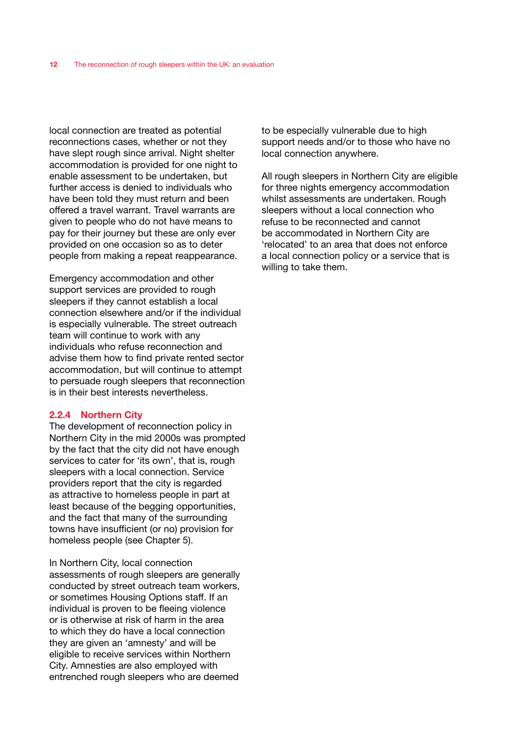local connection are treated as potential reconnections cases, whether or not they have slept rough since arrival. Night shelter accommodation is provided for one night to enable assessment to be undertaken, but further access is denied to individuals who have been told they must return and been offered a travel warrant. Travel warrants are given to people who do not have means to pay for their journey but these are only ever provided on one occasion so as to deter people from making a repeat reappearance.

Emergency accommodation and other support services are provided to rough sleepers if they cannot establish a local connection elsewhere and/or if the individual is especially vulnerable. The street outreach team will continue to work with any individuals who refuse reconnection and advise them how to find private rented sector accommodation, but will continue to attempt to persuade rough sleepers that reconnection is in their best interests nevertheless.

### 2.2.4 Northern City

The development of reconnection policy in Northern City in the mid 2000s was prompted by the fact that the city did not have enough services to cater for 'its own', that is, rough sleepers with a local connection. Service providers report that the city is regarded as attractive to homeless people in part at least because of the begging opportunities, and the fact that many of the surrounding towns have insufficient (or no) provision for homeless people (see Chapter 5).

In Northern City, local connection assessments of rough sleepers are generally conducted by street outreach team workers, or sometimes Housing Options staff. If an individual is proven to be fleeing violence or is otherwise at risk of harm in the area to which they do have a local connection they are given an 'amnesty' and will be eligible to receive services within Northern City. Amnesties are also employed with entrenched rough sleepers who are deemed to be especially vulnerable due to high support needs and/or to those who have no local connection anywhere.

All rough sleepers in Northern City are eligible for three nights emergency accommodation whilst assessments are undertaken. Rough sleepers without a local connection who refuse to be reconnected and cannot be accommodated in Northern City are 'relocated' to an area that does not enforce a local connection policy or a service that is willing to take them.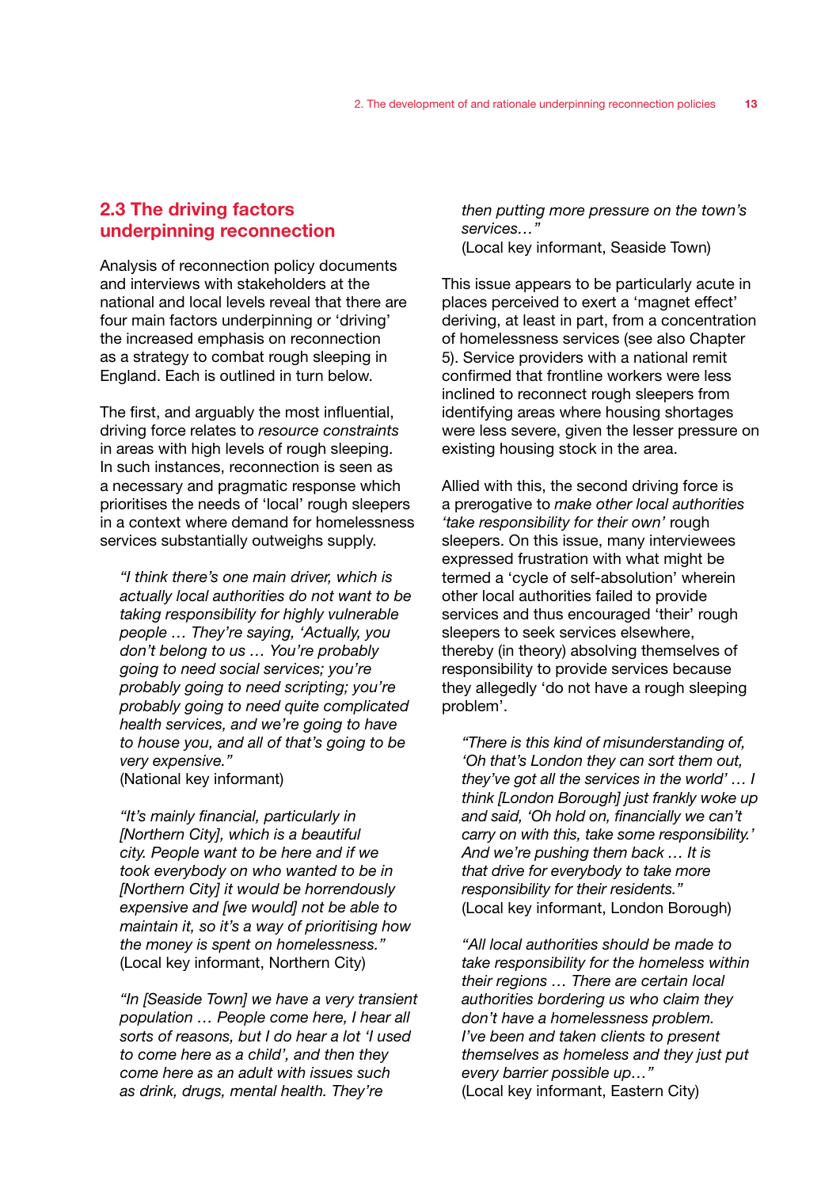## 2.3 The driving factors underpinning reconnection

Analysis of reconnection policy documents and interviews with stakeholders at the national and local levels reveal that there are four main factors underpinning or 'driving' the increased emphasis on reconnection as a strategy to combat rough sleeping in England. Each is outlined in turn below.

The first, and arguably the most influential, driving force relates to *resource constraints* in areas with high levels of rough sleeping. In such instances, reconnection is seen as a necessary and pragmatic response which prioritises the needs of 'local' rough sleepers in a context where demand for homelessness services substantially outweighs supply.

> *"I think there's one main driver, which is actually local authorities do not want to be taking responsibility for highly vulnerable people … They're saying, 'Actually, you don't belong to us … You're probably going to need social services; you're probably going to need scripting; you're probably going to need quite complicated health services, and we're going to have to house you, and all of that's going to be very expensive."*
> (National key informant)

> *"It's mainly financial, particularly in [Northern City], which is a beautiful city. People want to be here and if we took everybody on who wanted to be in [Northern City] it would be horrendously expensive and [we would] not be able to maintain it, so it's a way of prioritising how the money is spent on homelessness."*
> (Local key informant, Northern City)

> *"In [Seaside Town] we have a very transient population … People come here, I hear all sorts of reasons, but I do hear a lot 'I used to come here as a child', and then they come here as an adult with issues such as drink, drugs, mental health. They're then putting more pressure on the town's services…"*
> (Local key informant, Seaside Town)

This issue appears to be particularly acute in places perceived to exert a 'magnet effect' deriving, at least in part, from a concentration of homelessness services (see also Chapter 5). Service providers with a national remit confirmed that frontline workers were less inclined to reconnect rough sleepers from identifying areas where housing shortages were less severe, given the lesser pressure on existing housing stock in the area.

Allied with this, the second driving force is a prerogative to *make other local authorities 'take responsibility for their own'* rough sleepers. On this issue, many interviewees expressed frustration with what might be termed a 'cycle of self-absolution' wherein other local authorities failed to provide services and thus encouraged 'their' rough sleepers to seek services elsewhere, thereby (in theory) absolving themselves of responsibility to provide services because they allegedly 'do not have a rough sleeping problem'.

> *"There is this kind of misunderstanding of, 'Oh that's London they can sort them out, they've got all the services in the world' … I think [London Borough] just frankly woke up and said, 'Oh hold on, financially we can't carry on with this, take some responsibility.' And we're pushing them back … It is that drive for everybody to take more responsibility for their residents."*
> (Local key informant, London Borough)

> *"All local authorities should be made to take responsibility for the homeless within their regions … There are certain local authorities bordering us who claim they don't have a homelessness problem. I've been and taken clients to present themselves as homeless and they just put every barrier possible up…"*
> (Local key informant, Eastern City)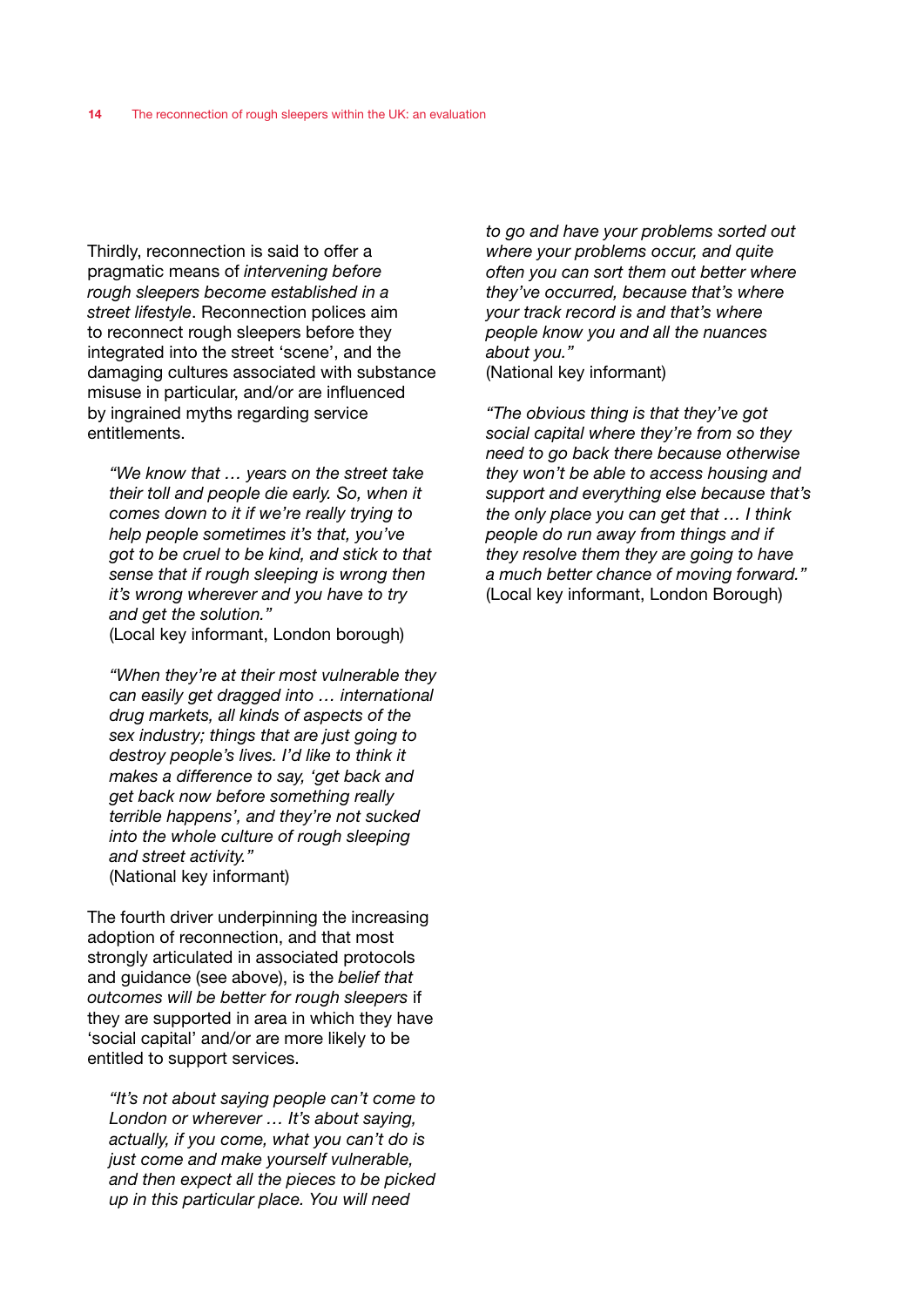Thirdly, reconnection is said to offer a pragmatic means of *intervening before rough sleepers become established in a street lifestyle*. Reconnection polices aim to reconnect rough sleepers before they integrated into the street 'scene', and the damaging cultures associated with substance misuse in particular, and/or are influenced by ingrained myths regarding service entitlements.

> *"We know that … years on the street take their toll and people die early. So, when it comes down to it if we're really trying to help people sometimes it's that, you've got to be cruel to be kind, and stick to that sense that if rough sleeping is wrong then it's wrong wherever and you have to try and get the solution."*
> (Local key informant, London borough)

> *"When they're at their most vulnerable they can easily get dragged into … international drug markets, all kinds of aspects of the sex industry; things that are just going to destroy people's lives. I'd like to think it makes a difference to say, 'get back and get back now before something really terrible happens', and they're not sucked into the whole culture of rough sleeping and street activity."*
> (National key informant)

The fourth driver underpinning the increasing adoption of reconnection, and that most strongly articulated in associated protocols and guidance (see above), is the *belief that outcomes will be better for rough sleepers* if they are supported in area in which they have 'social capital' and/or are more likely to be entitled to support services.

> *"It's not about saying people can't come to London or wherever … It's about saying, actually, if you come, what you can't do is just come and make yourself vulnerable, and then expect all the pieces to be picked up in this particular place. You will need to go and have your problems sorted out where your problems occur, and quite often you can sort them out better where they've occurred, because that's where your track record is and that's where people know you and all the nuances about you."*
> (National key informant)

> *"The obvious thing is that they've got social capital where they're from so they need to go back there because otherwise they won't be able to access housing and support and everything else because that's the only place you can get that … I think people do run away from things and if they resolve them they are going to have a much better chance of moving forward."*
> (Local key informant, London Borough)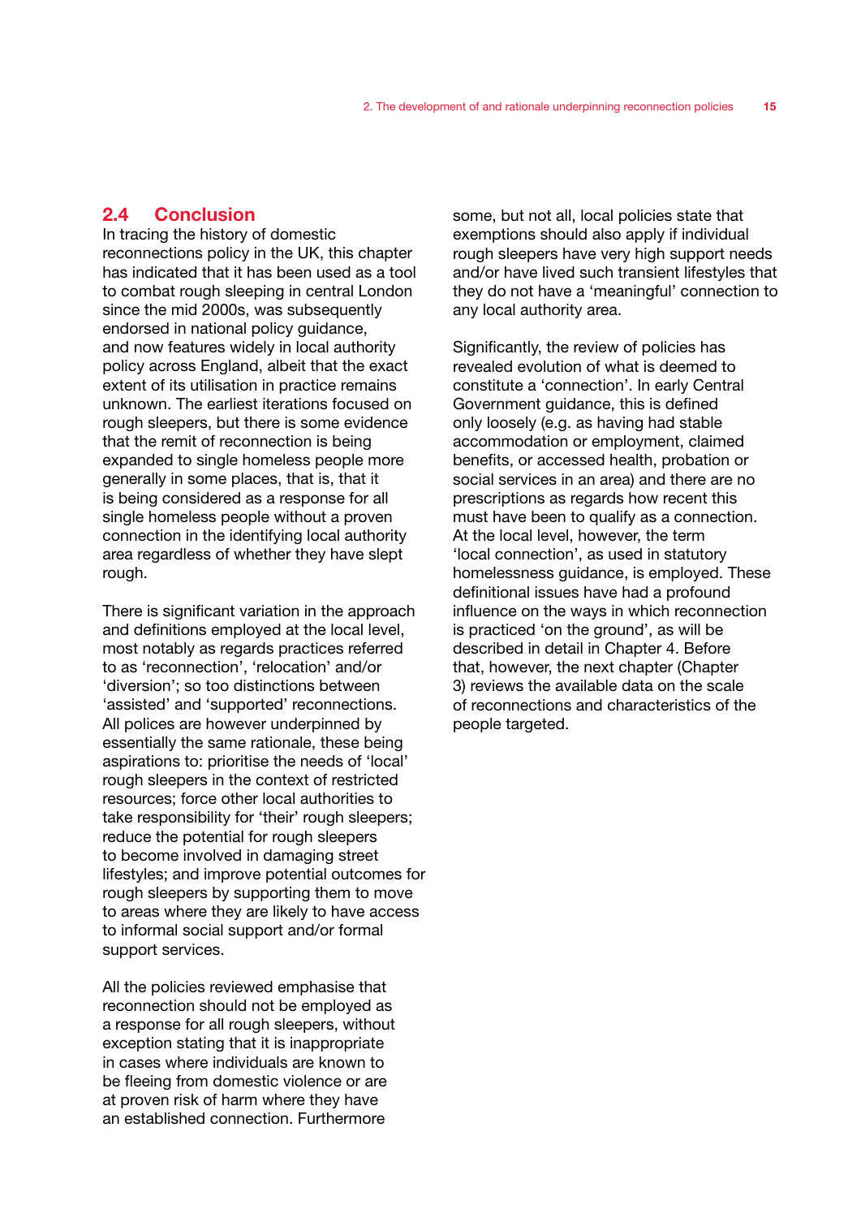## 2.4 Conclusion

In tracing the history of domestic reconnections policy in the UK, this chapter has indicated that it has been used as a tool to combat rough sleeping in central London since the mid 2000s, was subsequently endorsed in national policy guidance, and now features widely in local authority policy across England, albeit that the exact extent of its utilisation in practice remains unknown. The earliest iterations focused on rough sleepers, but there is some evidence that the remit of reconnection is being expanded to single homeless people more generally in some places, that is, that it is being considered as a response for all single homeless people without a proven connection in the identifying local authority area regardless of whether they have slept rough.

There is significant variation in the approach and definitions employed at the local level, most notably as regards practices referred to as 'reconnection', 'relocation' and/or 'diversion'; so too distinctions between 'assisted' and 'supported' reconnections. All polices are however underpinned by essentially the same rationale, these being aspirations to: prioritise the needs of 'local' rough sleepers in the context of restricted resources; force other local authorities to take responsibility for 'their' rough sleepers; reduce the potential for rough sleepers to become involved in damaging street lifestyles; and improve potential outcomes for rough sleepers by supporting them to move to areas where they are likely to have access to informal social support and/or formal support services.

All the policies reviewed emphasise that reconnection should not be employed as a response for all rough sleepers, without exception stating that it is inappropriate in cases where individuals are known to be fleeing from domestic violence or are at proven risk of harm where they have an established connection. Furthermore some, but not all, local policies state that exemptions should also apply if individual rough sleepers have very high support needs and/or have lived such transient lifestyles that they do not have a 'meaningful' connection to any local authority area.

Significantly, the review of policies has revealed evolution of what is deemed to constitute a 'connection'. In early Central Government guidance, this is defined only loosely (e.g. as having had stable accommodation or employment, claimed benefits, or accessed health, probation or social services in an area) and there are no prescriptions as regards how recent this must have been to qualify as a connection. At the local level, however, the term 'local connection', as used in statutory homelessness guidance, is employed. These definitional issues have had a profound influence on the ways in which reconnection is practiced 'on the ground', as will be described in detail in Chapter 4. Before that, however, the next chapter (Chapter 3) reviews the available data on the scale of reconnections and characteristics of the people targeted.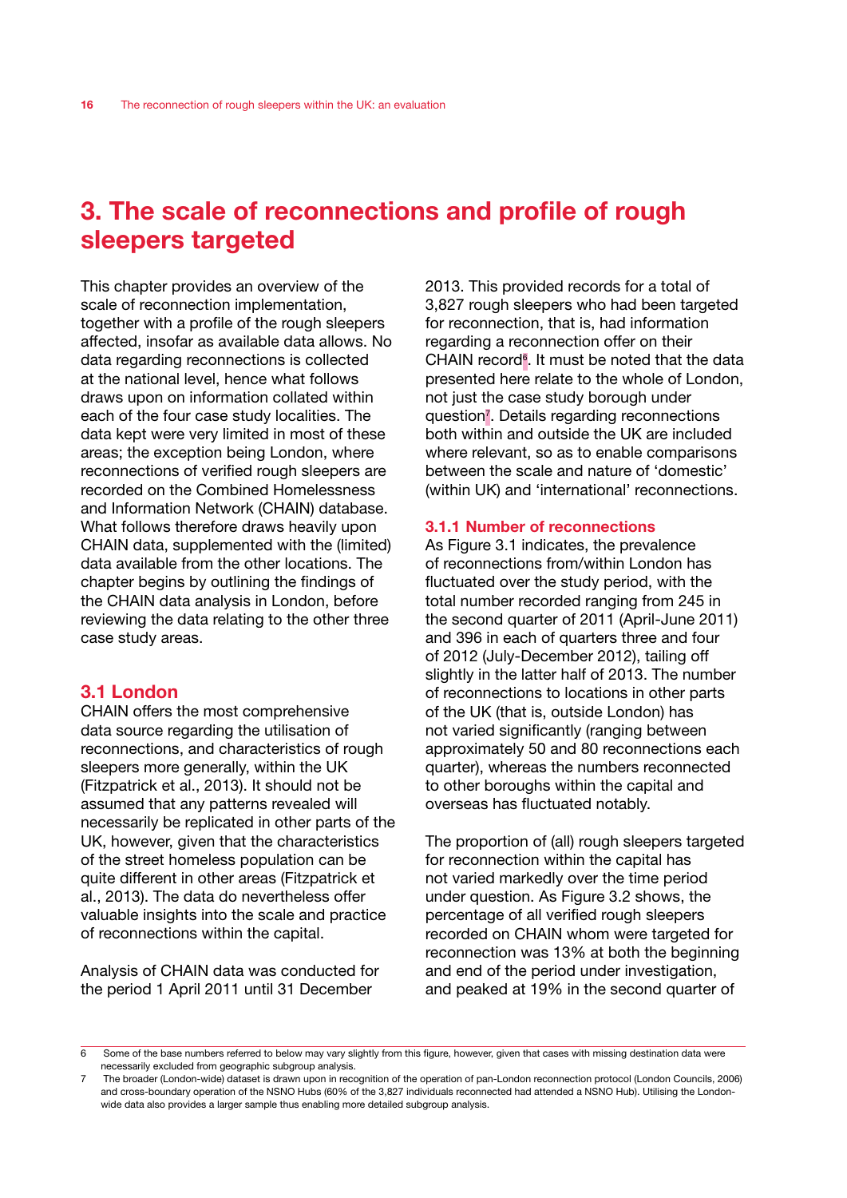# 3. The scale of reconnections and profile of rough sleepers targeted

This chapter provides an overview of the scale of reconnection implementation, together with a profile of the rough sleepers affected, insofar as available data allows. No data regarding reconnections is collected at the national level, hence what follows draws upon on information collated within each of the four case study localities. The data kept were very limited in most of these areas; the exception being London, where reconnections of verified rough sleepers are recorded on the Combined Homelessness and Information Network (CHAIN) database. What follows therefore draws heavily upon CHAIN data, supplemented with the (limited) data available from the other locations. The chapter begins by outlining the findings of the CHAIN data analysis in London, before reviewing the data relating to the other three case study areas.

## 3.1 London

CHAIN offers the most comprehensive data source regarding the utilisation of reconnections, and characteristics of rough sleepers more generally, within the UK (Fitzpatrick et al., 2013). It should not be assumed that any patterns revealed will necessarily be replicated in other parts of the UK, however, given that the characteristics of the street homeless population can be quite different in other areas (Fitzpatrick et al., 2013). The data do nevertheless offer valuable insights into the scale and practice of reconnections within the capital.

Analysis of CHAIN data was conducted for the period 1 April 2011 until 31 December 2013. This provided records for a total of 3,827 rough sleepers who had been targeted for reconnection, that is, had information regarding a reconnection offer on their CHAIN record[6]. It must be noted that the data presented here relate to the whole of London, not just the case study borough under question[7]. Details regarding reconnections both within and outside the UK are included where relevant, so as to enable comparisons between the scale and nature of 'domestic' (within UK) and 'international' reconnections.

### 3.1.1 Number of reconnections

As Figure 3.1 indicates, the prevalence of reconnections from/within London has fluctuated over the study period, with the total number recorded ranging from 245 in the second quarter of 2011 (April-June 2011) and 396 in each of quarters three and four of 2012 (July-December 2012), tailing off slightly in the latter half of 2013. The number of reconnections to locations in other parts of the UK (that is, outside London) has not varied significantly (ranging between approximately 50 and 80 reconnections each quarter), whereas the numbers reconnected to other boroughs within the capital and overseas has fluctuated notably.

The proportion of (all) rough sleepers targeted for reconnection within the capital has not varied markedly over the time period under question. As Figure 3.2 shows, the percentage of all verified rough sleepers recorded on CHAIN whom were targeted for reconnection was 13% at both the beginning and end of the period under investigation, and peaked at 19% in the second quarter of

---

6 Some of the base numbers referred to below may vary slightly from this figure, however, given that cases with missing destination data were necessarily excluded from geographic subgroup analysis.

7 The broader (London-wide) dataset is drawn upon in recognition of the operation of pan-London reconnection protocol (London Councils, 2006) and cross-boundary operation of the NSNO Hubs (60% of the 3,827 individuals reconnected had attended a NSNO Hub). Utilising the London-wide data also provides a larger sample thus enabling more detailed subgroup analysis.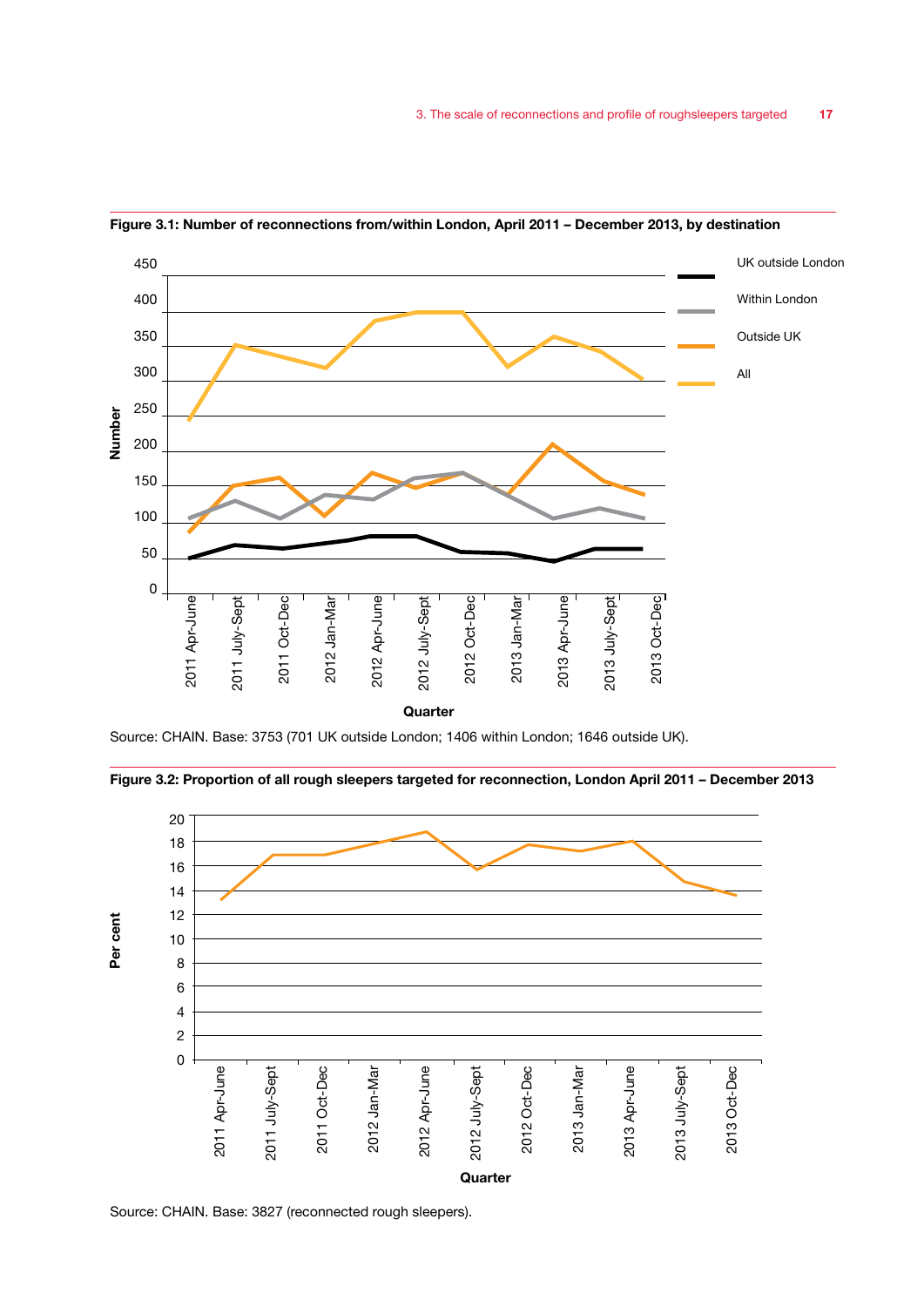**Figure 3.1: Number of reconnections from/within London, April 2011 – December 2013, by destination**

Number

450
400
350
300
250
200
150
100
50
0

2011 Apr-June
2011 July-Sept
2011 Oct-Dec
2012 Jan-Mar
2012 Apr-June
2012 July-Sept
2012 Oct-Dec
2013 Jan-Mar
2013 Apr-June
2013 July-Sept
2013 Oct-Dec

Quarter

UK outside London
Within London
Outside UK
All

Source: CHAIN. Base: 3753 (701 UK outside London; 1406 within London; 1646 outside UK).

**Figure 3.2: Proportion of all rough sleepers targeted for reconnection, London April 2011 – December 2013**

Per cent

20
18
16
14
12
10
8
6
4
2
0

2011 Apr-June
2011 July-Sept
2011 Oct-Dec
2012 Jan-Mar
2012 Apr-June
2012 July-Sept
2012 Oct-Dec
2013 Jan-Mar
2013 Apr-June
2013 July-Sept
2013 Oct-Dec

Quarter

Source: CHAIN. Base: 3827 (reconnected rough sleepers).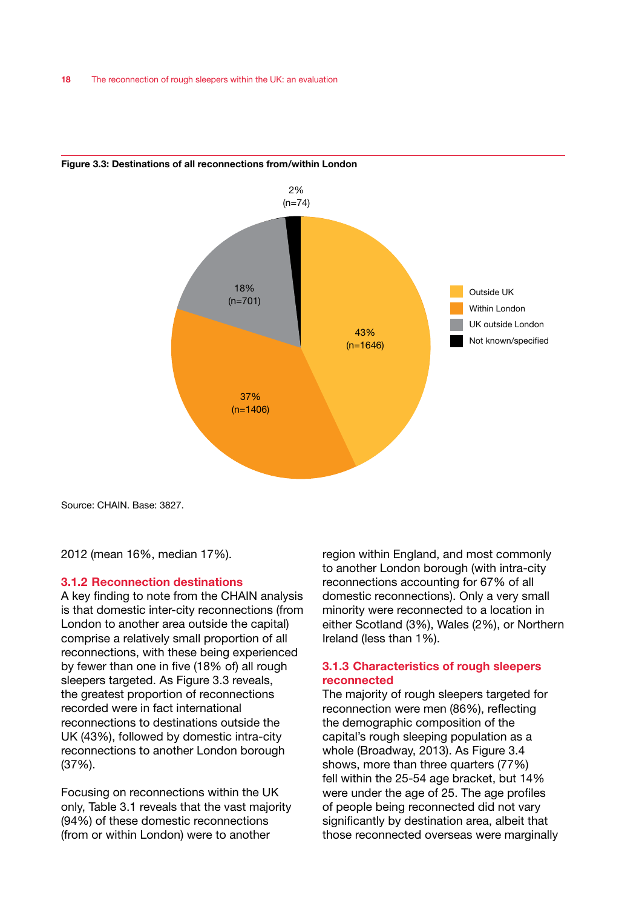**Figure 3.3: Destinations of all reconnections from/within London**

2% (n=74)

18% (n=701)

43% (n=1646)

37% (n=1406)

Outside UK

Within London

UK outside London

Not known/specified

Source: CHAIN. Base: 3827.

2012 (mean 16%, median 17%).

### 3.1.2 Reconnection destinations

A key finding to note from the CHAIN analysis is that domestic inter-city reconnections (from London to another area outside the capital) comprise a relatively small proportion of all reconnections, with these being experienced by fewer than one in five (18% of) all rough sleepers targeted. As Figure 3.3 reveals, the greatest proportion of reconnections recorded were in fact international reconnections to destinations outside the UK (43%), followed by domestic intra-city reconnections to another London borough (37%).

Focusing on reconnections within the UK only, Table 3.1 reveals that the vast majority (94%) of these domestic reconnections (from or within London) were to another region within England, and most commonly to another London borough (with intra-city reconnections accounting for 67% of all domestic reconnections). Only a very small minority were reconnected to a location in either Scotland (3%), Wales (2%), or Northern Ireland (less than 1%).

### 3.1.3 Characteristics of rough sleepers reconnected

The majority of rough sleepers targeted for reconnection were men (86%), reflecting the demographic composition of the capital's rough sleeping population as a whole (Broadway, 2013). As Figure 3.4 shows, more than three quarters (77%) fell within the 25-54 age bracket, but 14% were under the age of 25. The age profiles of people being reconnected did not vary significantly by destination area, albeit that those reconnected overseas were marginally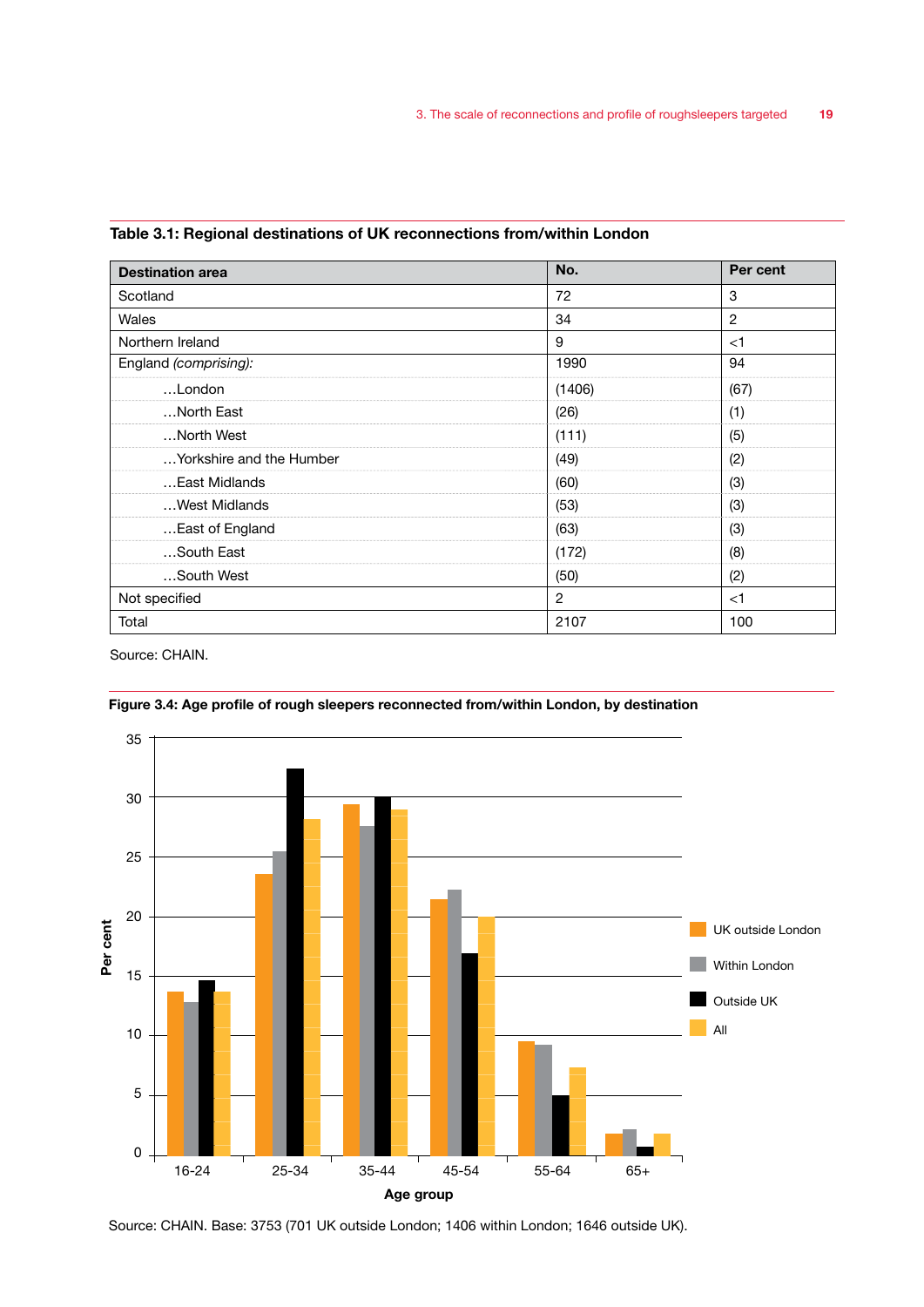**Table 3.1: Regional destinations of UK reconnections from/within London**

| Destination area | No. | Per cent |
|---|---|---|
| Scotland | 72 | 3 |
| Wales | 34 | 2 |
| Northern Ireland | 9 | <1 |
| England *(comprising):* | 1990 | 94 |
| …London | (1406) | (67) |
| …North East | (26) | (1) |
| …North West | (111) | (5) |
| …Yorkshire and the Humber | (49) | (2) |
| …East Midlands | (60) | (3) |
| …West Midlands | (53) | (3) |
| …East of England | (63) | (3) |
| …South East | (172) | (8) |
| …South West | (50) | (2) |
| Not specified | 2 | <1 |
| Total | 2107 | 100 |

Source: CHAIN.

**Figure 3.4: Age profile of rough sleepers reconnected from/within London, by destination**

Per cent

35
30
25
20
15
10
5
0

16-24
25-34
35-44
45-54
55-64
65+

Age group

UK outside London
Within London
Outside UK
All

Source: CHAIN. Base: 3753 (701 UK outside London; 1406 within London; 1646 outside UK).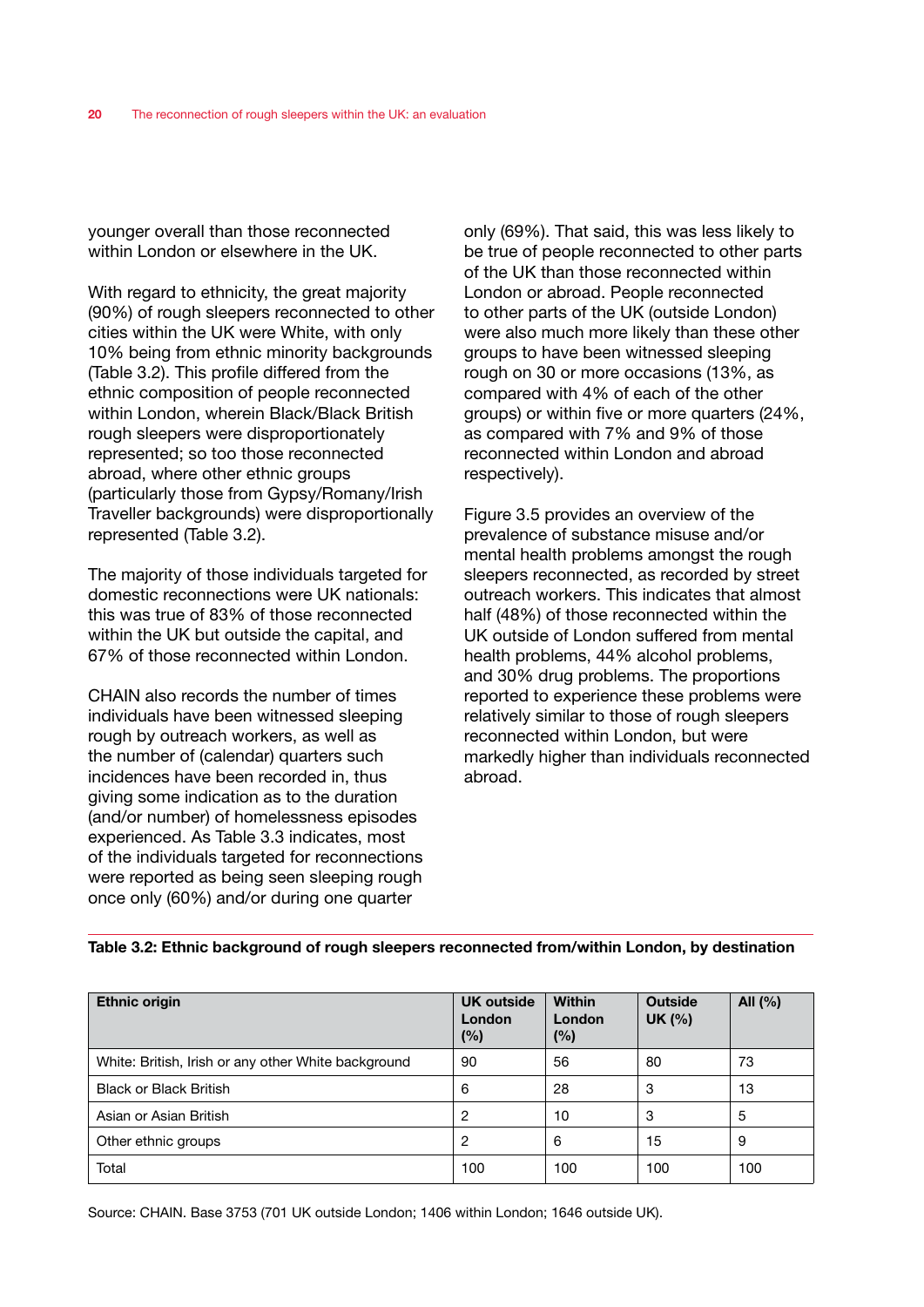younger overall than those reconnected within London or elsewhere in the UK.

With regard to ethnicity, the great majority (90%) of rough sleepers reconnected to other cities within the UK were White, with only 10% being from ethnic minority backgrounds (Table 3.2). This profile differed from the ethnic composition of people reconnected within London, wherein Black/Black British rough sleepers were disproportionately represented; so too those reconnected abroad, where other ethnic groups (particularly those from Gypsy/Romany/Irish Traveller backgrounds) were disproportionally represented (Table 3.2).

The majority of those individuals targeted for domestic reconnections were UK nationals: this was true of 83% of those reconnected within the UK but outside the capital, and 67% of those reconnected within London.

CHAIN also records the number of times individuals have been witnessed sleeping rough by outreach workers, as well as the number of (calendar) quarters such incidences have been recorded in, thus giving some indication as to the duration (and/or number) of homelessness episodes experienced. As Table 3.3 indicates, most of the individuals targeted for reconnections were reported as being seen sleeping rough once only (60%) and/or during one quarter only (69%). That said, this was less likely to be true of people reconnected to other parts of the UK than those reconnected within London or abroad. People reconnected to other parts of the UK (outside London) were also much more likely than these other groups to have been witnessed sleeping rough on 30 or more occasions (13%, as compared with 4% of each of the other groups) or within five or more quarters (24%, as compared with 7% and 9% of those reconnected within London and abroad respectively).

Figure 3.5 provides an overview of the prevalence of substance misuse and/or mental health problems amongst the rough sleepers reconnected, as recorded by street outreach workers. This indicates that almost half (48%) of those reconnected within the UK outside of London suffered from mental health problems, 44% alcohol problems, and 30% drug problems. The proportions reported to experience these problems were relatively similar to those of rough sleepers reconnected within London, but were markedly higher than individuals reconnected abroad.

**Table 3.2: Ethnic background of rough sleepers reconnected from/within London, by destination**

| Ethnic origin | UK outside London (%) | Within London (%) | Outside UK (%) | All (%) |
|---|---|---|---|---|
| White: British, Irish or any other White background | 90 | 56 | 80 | 73 |
| Black or Black British | 6 | 28 | 3 | 13 |
| Asian or Asian British | 2 | 10 | 3 | 5 |
| Other ethnic groups | 2 | 6 | 15 | 9 |
| Total | 100 | 100 | 100 | 100 |

Source: CHAIN. Base 3753 (701 UK outside London; 1406 within London; 1646 outside UK).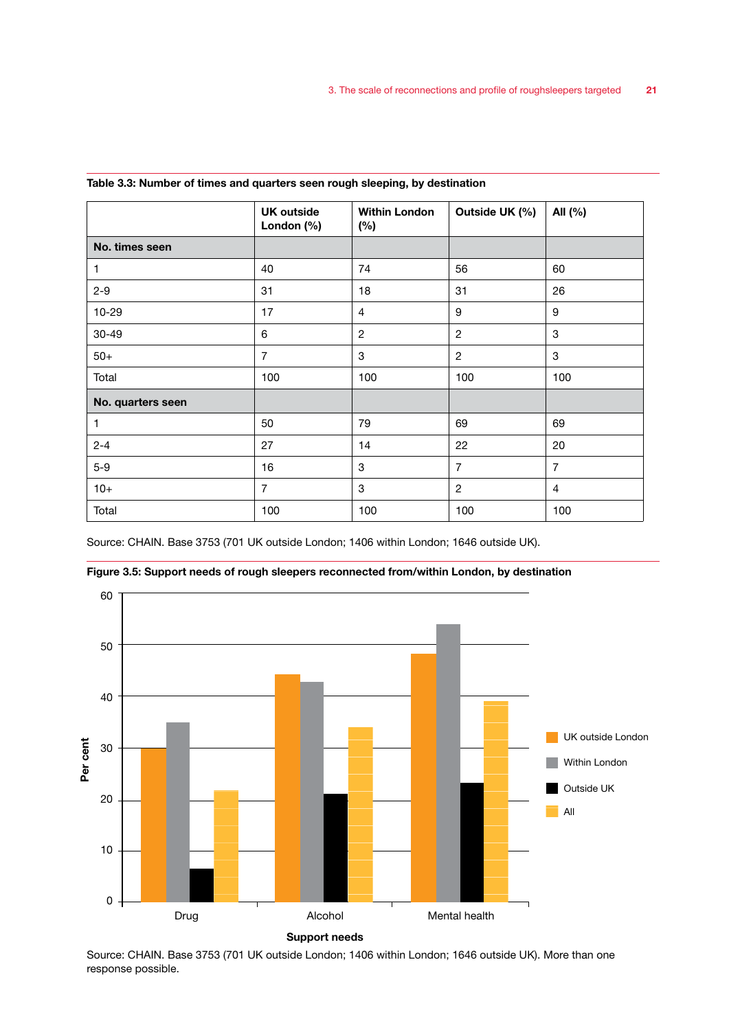**Table 3.3: Number of times and quarters seen rough sleeping, by destination**

| | UK outside London (%) | Within London (%) | Outside UK (%) | All (%) |
|---|---|---|---|---|
| **No. times seen** | | | | |
| 1 | 40 | 74 | 56 | 60 |
| 2-9 | 31 | 18 | 31 | 26 |
| 10-29 | 17 | 4 | 9 | 9 |
| 30-49 | 6 | 2 | 2 | 3 |
| 50+ | 7 | 3 | 2 | 3 |
| Total | 100 | 100 | 100 | 100 |
| **No. quarters seen** | | | | |
| 1 | 50 | 79 | 69 | 69 |
| 2-4 | 27 | 14 | 22 | 20 |
| 5-9 | 16 | 3 | 7 | 7 |
| 10+ | 7 | 3 | 2 | 4 |
| Total | 100 | 100 | 100 | 100 |

Source: CHAIN. Base 3753 (701 UK outside London; 1406 within London; 1646 outside UK).

**Figure 3.5: Support needs of rough sleepers reconnected from/within London, by destination**

Source: CHAIN. Base 3753 (701 UK outside London; 1406 within London; 1646 outside UK). More than one response possible.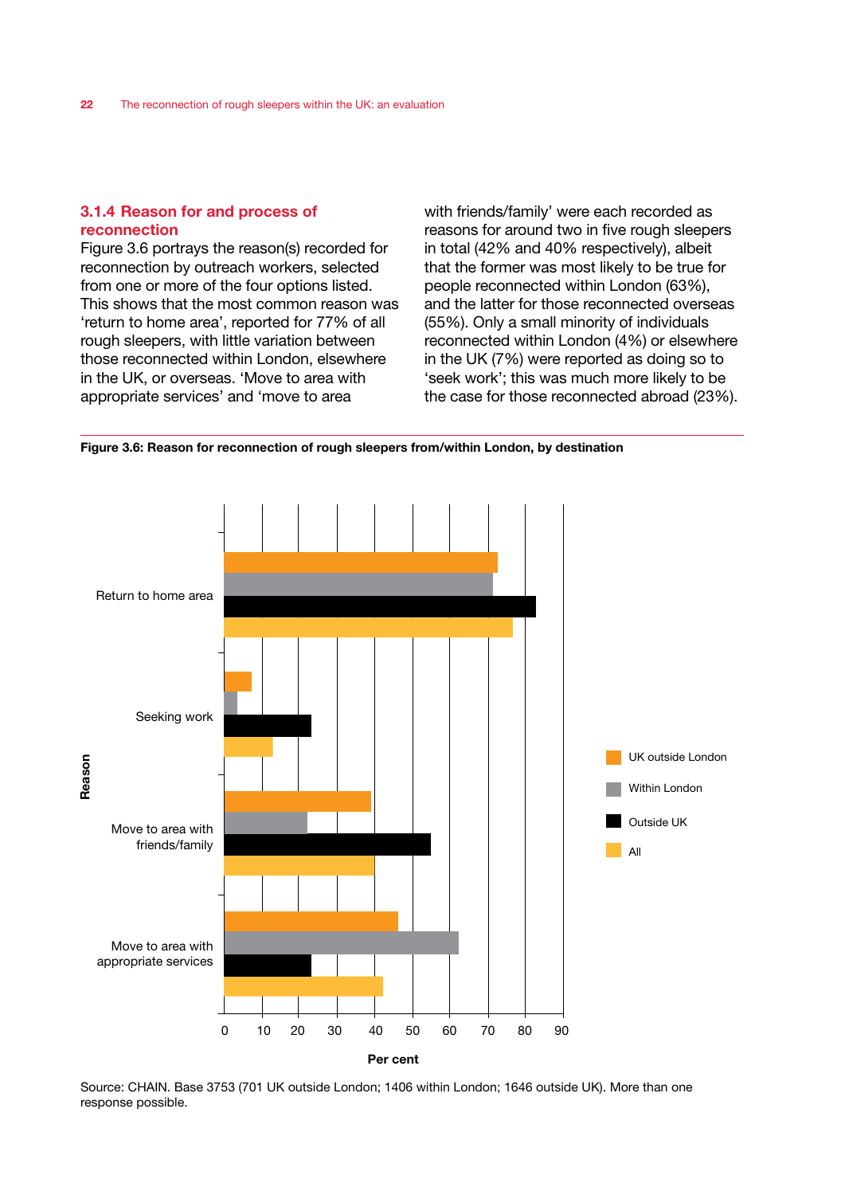### 3.1.4 Reason for and process of reconnection

Figure 3.6 portrays the reason(s) recorded for reconnection by outreach workers, selected from one or more of the four options listed. This shows that the most common reason was 'return to home area', reported for 77% of all rough sleepers, with little variation between those reconnected within London, elsewhere in the UK, or overseas. 'Move to area with appropriate services' and 'move to area with friends/family' were each recorded as reasons for around two in five rough sleepers in total (42% and 40% respectively), albeit that the former was most likely to be true for people reconnected within London (63%), and the latter for those reconnected overseas (55%). Only a small minority of individuals reconnected within London (4%) or elsewhere in the UK (7%) were reported as doing so to 'seek work'; this was much more likely to be the case for those reconnected abroad (23%).

**Figure 3.6: Reason for reconnection of rough sleepers from/within London, by destination**

Source: CHAIN. Base 3753 (701 UK outside London; 1406 within London; 1646 outside UK). More than one response possible.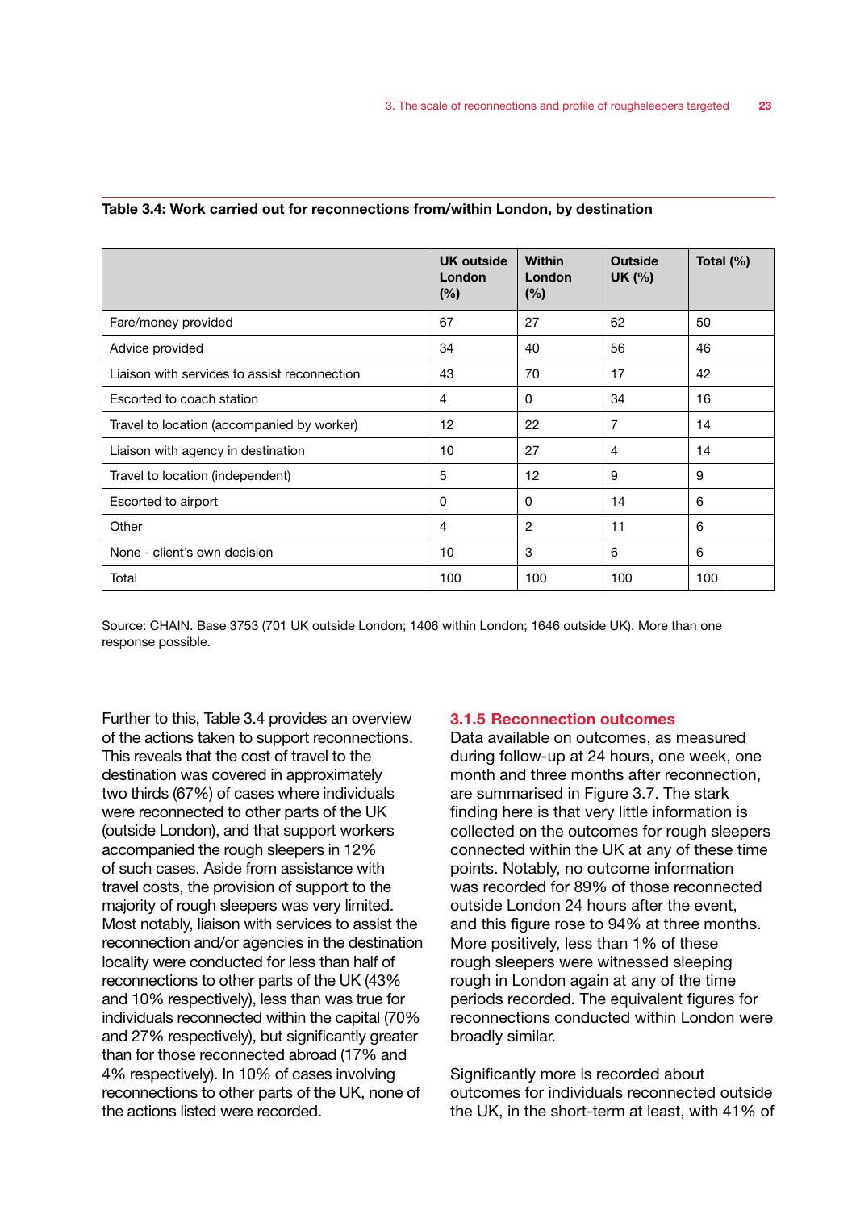**Table 3.4: Work carried out for reconnections from/within London, by destination**

| | UK outside London (%) | Within London (%) | Outside UK (%) | Total (%) |
|---|---|---|---|---|
| Fare/money provided | 67 | 27 | 62 | 50 |
| Advice provided | 34 | 40 | 56 | 46 |
| Liaison with services to assist reconnection | 43 | 70 | 17 | 42 |
| Escorted to coach station | 4 | 0 | 34 | 16 |
| Travel to location (accompanied by worker) | 12 | 22 | 7 | 14 |
| Liaison with agency in destination | 10 | 27 | 4 | 14 |
| Travel to location (independent) | 5 | 12 | 9 | 9 |
| Escorted to airport | 0 | 0 | 14 | 6 |
| Other | 4 | 2 | 11 | 6 |
| None - client's own decision | 10 | 3 | 6 | 6 |
| Total | 100 | 100 | 100 | 100 |

Source: CHAIN. Base 3753 (701 UK outside London; 1406 within London; 1646 outside UK). More than one response possible.

Further to this, Table 3.4 provides an overview of the actions taken to support reconnections. This reveals that the cost of travel to the destination was covered in approximately two thirds (67%) of cases where individuals were reconnected to other parts of the UK (outside London), and that support workers accompanied the rough sleepers in 12% of such cases. Aside from assistance with travel costs, the provision of support to the majority of rough sleepers was very limited. Most notably, liaison with services to assist the reconnection and/or agencies in the destination locality were conducted for less than half of reconnections to other parts of the UK (43% and 10% respectively), less than was true for individuals reconnected within the capital (70% and 27% respectively), but significantly greater than for those reconnected abroad (17% and 4% respectively). In 10% of cases involving reconnections to other parts of the UK, none of the actions listed were recorded.

### 3.1.5 Reconnection outcomes

Data available on outcomes, as measured during follow-up at 24 hours, one week, one month and three months after reconnection, are summarised in Figure 3.7. The stark finding here is that very little information is collected on the outcomes for rough sleepers connected within the UK at any of these time points. Notably, no outcome information was recorded for 89% of those reconnected outside London 24 hours after the event, and this figure rose to 94% at three months. More positively, less than 1% of these rough sleepers were witnessed sleeping rough in London again at any of the time periods recorded. The equivalent figures for reconnections conducted within London were broadly similar.

Significantly more is recorded about outcomes for individuals reconnected outside the UK, in the short-term at least, with 41% of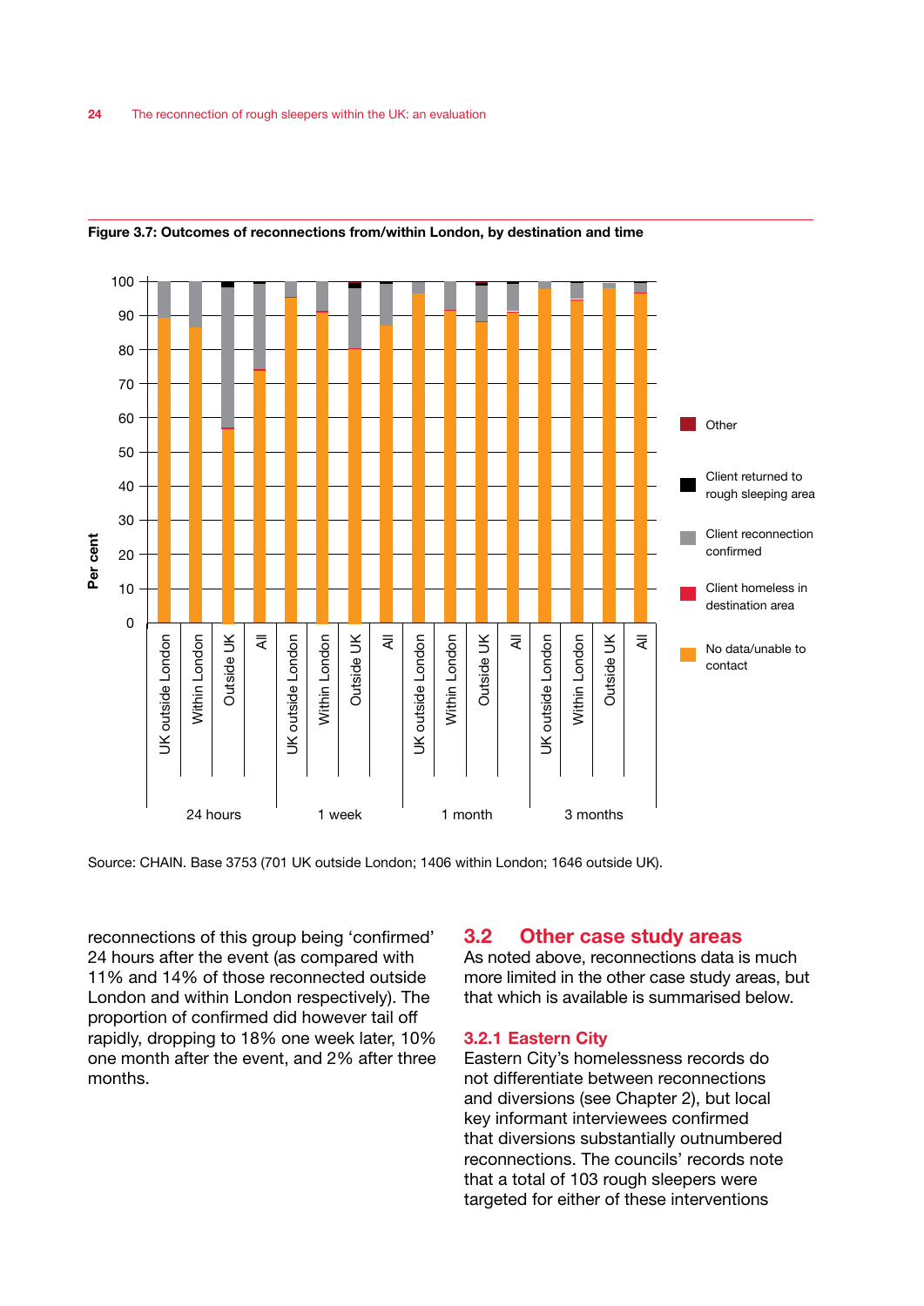**Figure 3.7: Outcomes of reconnections from/within London, by destination and time**

Source: CHAIN. Base 3753 (701 UK outside London; 1406 within London; 1646 outside UK).

reconnections of this group being 'confirmed' 24 hours after the event (as compared with 11% and 14% of those reconnected outside London and within London respectively). The proportion of confirmed did however tail off rapidly, dropping to 18% one week later, 10% one month after the event, and 2% after three months.

## 3.2 Other case study areas

As noted above, reconnections data is much more limited in the other case study areas, but that which is available is summarised below.

### 3.2.1 Eastern City

Eastern City's homelessness records do not differentiate between reconnections and diversions (see Chapter 2), but local key informant interviewees confirmed that diversions substantially outnumbered reconnections. The councils' records note that a total of 103 rough sleepers were targeted for either of these interventions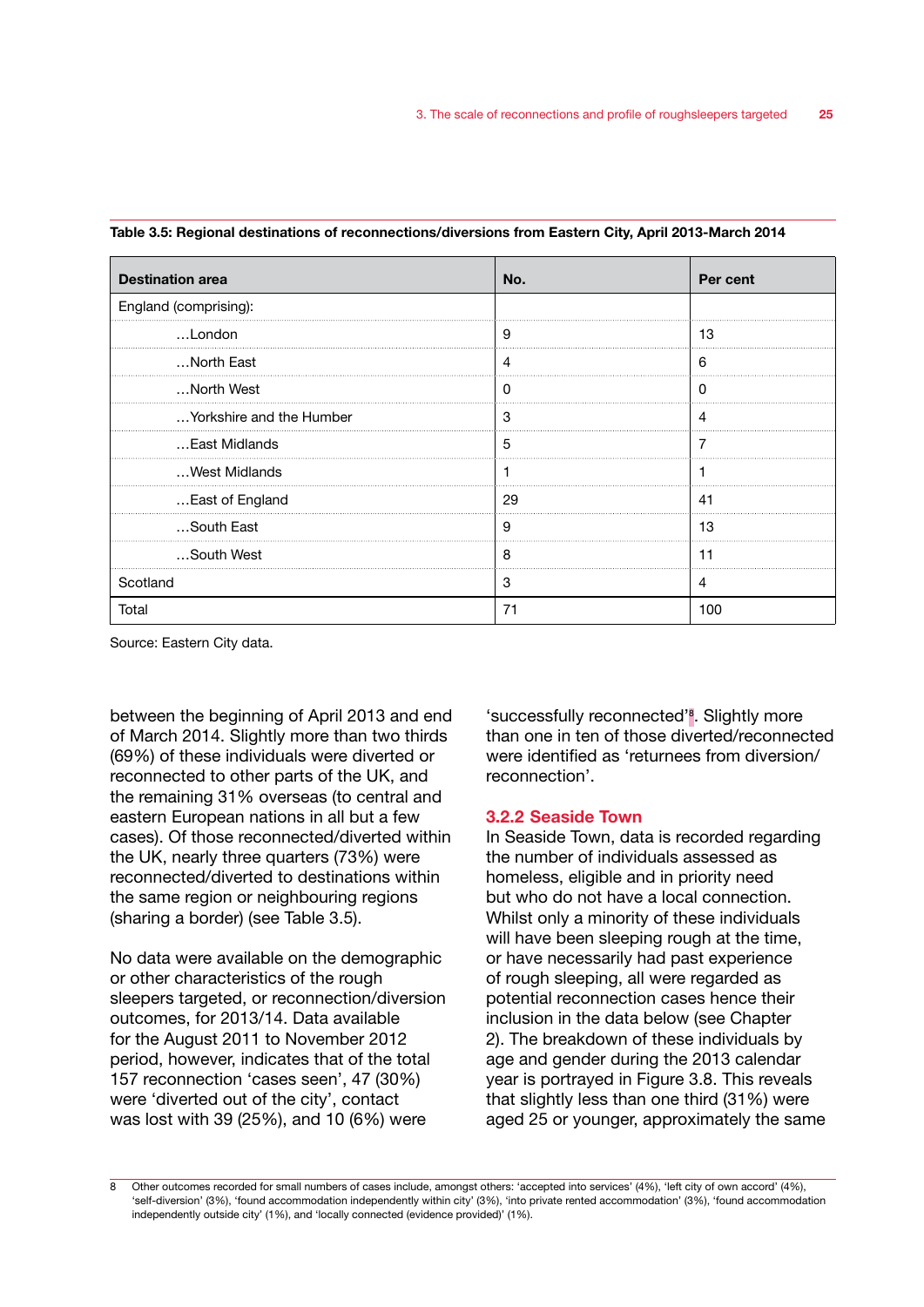**Table 3.5: Regional destinations of reconnections/diversions from Eastern City, April 2013-March 2014**

| Destination area | No. | Per cent |
|---|---|---|
| England (comprising): | | |
| …London | 9 | 13 |
| …North East | 4 | 6 |
| …North West | 0 | 0 |
| …Yorkshire and the Humber | 3 | 4 |
| …East Midlands | 5 | 7 |
| …West Midlands | 1 | 1 |
| …East of England | 29 | 41 |
| …South East | 9 | 13 |
| …South West | 8 | 11 |
| Scotland | 3 | 4 |
| Total | 71 | 100 |

Source: Eastern City data.

between the beginning of April 2013 and end of March 2014. Slightly more than two thirds (69%) of these individuals were diverted or reconnected to other parts of the UK, and the remaining 31% overseas (to central and eastern European nations in all but a few cases). Of those reconnected/diverted within the UK, nearly three quarters (73%) were reconnected/diverted to destinations within the same region or neighbouring regions (sharing a border) (see Table 3.5).

No data were available on the demographic or other characteristics of the rough sleepers targeted, or reconnection/diversion outcomes, for 2013/14. Data available for the August 2011 to November 2012 period, however, indicates that of the total 157 reconnection 'cases seen', 47 (30%) were 'diverted out of the city', contact was lost with 39 (25%), and 10 (6%) were 'successfully reconnected'[8]. Slightly more than one in ten of those diverted/reconnected were identified as 'returnees from diversion/reconnection'.

### 3.2.2 Seaside Town

In Seaside Town, data is recorded regarding the number of individuals assessed as homeless, eligible and in priority need but who do not have a local connection. Whilst only a minority of these individuals will have been sleeping rough at the time, or have necessarily had past experience of rough sleeping, all were regarded as potential reconnection cases hence their inclusion in the data below (see Chapter 2). The breakdown of these individuals by age and gender during the 2013 calendar year is portrayed in Figure 3.8. This reveals that slightly less than one third (31%) were aged 25 or younger, approximately the same

8 Other outcomes recorded for small numbers of cases include, amongst others: 'accepted into services' (4%), 'left city of own accord' (4%), 'self-diversion' (3%), 'found accommodation independently within city' (3%), 'into private rented accommodation' (3%), 'found accommodation independently outside city' (1%), and 'locally connected (evidence provided)' (1%).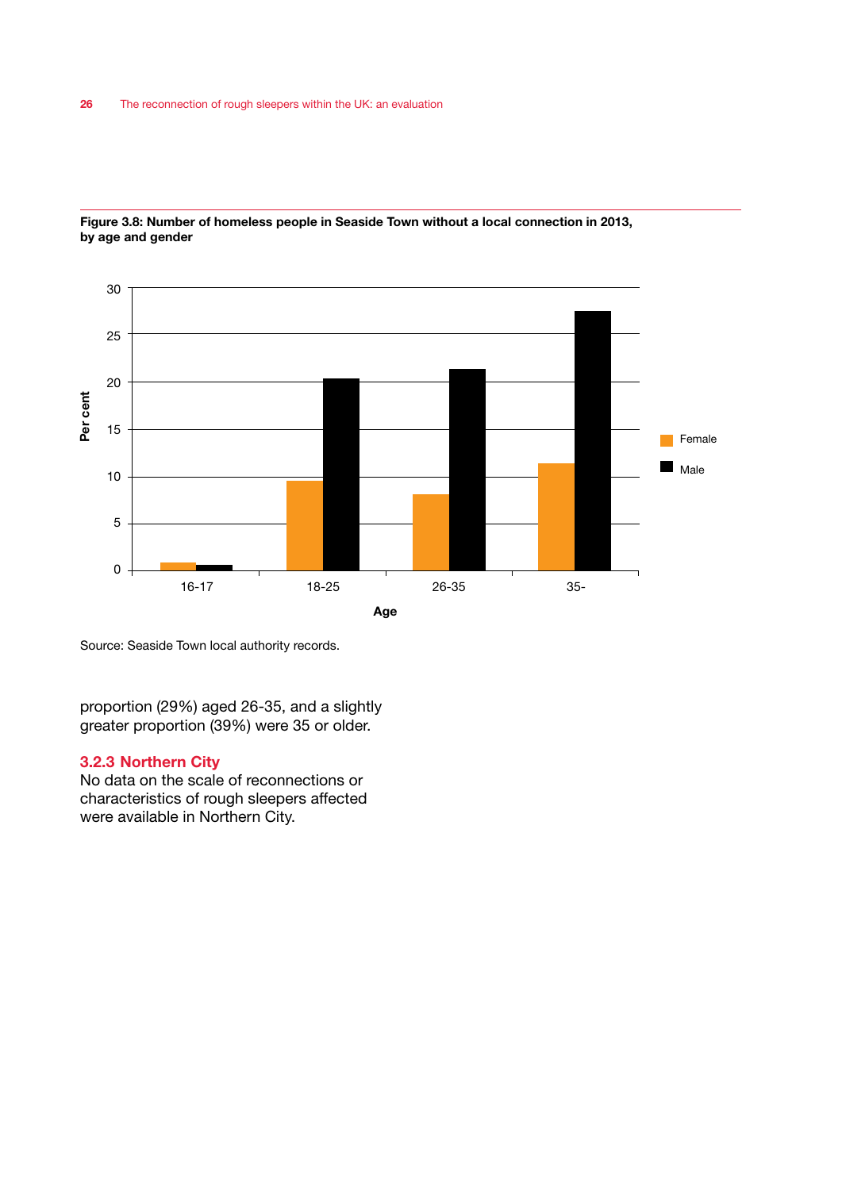**Figure 3.8: Number of homeless people in Seaside Town without a local connection in 2013, by age and gender**

Source: Seaside Town local authority records.

proportion (29%) aged 26-35, and a slightly greater proportion (39%) were 35 or older.

### 3.2.3 Northern City

No data on the scale of reconnections or characteristics of rough sleepers affected were available in Northern City.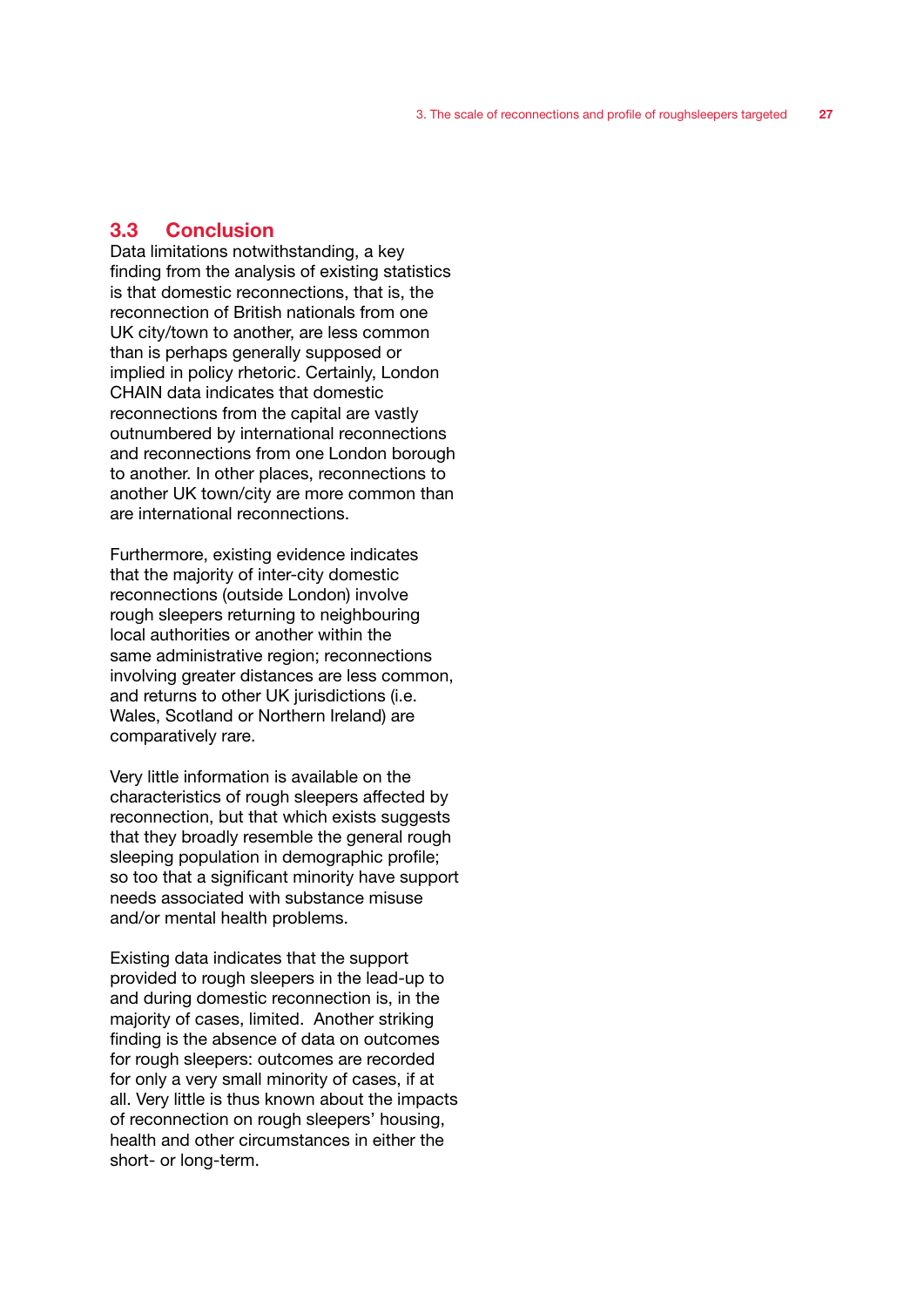## 3.3 Conclusion

Data limitations notwithstanding, a key finding from the analysis of existing statistics is that domestic reconnections, that is, the reconnection of British nationals from one UK city/town to another, are less common than is perhaps generally supposed or implied in policy rhetoric. Certainly, London CHAIN data indicates that domestic reconnections from the capital are vastly outnumbered by international reconnections and reconnections from one London borough to another. In other places, reconnections to another UK town/city are more common than are international reconnections.

Furthermore, existing evidence indicates that the majority of inter-city domestic reconnections (outside London) involve rough sleepers returning to neighbouring local authorities or another within the same administrative region; reconnections involving greater distances are less common, and returns to other UK jurisdictions (i.e. Wales, Scotland or Northern Ireland) are comparatively rare.

Very little information is available on the characteristics of rough sleepers affected by reconnection, but that which exists suggests that they broadly resemble the general rough sleeping population in demographic profile; so too that a significant minority have support needs associated with substance misuse and/or mental health problems.

Existing data indicates that the support provided to rough sleepers in the lead-up to and during domestic reconnection is, in the majority of cases, limited. Another striking finding is the absence of data on outcomes for rough sleepers: outcomes are recorded for only a very small minority of cases, if at all. Very little is thus known about the impacts of reconnection on rough sleepers' housing, health and other circumstances in either the short- or long-term.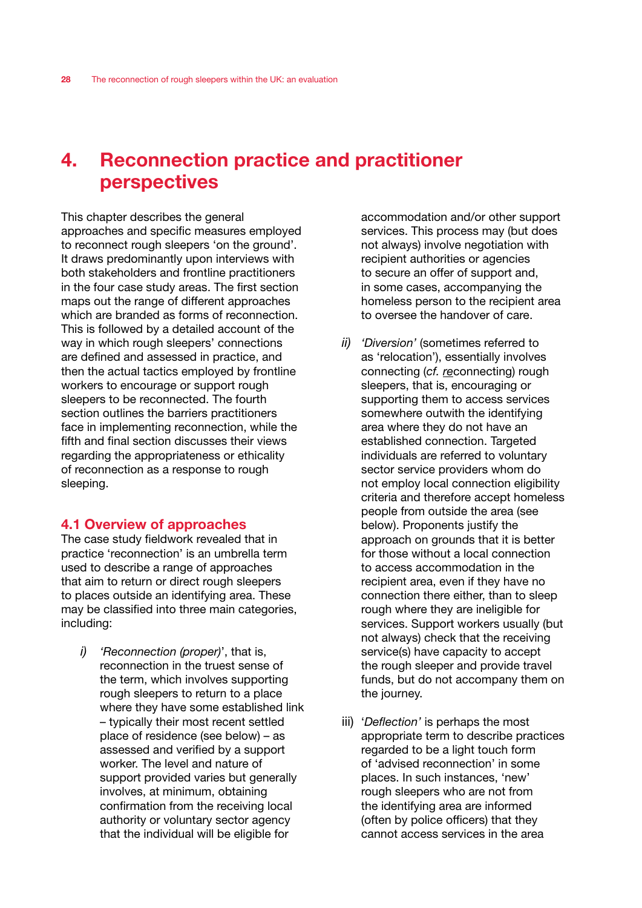# 4. Reconnection practice and practitioner perspectives

This chapter describes the general approaches and specific measures employed to reconnect rough sleepers 'on the ground'. It draws predominantly upon interviews with both stakeholders and frontline practitioners in the four case study areas. The first section maps out the range of different approaches which are branded as forms of reconnection. This is followed by a detailed account of the way in which rough sleepers' connections are defined and assessed in practice, and then the actual tactics employed by frontline workers to encourage or support rough sleepers to be reconnected. The fourth section outlines the barriers practitioners face in implementing reconnection, while the fifth and final section discusses their views regarding the appropriateness or ethicality of reconnection as a response to rough sleeping.

## 4.1 Overview of approaches

The case study fieldwork revealed that in practice 'reconnection' is an umbrella term used to describe a range of approaches that aim to return or direct rough sleepers to places outside an identifying area. These may be classified into three main categories, including:

*i)* *'Reconnection (proper)*', that is, reconnection in the truest sense of the term, which involves supporting rough sleepers to return to a place where they have some established link – typically their most recent settled place of residence (see below) – as assessed and verified by a support worker. The level and nature of support provided varies but generally involves, at minimum, obtaining confirmation from the receiving local authority or voluntary sector agency that the individual will be eligible for accommodation and/or other support services. This process may (but does not always) involve negotiation with recipient authorities or agencies to secure an offer of support and, in some cases, accompanying the homeless person to the recipient area to oversee the handover of care.

*ii)* *'Diversion'* (sometimes referred to as 'relocation'), essentially involves connecting (*cf.* re connecting) rough sleepers, that is, encouraging or supporting them to access services somewhere outwith the identifying area where they do not have an established connection. Targeted individuals are referred to voluntary sector service providers whom do not employ local connection eligibility criteria and therefore accept homeless people from outside the area (see below). Proponents justify the approach on grounds that it is better for those without a local connection to access accommodation in the recipient area, even if they have no connection there either, than to sleep rough where they are ineligible for services. Support workers usually (but not always) check that the receiving service(s) have capacity to accept the rough sleeper and provide travel funds, but do not accompany them on the journey.

iii) '*Deflection'* is perhaps the most appropriate term to describe practices regarded to be a light touch form of 'advised reconnection' in some places. In such instances, 'new' rough sleepers who are not from the identifying area are informed (often by police officers) that they cannot access services in the area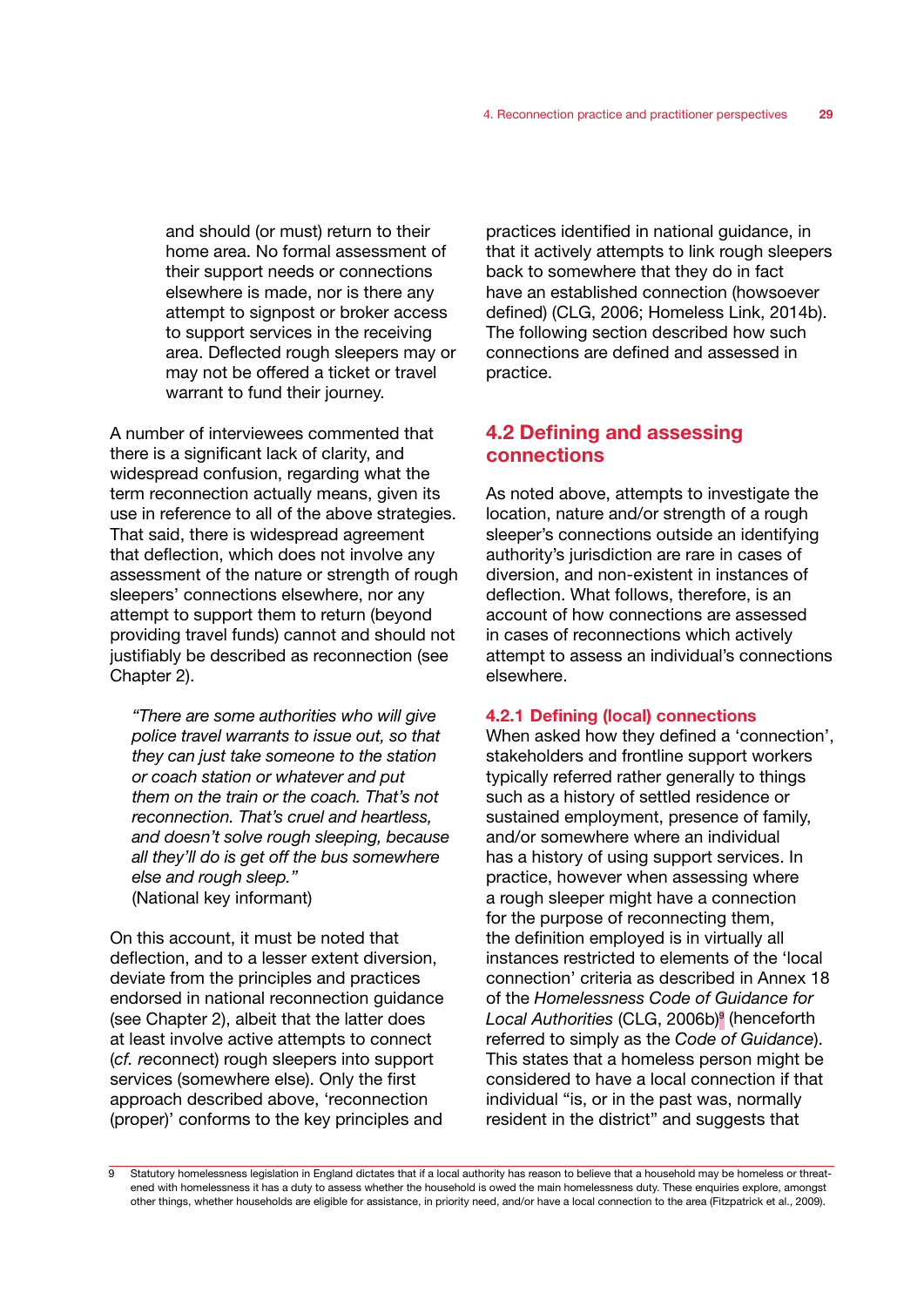and should (or must) return to their home area. No formal assessment of their support needs or connections elsewhere is made, nor is there any attempt to signpost or broker access to support services in the receiving area. Deflected rough sleepers may or may not be offered a ticket or travel warrant to fund their journey.

A number of interviewees commented that there is a significant lack of clarity, and widespread confusion, regarding what the term reconnection actually means, given its use in reference to all of the above strategies. That said, there is widespread agreement that deflection, which does not involve any assessment of the nature or strength of rough sleepers' connections elsewhere, nor any attempt to support them to return (beyond providing travel funds) cannot and should not justifiably be described as reconnection (see Chapter 2).

> *"There are some authorities who will give police travel warrants to issue out, so that they can just take someone to the station or coach station or whatever and put them on the train or the coach. That's not reconnection. That's cruel and heartless, and doesn't solve rough sleeping, because all they'll do is get off the bus somewhere else and rough sleep."*
> (National key informant)

On this account, it must be noted that deflection, and to a lesser extent diversion, deviate from the principles and practices endorsed in national reconnection guidance (see Chapter 2), albeit that the latter does at least involve active attempts to connect (*cf. re*connect) rough sleepers into support services (somewhere else). Only the first approach described above, 'reconnection (proper)' conforms to the key principles and practices identified in national guidance, in that it actively attempts to link rough sleepers back to somewhere that they do in fact have an established connection (howsoever defined) (CLG, 2006; Homeless Link, 2014b). The following section described how such connections are defined and assessed in practice.

## 4.2 Defining and assessing connections

As noted above, attempts to investigate the location, nature and/or strength of a rough sleeper's connections outside an identifying authority's jurisdiction are rare in cases of diversion, and non-existent in instances of deflection. What follows, therefore, is an account of how connections are assessed in cases of reconnections which actively attempt to assess an individual's connections elsewhere.

### 4.2.1 Defining (local) connections

When asked how they defined a 'connection', stakeholders and frontline support workers typically referred rather generally to things such as a history of settled residence or sustained employment, presence of family, and/or somewhere where an individual has a history of using support services. In practice, however when assessing where a rough sleeper might have a connection for the purpose of reconnecting them, the definition employed is in virtually all instances restricted to elements of the 'local connection' criteria as described in Annex 18 of the *Homelessness Code of Guidance for Local Authorities* (CLG, 2006b)[9] (henceforth referred to simply as the *Code of Guidance*). This states that a homeless person might be considered to have a local connection if that individual "is, or in the past was, normally resident in the district" and suggests that

[9] Statutory homelessness legislation in England dictates that if a local authority has reason to believe that a household may be homeless or threatened with homelessness it has a duty to assess whether the household is owed the main homelessness duty. These enquiries explore, amongst other things, whether households are eligible for assistance, in priority need, and/or have a local connection to the area (Fitzpatrick et al., 2009).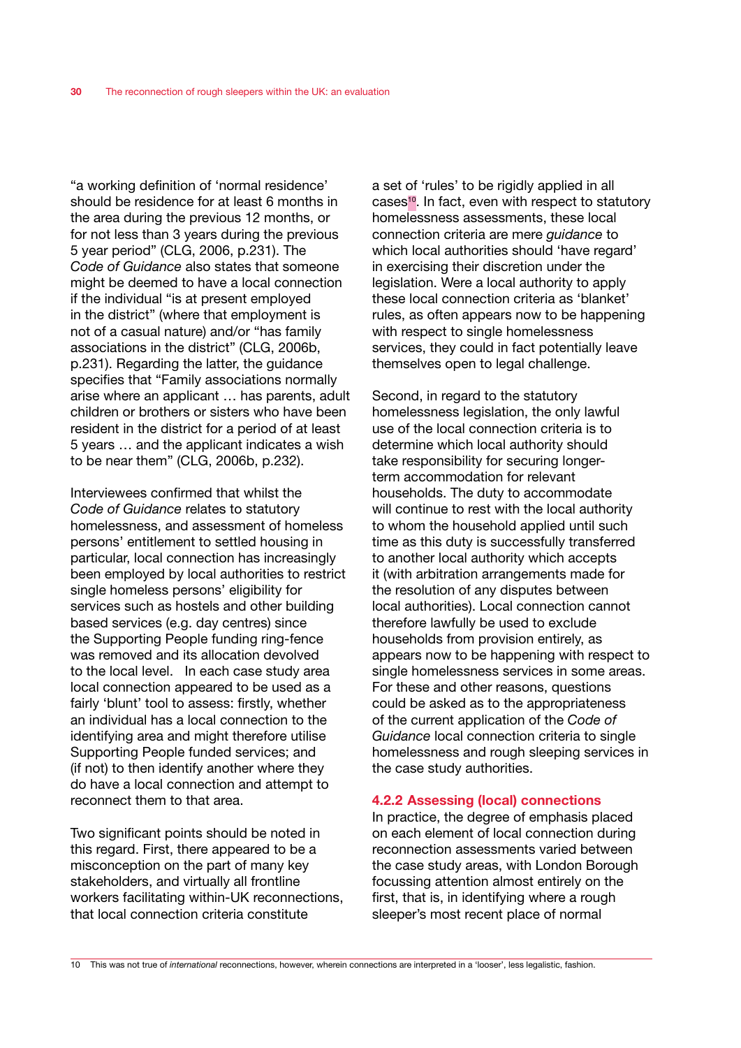"a working definition of 'normal residence' should be residence for at least 6 months in the area during the previous 12 months, or for not less than 3 years during the previous 5 year period" (CLG, 2006, p.231). The *Code of Guidance* also states that someone might be deemed to have a local connection if the individual "is at present employed in the district" (where that employment is not of a casual nature) and/or "has family associations in the district" (CLG, 2006b, p.231). Regarding the latter, the guidance specifies that "Family associations normally arise where an applicant … has parents, adult children or brothers or sisters who have been resident in the district for a period of at least 5 years … and the applicant indicates a wish to be near them" (CLG, 2006b, p.232).

Interviewees confirmed that whilst the *Code of Guidance* relates to statutory homelessness, and assessment of homeless persons' entitlement to settled housing in particular, local connection has increasingly been employed by local authorities to restrict single homeless persons' eligibility for services such as hostels and other building based services (e.g. day centres) since the Supporting People funding ring-fence was removed and its allocation devolved to the local level. In each case study area local connection appeared to be used as a fairly 'blunt' tool to assess: firstly, whether an individual has a local connection to the identifying area and might therefore utilise Supporting People funded services; and (if not) to then identify another where they do have a local connection and attempt to reconnect them to that area.

Two significant points should be noted in this regard. First, there appeared to be a misconception on the part of many key stakeholders, and virtually all frontline workers facilitating within-UK reconnections, that local connection criteria constitute a set of 'rules' to be rigidly applied in all cases[10]. In fact, even with respect to statutory homelessness assessments, these local connection criteria are mere *guidance* to which local authorities should 'have regard' in exercising their discretion under the legislation. Were a local authority to apply these local connection criteria as 'blanket' rules, as often appears now to be happening with respect to single homelessness services, they could in fact potentially leave themselves open to legal challenge.

Second, in regard to the statutory homelessness legislation, the only lawful use of the local connection criteria is to determine which local authority should take responsibility for securing longer-term accommodation for relevant households. The duty to accommodate will continue to rest with the local authority to whom the household applied until such time as this duty is successfully transferred to another local authority which accepts it (with arbitration arrangements made for the resolution of any disputes between local authorities). Local connection cannot therefore lawfully be used to exclude households from provision entirely, as appears now to be happening with respect to single homelessness services in some areas. For these and other reasons, questions could be asked as to the appropriateness of the current application of the *Code of Guidance* local connection criteria to single homelessness and rough sleeping services in the case study authorities.

### 4.2.2 Assessing (local) connections

In practice, the degree of emphasis placed on each element of local connection during reconnection assessments varied between the case study areas, with London Borough focussing attention almost entirely on the first, that is, in identifying where a rough sleeper's most recent place of normal

---

10 This was not true of *international* reconnections, however, wherein connections are interpreted in a 'looser', less legalistic, fashion.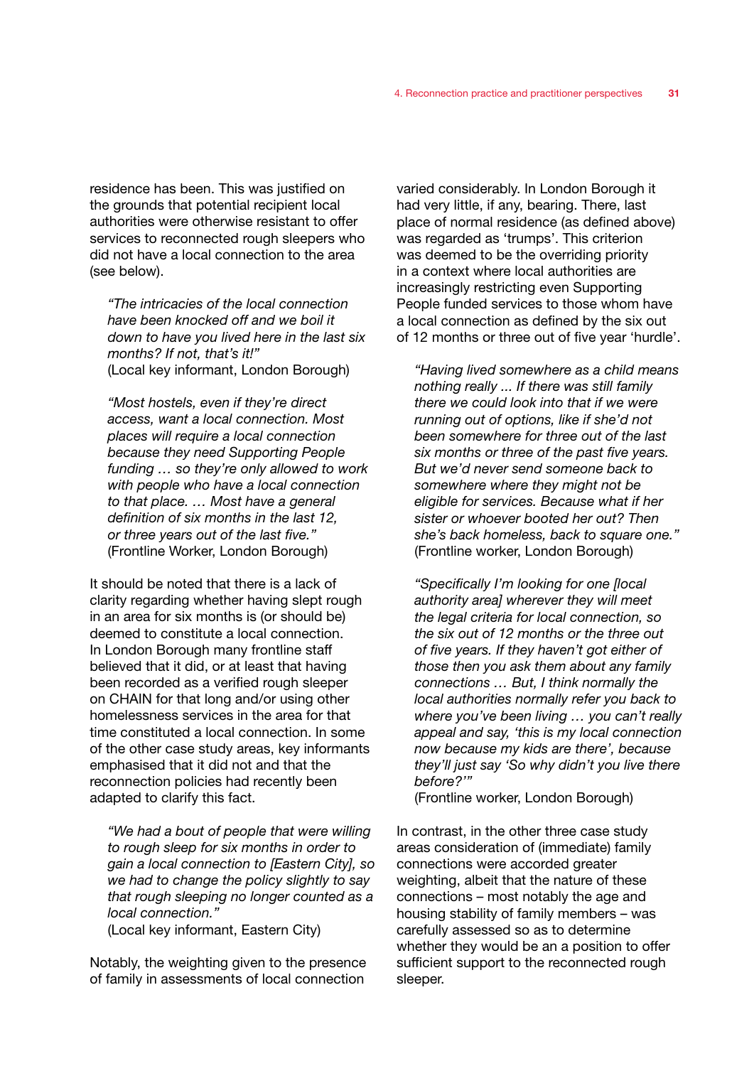residence has been. This was justified on the grounds that potential recipient local authorities were otherwise resistant to offer services to reconnected rough sleepers who did not have a local connection to the area (see below).

> *"The intricacies of the local connection have been knocked off and we boil it down to have you lived here in the last six months? If not, that's it!"*
> (Local key informant, London Borough)

> *"Most hostels, even if they're direct access, want a local connection. Most places will require a local connection because they need Supporting People funding … so they're only allowed to work with people who have a local connection to that place. … Most have a general definition of six months in the last 12, or three years out of the last five."*
> (Frontline Worker, London Borough)

It should be noted that there is a lack of clarity regarding whether having slept rough in an area for six months is (or should be) deemed to constitute a local connection. In London Borough many frontline staff believed that it did, or at least that having been recorded as a verified rough sleeper on CHAIN for that long and/or using other homelessness services in the area for that time constituted a local connection. In some of the other case study areas, key informants emphasised that it did not and that the reconnection policies had recently been adapted to clarify this fact.

> *"We had a bout of people that were willing to rough sleep for six months in order to gain a local connection to [Eastern City], so we had to change the policy slightly to say that rough sleeping no longer counted as a local connection."*
> (Local key informant, Eastern City)

Notably, the weighting given to the presence of family in assessments of local connection varied considerably. In London Borough it had very little, if any, bearing. There, last place of normal residence (as defined above) was regarded as 'trumps'. This criterion was deemed to be the overriding priority in a context where local authorities are increasingly restricting even Supporting People funded services to those whom have a local connection as defined by the six out of 12 months or three out of five year 'hurdle'.

> *"Having lived somewhere as a child means nothing really ... If there was still family there we could look into that if we were running out of options, like if she'd not been somewhere for three out of the last six months or three of the past five years. But we'd never send someone back to somewhere where they might not be eligible for services. Because what if her sister or whoever booted her out? Then she's back homeless, back to square one."*
> (Frontline worker, London Borough)

> *"Specifically I'm looking for one [local authority area] wherever they will meet the legal criteria for local connection, so the six out of 12 months or the three out of five years. If they haven't got either of those then you ask them about any family connections … But, I think normally the local authorities normally refer you back to where you've been living … you can't really appeal and say, 'this is my local connection now because my kids are there', because they'll just say 'So why didn't you live there before?'"*
> (Frontline worker, London Borough)

In contrast, in the other three case study areas consideration of (immediate) family connections were accorded greater weighting, albeit that the nature of these connections – most notably the age and housing stability of family members – was carefully assessed so as to determine whether they would be an a position to offer sufficient support to the reconnected rough sleeper.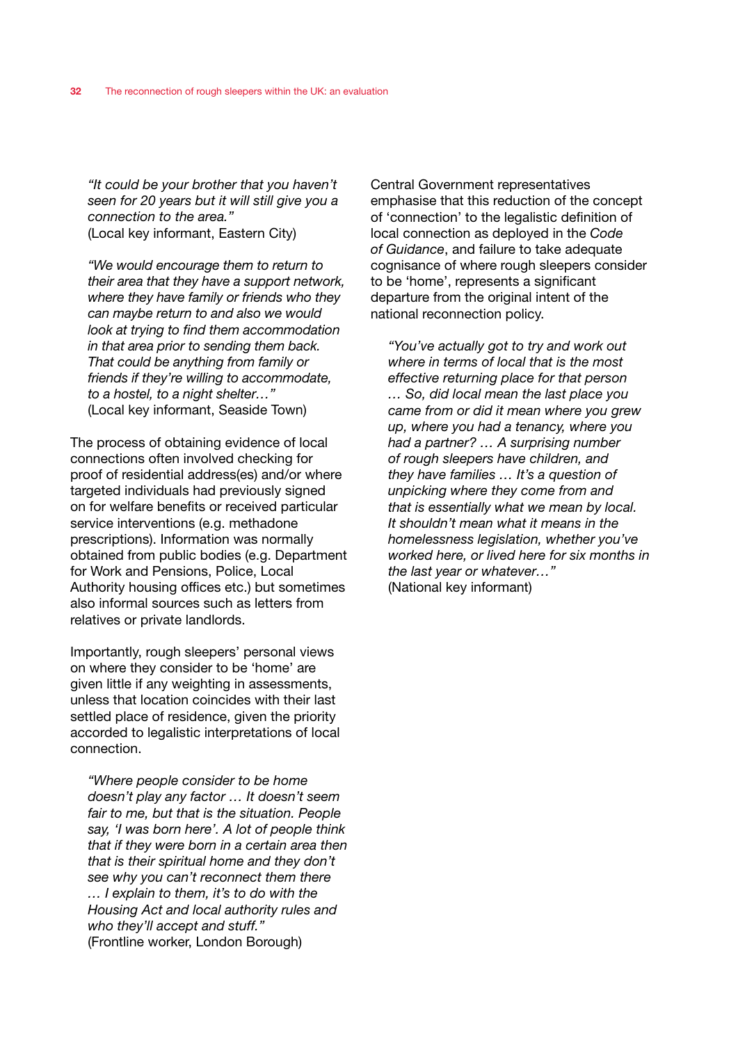*"It could be your brother that you haven't seen for 20 years but it will still give you a connection to the area."*
(Local key informant, Eastern City)

*"We would encourage them to return to their area that they have a support network, where they have family or friends who they can maybe return to and also we would look at trying to find them accommodation in that area prior to sending them back. That could be anything from family or friends if they're willing to accommodate, to a hostel, to a night shelter…"*
(Local key informant, Seaside Town)

The process of obtaining evidence of local connections often involved checking for proof of residential address(es) and/or where targeted individuals had previously signed on for welfare benefits or received particular service interventions (e.g. methadone prescriptions). Information was normally obtained from public bodies (e.g. Department for Work and Pensions, Police, Local Authority housing offices etc.) but sometimes also informal sources such as letters from relatives or private landlords.

Importantly, rough sleepers' personal views on where they consider to be 'home' are given little if any weighting in assessments, unless that location coincides with their last settled place of residence, given the priority accorded to legalistic interpretations of local connection.

*"Where people consider to be home doesn't play any factor … It doesn't seem fair to me, but that is the situation. People say, 'I was born here'. A lot of people think that if they were born in a certain area then that is their spiritual home and they don't see why you can't reconnect them there … I explain to them, it's to do with the Housing Act and local authority rules and who they'll accept and stuff."*
(Frontline worker, London Borough)

Central Government representatives emphasise that this reduction of the concept of 'connection' to the legalistic definition of local connection as deployed in the *Code of Guidance*, and failure to take adequate cognisance of where rough sleepers consider to be 'home', represents a significant departure from the original intent of the national reconnection policy.

*"You've actually got to try and work out where in terms of local that is the most effective returning place for that person … So, did local mean the last place you came from or did it mean where you grew up, where you had a tenancy, where you had a partner? … A surprising number of rough sleepers have children, and they have families … It's a question of unpicking where they come from and that is essentially what we mean by local. It shouldn't mean what it means in the homelessness legislation, whether you've worked here, or lived here for six months in the last year or whatever…"*
(National key informant)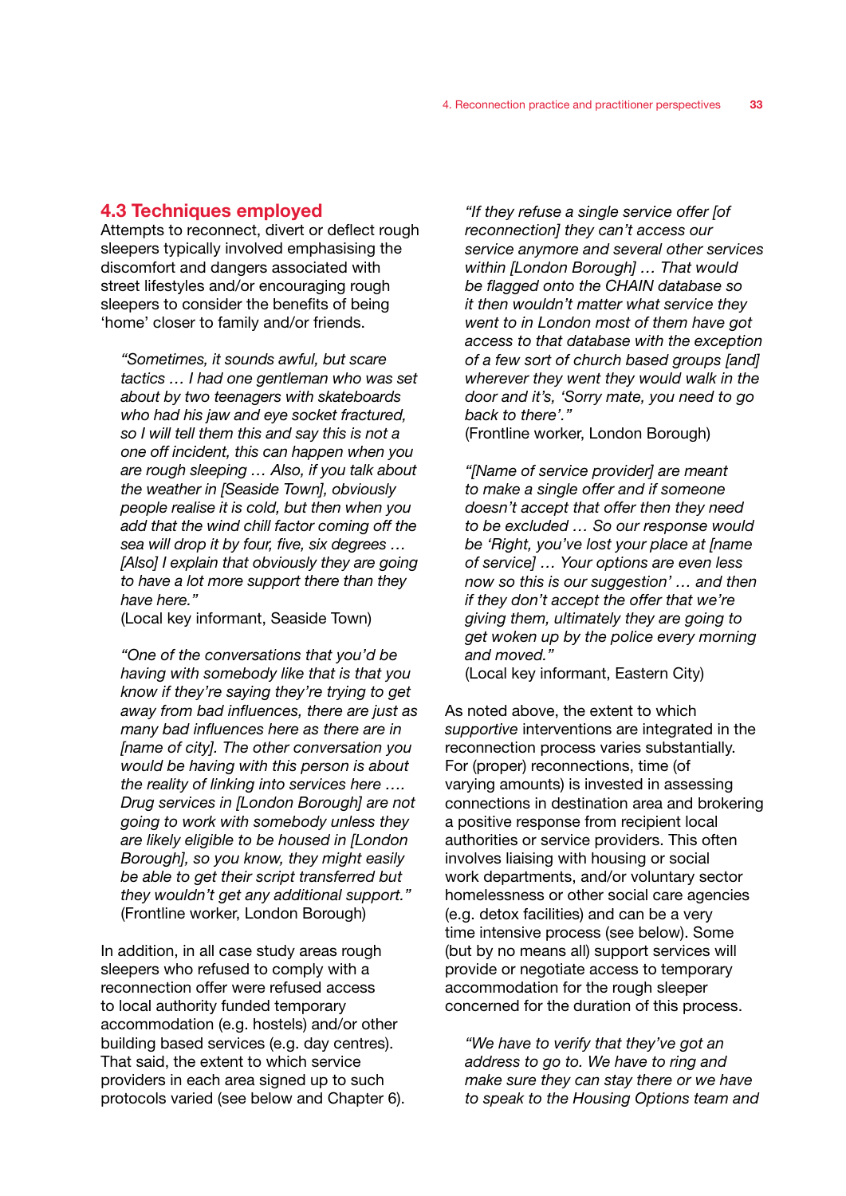### 4.3 Techniques employed

Attempts to reconnect, divert or deflect rough sleepers typically involved emphasising the discomfort and dangers associated with street lifestyles and/or encouraging rough sleepers to consider the benefits of being 'home' closer to family and/or friends.

> *"Sometimes, it sounds awful, but scare tactics … I had one gentleman who was set about by two teenagers with skateboards who had his jaw and eye socket fractured, so I will tell them this and say this is not a one off incident, this can happen when you are rough sleeping … Also, if you talk about the weather in [Seaside Town], obviously people realise it is cold, but then when you add that the wind chill factor coming off the sea will drop it by four, five, six degrees … [Also] I explain that obviously they are going to have a lot more support there than they have here."*
> (Local key informant, Seaside Town)

> *"One of the conversations that you'd be having with somebody like that is that you know if they're saying they're trying to get away from bad influences, there are just as many bad influences here as there are in [name of city]. The other conversation you would be having with this person is about the reality of linking into services here …. Drug services in [London Borough] are not going to work with somebody unless they are likely eligible to be housed in [London Borough], so you know, they might easily be able to get their script transferred but they wouldn't get any additional support."*
> (Frontline worker, London Borough)

In addition, in all case study areas rough sleepers who refused to comply with a reconnection offer were refused access to local authority funded temporary accommodation (e.g. hostels) and/or other building based services (e.g. day centres). That said, the extent to which service providers in each area signed up to such protocols varied (see below and Chapter 6).

> *"If they refuse a single service offer [of reconnection] they can't access our service anymore and several other services within [London Borough] … That would be flagged onto the CHAIN database so it then wouldn't matter what service they went to in London most of them have got access to that database with the exception of a few sort of church based groups [and] wherever they went they would walk in the door and it's, 'Sorry mate, you need to go back to there'."*
> (Frontline worker, London Borough)

> *"[Name of service provider] are meant to make a single offer and if someone doesn't accept that offer then they need to be excluded … So our response would be 'Right, you've lost your place at [name of service] … Your options are even less now so this is our suggestion' … and then if they don't accept the offer that we're giving them, ultimately they are going to get woken up by the police every morning and moved."*
> (Local key informant, Eastern City)

As noted above, the extent to which *supportive* interventions are integrated in the reconnection process varies substantially. For (proper) reconnections, time (of varying amounts) is invested in assessing connections in destination area and brokering a positive response from recipient local authorities or service providers. This often involves liaising with housing or social work departments, and/or voluntary sector homelessness or other social care agencies (e.g. detox facilities) and can be a very time intensive process (see below). Some (but by no means all) support services will provide or negotiate access to temporary accommodation for the rough sleeper concerned for the duration of this process.

> *"We have to verify that they've got an address to go to. We have to ring and make sure they can stay there or we have to speak to the Housing Options team and*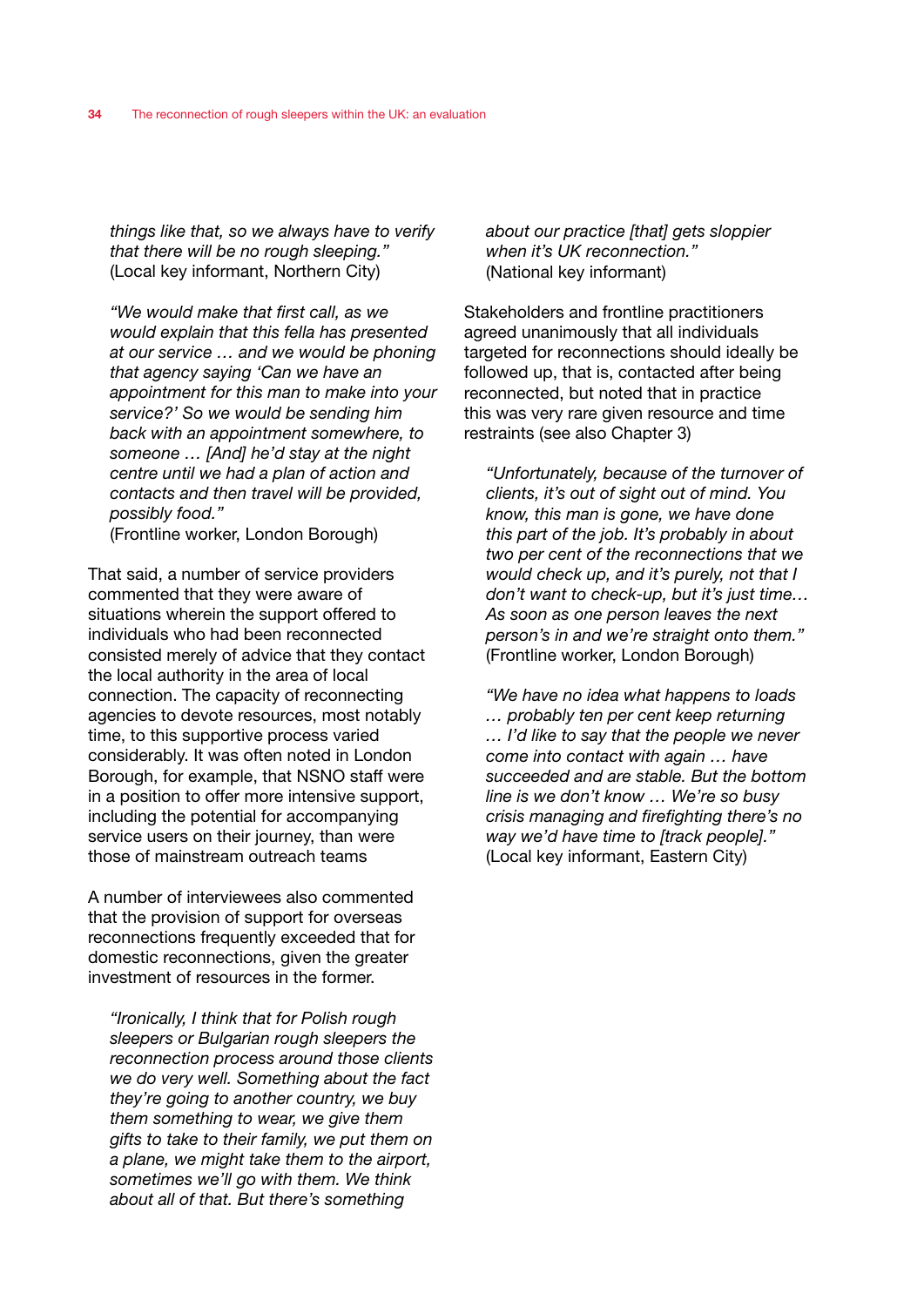*things like that, so we always have to verify that there will be no rough sleeping."*
(Local key informant, Northern City)

*"We would make that first call, as we would explain that this fella has presented at our service … and we would be phoning that agency saying 'Can we have an appointment for this man to make into your service?' So we would be sending him back with an appointment somewhere, to someone … [And] he'd stay at the night centre until we had a plan of action and contacts and then travel will be provided, possibly food."*
(Frontline worker, London Borough)

That said, a number of service providers commented that they were aware of situations wherein the support offered to individuals who had been reconnected consisted merely of advice that they contact the local authority in the area of local connection. The capacity of reconnecting agencies to devote resources, most notably time, to this supportive process varied considerably. It was often noted in London Borough, for example, that NSNO staff were in a position to offer more intensive support, including the potential for accompanying service users on their journey, than were those of mainstream outreach teams

A number of interviewees also commented that the provision of support for overseas reconnections frequently exceeded that for domestic reconnections, given the greater investment of resources in the former.

*"Ironically, I think that for Polish rough sleepers or Bulgarian rough sleepers the reconnection process around those clients we do very well. Something about the fact they're going to another country, we buy them something to wear, we give them gifts to take to their family, we put them on a plane, we might take them to the airport, sometimes we'll go with them. We think about all of that. But there's something about our practice [that] gets sloppier when it's UK reconnection."*
(National key informant)

Stakeholders and frontline practitioners agreed unanimously that all individuals targeted for reconnections should ideally be followed up, that is, contacted after being reconnected, but noted that in practice this was very rare given resource and time restraints (see also Chapter 3)

*"Unfortunately, because of the turnover of clients, it's out of sight out of mind. You know, this man is gone, we have done this part of the job. It's probably in about two per cent of the reconnections that we would check up, and it's purely, not that I don't want to check-up, but it's just time… As soon as one person leaves the next person's in and we're straight onto them."*
(Frontline worker, London Borough)

*"We have no idea what happens to loads … probably ten per cent keep returning … I'd like to say that the people we never come into contact with again … have succeeded and are stable. But the bottom line is we don't know … We're so busy crisis managing and firefighting there's no way we'd have time to [track people]."*
(Local key informant, Eastern City)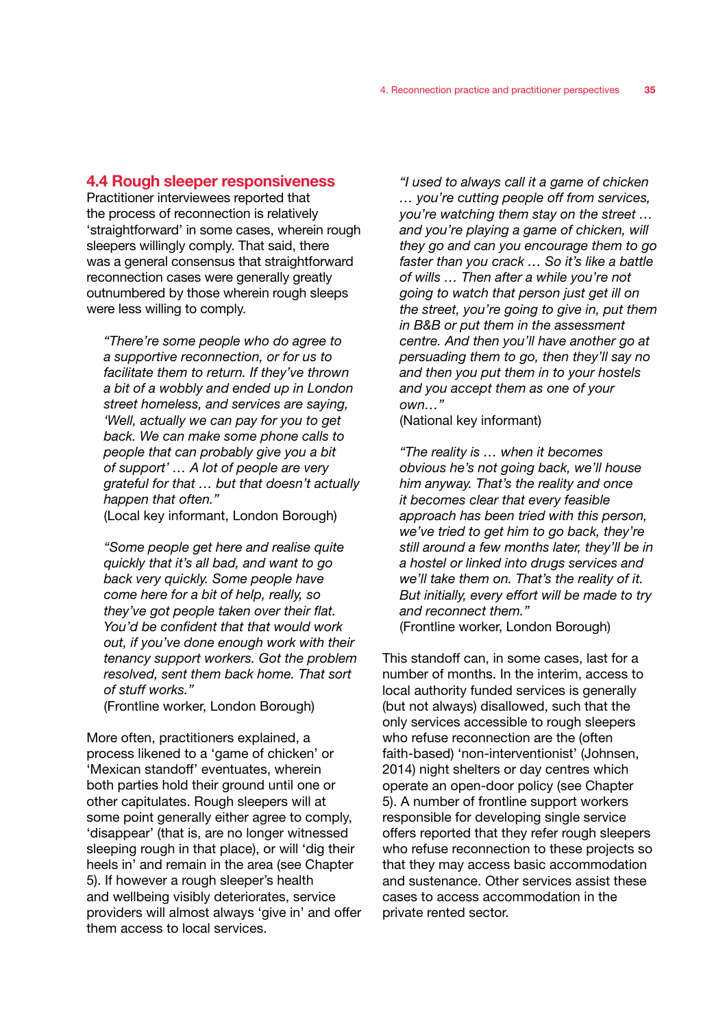## 4.4 Rough sleeper responsiveness

Practitioner interviewees reported that the process of reconnection is relatively 'straightforward' in some cases, wherein rough sleepers willingly comply. That said, there was a general consensus that straightforward reconnection cases were generally greatly outnumbered by those wherein rough sleeps were less willing to comply.

> *"There're some people who do agree to a supportive reconnection, or for us to facilitate them to return. If they've thrown a bit of a wobbly and ended up in London street homeless, and services are saying, 'Well, actually we can pay for you to get back. We can make some phone calls to people that can probably give you a bit of support' … A lot of people are very grateful for that … but that doesn't actually happen that often."*
> (Local key informant, London Borough)

> *"Some people get here and realise quite quickly that it's all bad, and want to go back very quickly. Some people have come here for a bit of help, really, so they've got people taken over their flat. You'd be confident that that would work out, if you've done enough work with their tenancy support workers. Got the problem resolved, sent them back home. That sort of stuff works."*
> (Frontline worker, London Borough)

More often, practitioners explained, a process likened to a 'game of chicken' or 'Mexican standoff' eventuates, wherein both parties hold their ground until one or other capitulates. Rough sleepers will at some point generally either agree to comply, 'disappear' (that is, are no longer witnessed sleeping rough in that place), or will 'dig their heels in' and remain in the area (see Chapter 5). If however a rough sleeper's health and wellbeing visibly deteriorates, service providers will almost always 'give in' and offer them access to local services.

> *"I used to always call it a game of chicken … you're cutting people off from services, you're watching them stay on the street … and you're playing a game of chicken, will they go and can you encourage them to go faster than you crack … So it's like a battle of wills … Then after a while you're not going to watch that person just get ill on the street, you're going to give in, put them in B&B or put them in the assessment centre. And then you'll have another go at persuading them to go, then they'll say no and then you put them in to your hostels and you accept them as one of your own…"*
> (National key informant)

> *"The reality is … when it becomes obvious he's not going back, we'll house him anyway. That's the reality and once it becomes clear that every feasible approach has been tried with this person, we've tried to get him to go back, they're still around a few months later, they'll be in a hostel or linked into drugs services and we'll take them on. That's the reality of it. But initially, every effort will be made to try and reconnect them."*
> (Frontline worker, London Borough)

This standoff can, in some cases, last for a number of months. In the interim, access to local authority funded services is generally (but not always) disallowed, such that the only services accessible to rough sleepers who refuse reconnection are the (often faith-based) 'non-interventionist' (Johnsen, 2014) night shelters or day centres which operate an open-door policy (see Chapter 5). A number of frontline support workers responsible for developing single service offers reported that they refer rough sleepers who refuse reconnection to these projects so that they may access basic accommodation and sustenance. Other services assist these cases to access accommodation in the private rented sector.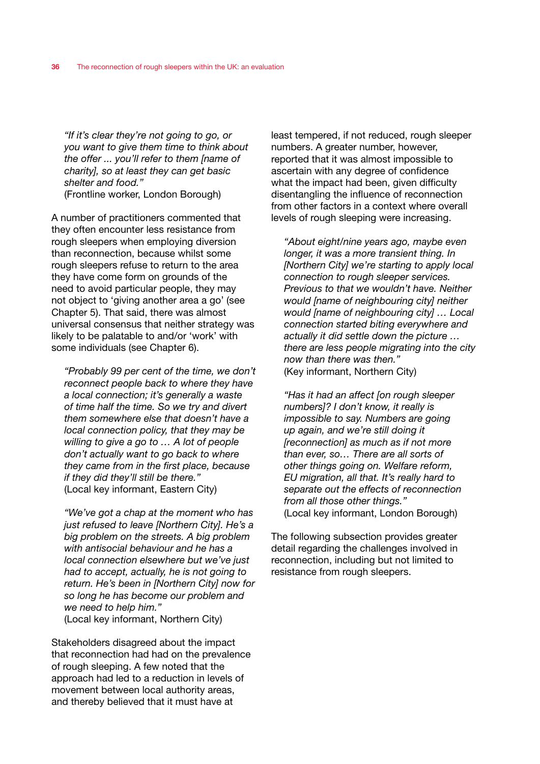*"If it's clear they're not going to go, or you want to give them time to think about the offer ... you'll refer to them [name of charity], so at least they can get basic shelter and food."*
(Frontline worker, London Borough)

A number of practitioners commented that they often encounter less resistance from rough sleepers when employing diversion than reconnection, because whilst some rough sleepers refuse to return to the area they have come form on grounds of the need to avoid particular people, they may not object to 'giving another area a go' (see Chapter 5). That said, there was almost universal consensus that neither strategy was likely to be palatable to and/or 'work' with some individuals (see Chapter 6).

*"Probably 99 per cent of the time, we don't reconnect people back to where they have a local connection; it's generally a waste of time half the time. So we try and divert them somewhere else that doesn't have a local connection policy, that they may be willing to give a go to … A lot of people don't actually want to go back to where they came from in the first place, because if they did they'll still be there."*
(Local key informant, Eastern City)

*"We've got a chap at the moment who has just refused to leave [Northern City]. He's a big problem on the streets. A big problem with antisocial behaviour and he has a local connection elsewhere but we've just had to accept, actually, he is not going to return. He's been in [Northern City] now for so long he has become our problem and we need to help him."*
(Local key informant, Northern City)

Stakeholders disagreed about the impact that reconnection had had on the prevalence of rough sleeping. A few noted that the approach had led to a reduction in levels of movement between local authority areas, and thereby believed that it must have at least tempered, if not reduced, rough sleeper numbers. A greater number, however, reported that it was almost impossible to ascertain with any degree of confidence what the impact had been, given difficulty disentangling the influence of reconnection from other factors in a context where overall levels of rough sleeping were increasing.

*"About eight/nine years ago, maybe even longer, it was a more transient thing. In [Northern City] we're starting to apply local connection to rough sleeper services. Previous to that we wouldn't have. Neither would [name of neighbouring city] neither would [name of neighbouring city] … Local connection started biting everywhere and actually it did settle down the picture … there are less people migrating into the city now than there was then."*
(Key informant, Northern City)

*"Has it had an affect [on rough sleeper numbers]? I don't know, it really is impossible to say. Numbers are going up again, and we're still doing it [reconnection] as much as if not more than ever, so… There are all sorts of other things going on. Welfare reform, EU migration, all that. It's really hard to separate out the effects of reconnection from all those other things."*
(Local key informant, London Borough)

The following subsection provides greater detail regarding the challenges involved in reconnection, including but not limited to resistance from rough sleepers.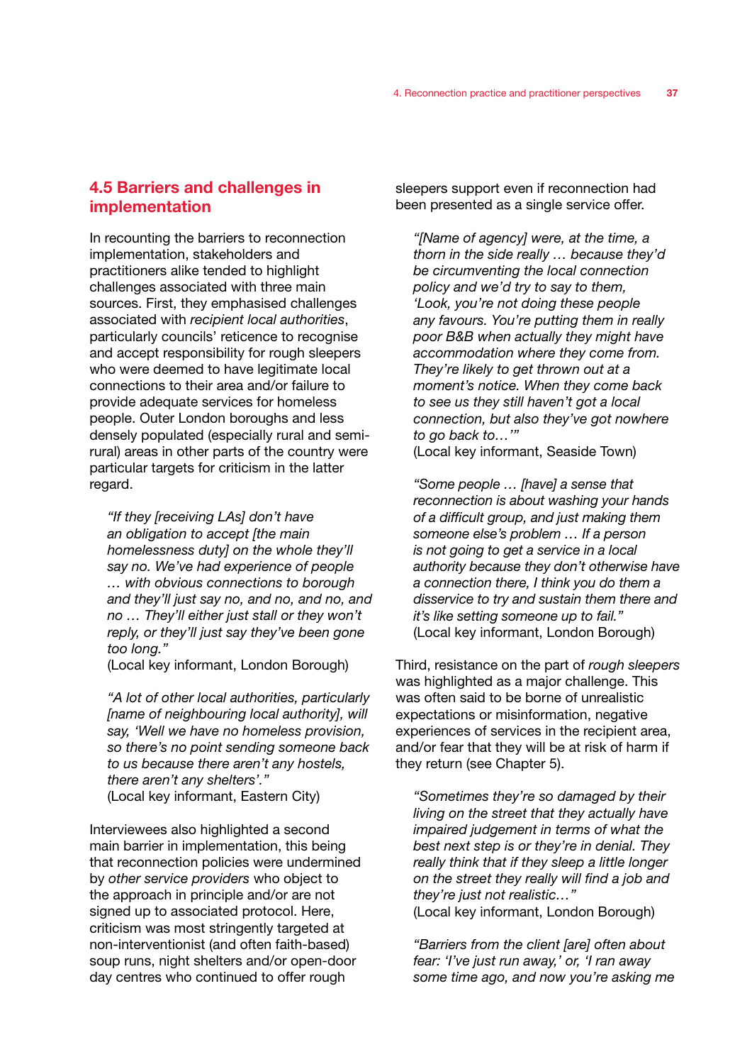## 4.5 Barriers and challenges in implementation

In recounting the barriers to reconnection implementation, stakeholders and practitioners alike tended to highlight challenges associated with three main sources. First, they emphasised challenges associated with *recipient local authorities*, particularly councils' reticence to recognise and accept responsibility for rough sleepers who were deemed to have legitimate local connections to their area and/or failure to provide adequate services for homeless people. Outer London boroughs and less densely populated (especially rural and semi-rural) areas in other parts of the country were particular targets for criticism in the latter regard.

> *"If they [receiving LAs] don't have an obligation to accept [the main homelessness duty] on the whole they'll say no. We've had experience of people … with obvious connections to borough and they'll just say no, and no, and no, and no … They'll either just stall or they won't reply, or they'll just say they've been gone too long."*
> (Local key informant, London Borough)

> *"A lot of other local authorities, particularly [name of neighbouring local authority], will say, 'Well we have no homeless provision, so there's no point sending someone back to us because there aren't any hostels, there aren't any shelters'."*
> (Local key informant, Eastern City)

Interviewees also highlighted a second main barrier in implementation, this being that reconnection policies were undermined by *other service providers* who object to the approach in principle and/or are not signed up to associated protocol. Here, criticism was most stringently targeted at non-interventionist (and often faith-based) soup runs, night shelters and/or open-door day centres who continued to offer rough sleepers support even if reconnection had been presented as a single service offer.

> *"[Name of agency] were, at the time, a thorn in the side really … because they'd be circumventing the local connection policy and we'd try to say to them, 'Look, you're not doing these people any favours. You're putting them in really poor B&B when actually they might have accommodation where they come from. They're likely to get thrown out at a moment's notice. When they come back to see us they still haven't got a local connection, but also they've got nowhere to go back to…'"*
> (Local key informant, Seaside Town)

> *"Some people … [have] a sense that reconnection is about washing your hands of a difficult group, and just making them someone else's problem … If a person is not going to get a service in a local authority because they don't otherwise have a connection there, I think you do them a disservice to try and sustain them there and it's like setting someone up to fail."*
> (Local key informant, London Borough)

Third, resistance on the part of *rough sleepers* was highlighted as a major challenge. This was often said to be borne of unrealistic expectations or misinformation, negative experiences of services in the recipient area, and/or fear that they will be at risk of harm if they return (see Chapter 5).

> *"Sometimes they're so damaged by their living on the street that they actually have impaired judgement in terms of what the best next step is or they're in denial. They really think that if they sleep a little longer on the street they really will find a job and they're just not realistic…"*
> (Local key informant, London Borough)

> *"Barriers from the client [are] often about fear: 'I've just run away,' or, 'I ran away some time ago, and now you're asking me*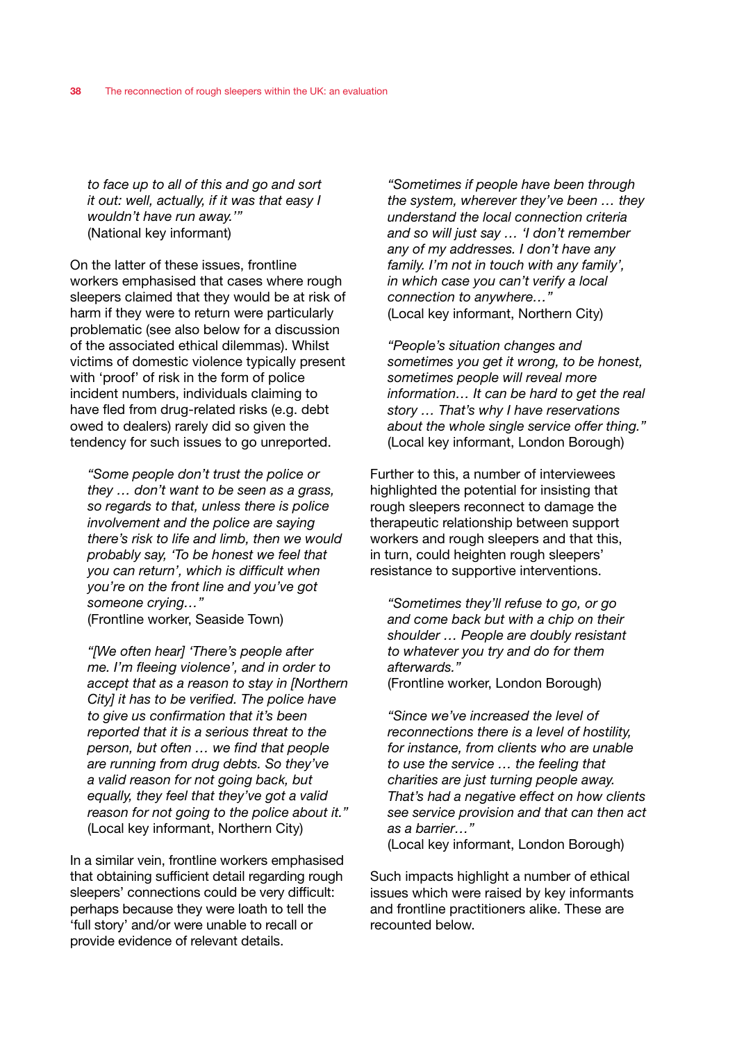*to face up to all of this and go and sort it out: well, actually, if it was that easy I wouldn't have run away.'"*
(National key informant)

On the latter of these issues, frontline workers emphasised that cases where rough sleepers claimed that they would be at risk of harm if they were to return were particularly problematic (see also below for a discussion of the associated ethical dilemmas). Whilst victims of domestic violence typically present with 'proof' of risk in the form of police incident numbers, individuals claiming to have fled from drug-related risks (e.g. debt owed to dealers) rarely did so given the tendency for such issues to go unreported.

*"Some people don't trust the police or they … don't want to be seen as a grass, so regards to that, unless there is police involvement and the police are saying there's risk to life and limb, then we would probably say, 'To be honest we feel that you can return', which is difficult when you're on the front line and you've got someone crying…"*
(Frontline worker, Seaside Town)

*"[We often hear] 'There's people after me. I'm fleeing violence', and in order to accept that as a reason to stay in [Northern City] it has to be verified. The police have to give us confirmation that it's been reported that it is a serious threat to the person, but often … we find that people are running from drug debts. So they've a valid reason for not going back, but equally, they feel that they've got a valid reason for not going to the police about it."*
(Local key informant, Northern City)

In a similar vein, frontline workers emphasised that obtaining sufficient detail regarding rough sleepers' connections could be very difficult: perhaps because they were loath to tell the 'full story' and/or were unable to recall or provide evidence of relevant details.

*"Sometimes if people have been through the system, wherever they've been … they understand the local connection criteria and so will just say … 'I don't remember any of my addresses. I don't have any family. I'm not in touch with any family', in which case you can't verify a local connection to anywhere…"*
(Local key informant, Northern City)

*"People's situation changes and sometimes you get it wrong, to be honest, sometimes people will reveal more information… It can be hard to get the real story … That's why I have reservations about the whole single service offer thing."*
(Local key informant, London Borough)

Further to this, a number of interviewees highlighted the potential for insisting that rough sleepers reconnect to damage the therapeutic relationship between support workers and rough sleepers and that this, in turn, could heighten rough sleepers' resistance to supportive interventions.

*"Sometimes they'll refuse to go, or go and come back but with a chip on their shoulder … People are doubly resistant to whatever you try and do for them afterwards."*
(Frontline worker, London Borough)

*"Since we've increased the level of reconnections there is a level of hostility, for instance, from clients who are unable to use the service … the feeling that charities are just turning people away. That's had a negative effect on how clients see service provision and that can then act as a barrier…"*
(Local key informant, London Borough)

Such impacts highlight a number of ethical issues which were raised by key informants and frontline practitioners alike. These are recounted below.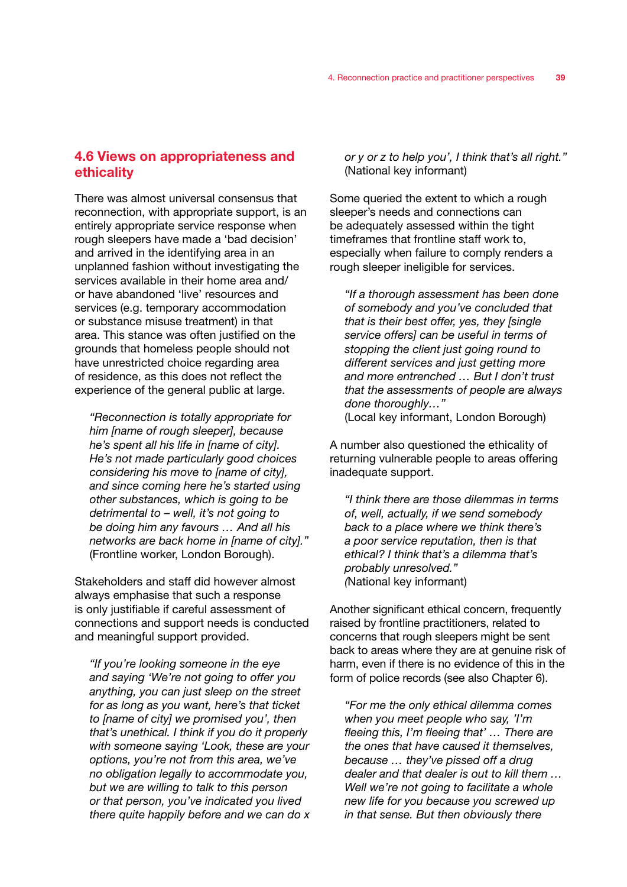## 4.6 Views on appropriateness and ethicality

There was almost universal consensus that reconnection, with appropriate support, is an entirely appropriate service response when rough sleepers have made a 'bad decision' and arrived in the identifying area in an unplanned fashion without investigating the services available in their home area and/or have abandoned 'live' resources and services (e.g. temporary accommodation or substance misuse treatment) in that area. This stance was often justified on the grounds that homeless people should not have unrestricted choice regarding area of residence, as this does not reflect the experience of the general public at large.

> *"Reconnection is totally appropriate for him [name of rough sleeper], because he's spent all his life in [name of city]. He's not made particularly good choices considering his move to [name of city], and since coming here he's started using other substances, which is going to be detrimental to – well, it's not going to be doing him any favours … And all his networks are back home in [name of city]."*
> (Frontline worker, London Borough).

Stakeholders and staff did however almost always emphasise that such a response is only justifiable if careful assessment of connections and support needs is conducted and meaningful support provided.

> *"If you're looking someone in the eye and saying 'We're not going to offer you anything, you can just sleep on the street for as long as you want, here's that ticket to [name of city] we promised you', then that's unethical. I think if you do it properly with someone saying 'Look, these are your options, you're not from this area, we've no obligation legally to accommodate you, but we are willing to talk to this person or that person, you've indicated you lived there quite happily before and we can do x or y or z to help you', I think that's all right."*
> (National key informant)

Some queried the extent to which a rough sleeper's needs and connections can be adequately assessed within the tight timeframes that frontline staff work to, especially when failure to comply renders a rough sleeper ineligible for services.

> *"If a thorough assessment has been done of somebody and you've concluded that that is their best offer, yes, they [single service offers] can be useful in terms of stopping the client just going round to different services and just getting more and more entrenched … But I don't trust that the assessments of people are always done thoroughly…"*
> (Local key informant, London Borough)

A number also questioned the ethicality of returning vulnerable people to areas offering inadequate support.

> *"I think there are those dilemmas in terms of, well, actually, if we send somebody back to a place where we think there's a poor service reputation, then is that ethical? I think that's a dilemma that's probably unresolved."*
> (National key informant)

Another significant ethical concern, frequently raised by frontline practitioners, related to concerns that rough sleepers might be sent back to areas where they are at genuine risk of harm, even if there is no evidence of this in the form of police records (see also Chapter 6).

> *"For me the only ethical dilemma comes when you meet people who say, 'I'm fleeing this, I'm fleeing that' … There are the ones that have caused it themselves, because … they've pissed off a drug dealer and that dealer is out to kill them … Well we're not going to facilitate a whole new life for you because you screwed up in that sense. But then obviously there*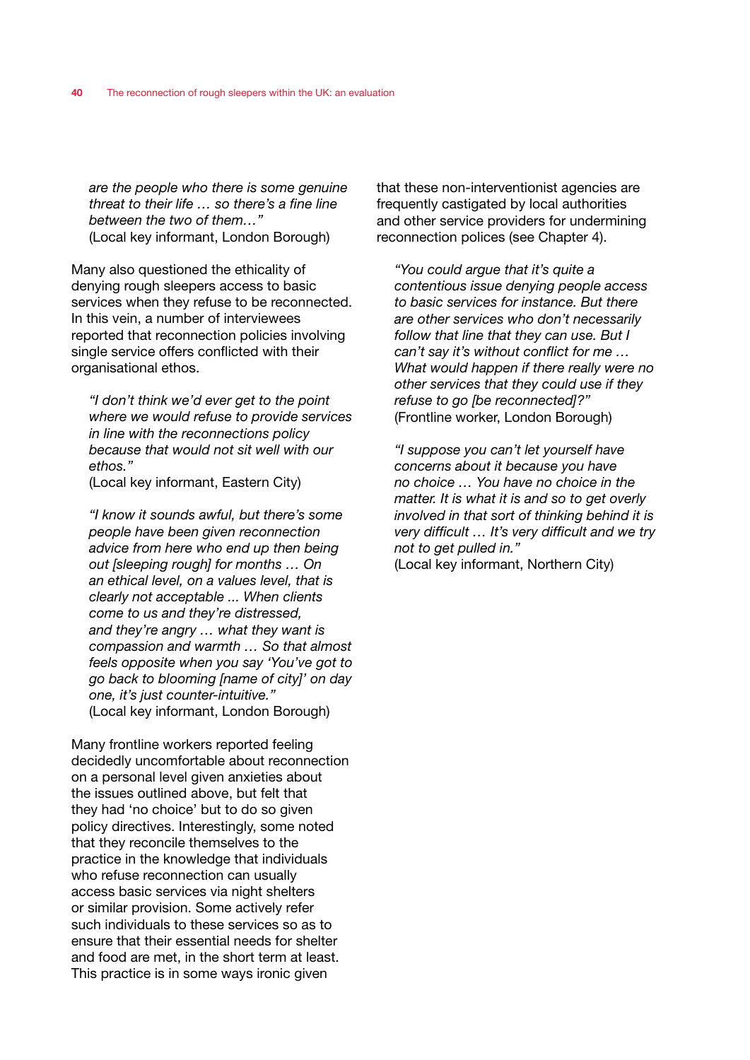*are the people who there is some genuine threat to their life … so there's a fine line between the two of them…"*
(Local key informant, London Borough)

Many also questioned the ethicality of denying rough sleepers access to basic services when they refuse to be reconnected. In this vein, a number of interviewees reported that reconnection policies involving single service offers conflicted with their organisational ethos.

> *"I don't think we'd ever get to the point where we would refuse to provide services in line with the reconnections policy because that would not sit well with our ethos."*
> (Local key informant, Eastern City)

> *"I know it sounds awful, but there's some people have been given reconnection advice from here who end up then being out [sleeping rough] for months … On an ethical level, on a values level, that is clearly not acceptable ... When clients come to us and they're distressed, and they're angry … what they want is compassion and warmth … So that almost feels opposite when you say 'You've got to go back to blooming [name of city]' on day one, it's just counter-intuitive."*
> (Local key informant, London Borough)

Many frontline workers reported feeling decidedly uncomfortable about reconnection on a personal level given anxieties about the issues outlined above, but felt that they had 'no choice' but to do so given policy directives. Interestingly, some noted that they reconcile themselves to the practice in the knowledge that individuals who refuse reconnection can usually access basic services via night shelters or similar provision. Some actively refer such individuals to these services so as to ensure that their essential needs for shelter and food are met, in the short term at least. This practice is in some ways ironic given that these non-interventionist agencies are frequently castigated by local authorities and other service providers for undermining reconnection polices (see Chapter 4).

> *"You could argue that it's quite a contentious issue denying people access to basic services for instance. But there are other services who don't necessarily follow that line that they can use. But I can't say it's without conflict for me … What would happen if there really were no other services that they could use if they refuse to go [be reconnected]?"*
> (Frontline worker, London Borough)

> *"I suppose you can't let yourself have concerns about it because you have no choice … You have no choice in the matter. It is what it is and so to get overly involved in that sort of thinking behind it is very difficult … It's very difficult and we try not to get pulled in."*
> (Local key informant, Northern City)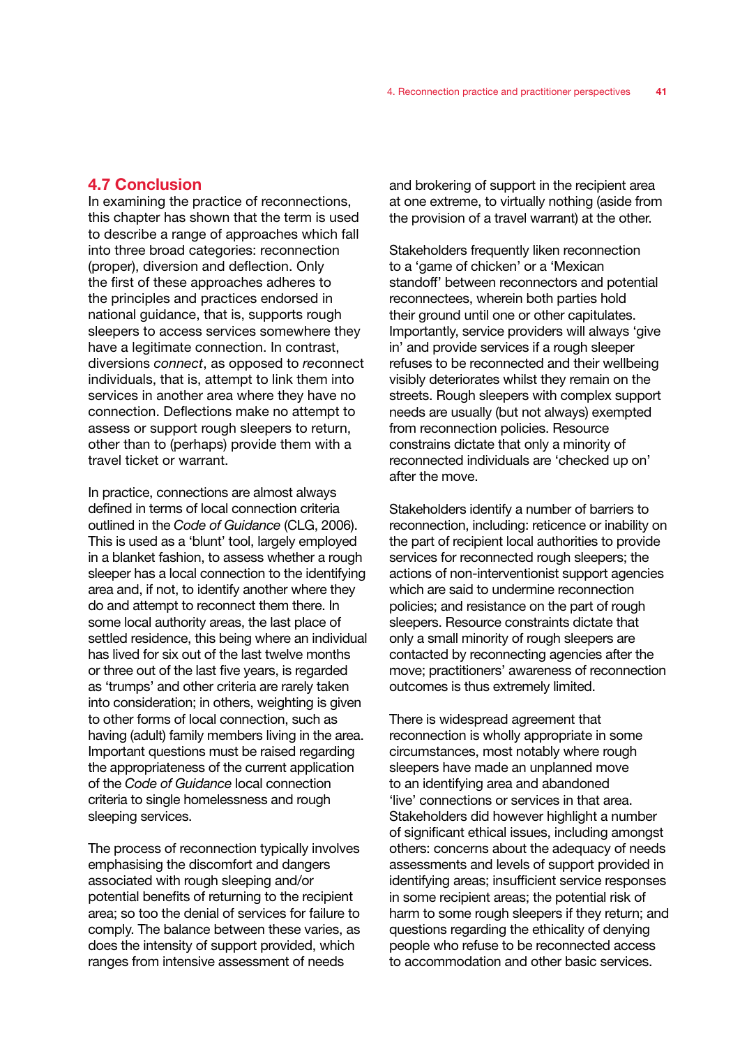## 4.7 Conclusion

In examining the practice of reconnections, this chapter has shown that the term is used to describe a range of approaches which fall into three broad categories: reconnection (proper), diversion and deflection. Only the first of these approaches adheres to the principles and practices endorsed in national guidance, that is, supports rough sleepers to access services somewhere they have a legitimate connection. In contrast, diversions *connect*, as opposed to *re*connect individuals, that is, attempt to link them into services in another area where they have no connection. Deflections make no attempt to assess or support rough sleepers to return, other than to (perhaps) provide them with a travel ticket or warrant.

In practice, connections are almost always defined in terms of local connection criteria outlined in the *Code of Guidance* (CLG, 2006). This is used as a 'blunt' tool, largely employed in a blanket fashion, to assess whether a rough sleeper has a local connection to the identifying area and, if not, to identify another where they do and attempt to reconnect them there. In some local authority areas, the last place of settled residence, this being where an individual has lived for six out of the last twelve months or three out of the last five years, is regarded as 'trumps' and other criteria are rarely taken into consideration; in others, weighting is given to other forms of local connection, such as having (adult) family members living in the area. Important questions must be raised regarding the appropriateness of the current application of the *Code of Guidance* local connection criteria to single homelessness and rough sleeping services.

The process of reconnection typically involves emphasising the discomfort and dangers associated with rough sleeping and/or potential benefits of returning to the recipient area; so too the denial of services for failure to comply. The balance between these varies, as does the intensity of support provided, which ranges from intensive assessment of needs and brokering of support in the recipient area at one extreme, to virtually nothing (aside from the provision of a travel warrant) at the other.

Stakeholders frequently liken reconnection to a 'game of chicken' or a 'Mexican standoff' between reconnectors and potential reconnectees, wherein both parties hold their ground until one or other capitulates. Importantly, service providers will always 'give in' and provide services if a rough sleeper refuses to be reconnected and their wellbeing visibly deteriorates whilst they remain on the streets. Rough sleepers with complex support needs are usually (but not always) exempted from reconnection policies. Resource constrains dictate that only a minority of reconnected individuals are 'checked up on' after the move.

Stakeholders identify a number of barriers to reconnection, including: reticence or inability on the part of recipient local authorities to provide services for reconnected rough sleepers; the actions of non-interventionist support agencies which are said to undermine reconnection policies; and resistance on the part of rough sleepers. Resource constraints dictate that only a small minority of rough sleepers are contacted by reconnecting agencies after the move; practitioners' awareness of reconnection outcomes is thus extremely limited.

There is widespread agreement that reconnection is wholly appropriate in some circumstances, most notably where rough sleepers have made an unplanned move to an identifying area and abandoned 'live' connections or services in that area. Stakeholders did however highlight a number of significant ethical issues, including amongst others: concerns about the adequacy of needs assessments and levels of support provided in identifying areas; insufficient service responses in some recipient areas; the potential risk of harm to some rough sleepers if they return; and questions regarding the ethicality of denying people who refuse to be reconnected access to accommodation and other basic services.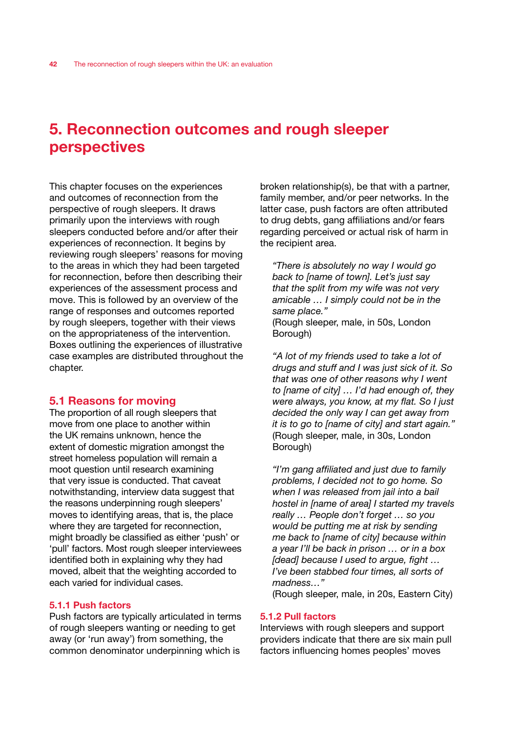# 5. Reconnection outcomes and rough sleeper perspectives

This chapter focuses on the experiences and outcomes of reconnection from the perspective of rough sleepers. It draws primarily upon the interviews with rough sleepers conducted before and/or after their experiences of reconnection. It begins by reviewing rough sleepers' reasons for moving to the areas in which they had been targeted for reconnection, before then describing their experiences of the assessment process and move. This is followed by an overview of the range of responses and outcomes reported by rough sleepers, together with their views on the appropriateness of the intervention. Boxes outlining the experiences of illustrative case examples are distributed throughout the chapter.

## 5.1 Reasons for moving

The proportion of all rough sleepers that move from one place to another within the UK remains unknown, hence the extent of domestic migration amongst the street homeless population will remain a moot question until research examining that very issue is conducted. That caveat notwithstanding, interview data suggest that the reasons underpinning rough sleepers' moves to identifying areas, that is, the place where they are targeted for reconnection, might broadly be classified as either 'push' or 'pull' factors. Most rough sleeper interviewees identified both in explaining why they had moved, albeit that the weighting accorded to each varied for individual cases.

### 5.1.1 Push factors

Push factors are typically articulated in terms of rough sleepers wanting or needing to get away (or 'run away') from something, the common denominator underpinning which is broken relationship(s), be that with a partner, family member, and/or peer networks. In the latter case, push factors are often attributed to drug debts, gang affiliations and/or fears regarding perceived or actual risk of harm in the recipient area.

> *"There is absolutely no way I would go back to [name of town]. Let's just say that the split from my wife was not very amicable … I simply could not be in the same place."*
> (Rough sleeper, male, in 50s, London Borough)

> *"A lot of my friends used to take a lot of drugs and stuff and I was just sick of it. So that was one of other reasons why I went to [name of city] … I'd had enough of, they were always, you know, at my flat. So I just decided the only way I can get away from it is to go to [name of city] and start again."*
> (Rough sleeper, male, in 30s, London Borough)

> *"I'm gang affiliated and just due to family problems, I decided not to go home. So when I was released from jail into a bail hostel in [name of area] I started my travels really … People don't forget … so you would be putting me at risk by sending me back to [name of city] because within a year I'll be back in prison … or in a box [dead] because I used to argue, fight … I've been stabbed four times, all sorts of madness…"*
> (Rough sleeper, male, in 20s, Eastern City)

### 5.1.2 Pull factors

Interviews with rough sleepers and support providers indicate that there are six main pull factors influencing homes peoples' moves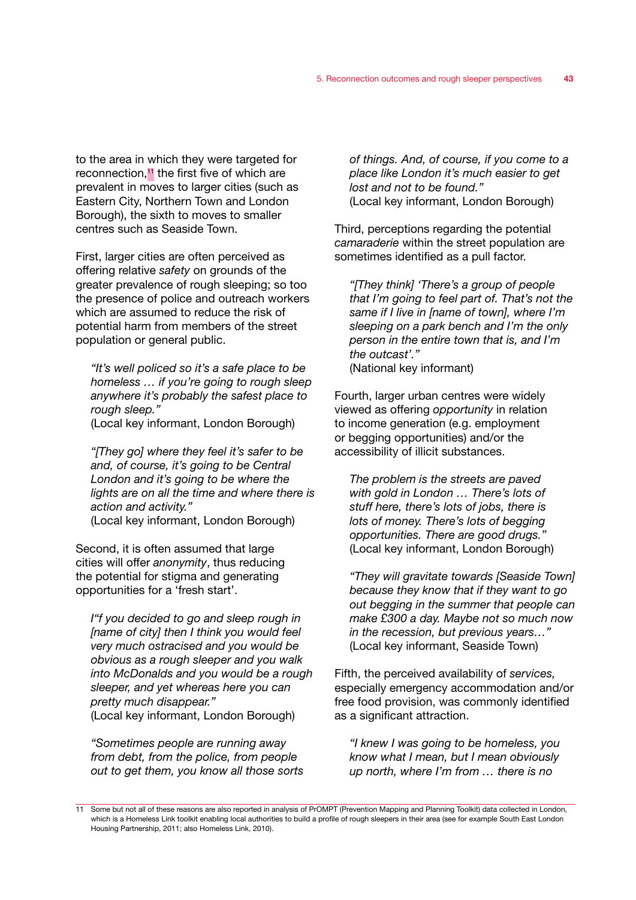to the area in which they were targeted for reconnection,[11] the first five of which are prevalent in moves to larger cities (such as Eastern City, Northern Town and London Borough), the sixth to moves to smaller centres such as Seaside Town.

First, larger cities are often perceived as offering relative *safety* on grounds of the greater prevalence of rough sleeping; so too the presence of police and outreach workers which are assumed to reduce the risk of potential harm from members of the street population or general public.

> *"It's well policed so it's a safe place to be homeless … if you're going to rough sleep anywhere it's probably the safest place to rough sleep."*
> (Local key informant, London Borough)

> *"[They go] where they feel it's safer to be and, of course, it's going to be Central London and it's going to be where the lights are on all the time and where there is action and activity."*
> (Local key informant, London Borough)

Second, it is often assumed that large cities will offer *anonymity*, thus reducing the potential for stigma and generating opportunities for a 'fresh start'.

> *I"f you decided to go and sleep rough in [name of city] then I think you would feel very much ostracised and you would be obvious as a rough sleeper and you walk into McDonalds and you would be a rough sleeper, and yet whereas here you can pretty much disappear."*
> (Local key informant, London Borough)

> *"Sometimes people are running away from debt, from the police, from people out to get them, you know all those sorts of things. And, of course, if you come to a place like London it's much easier to get lost and not to be found."*
> (Local key informant, London Borough)

Third, perceptions regarding the potential *camaraderie* within the street population are sometimes identified as a pull factor.

> *"[They think] 'There's a group of people that I'm going to feel part of. That's not the same if I live in [name of town], where I'm sleeping on a park bench and I'm the only person in the entire town that is, and I'm the outcast'."*
> (National key informant)

Fourth, larger urban centres were widely viewed as offering *opportunity* in relation to income generation (e.g. employment or begging opportunities) and/or the accessibility of illicit substances.

> *The problem is the streets are paved with gold in London … There's lots of stuff here, there's lots of jobs, there is lots of money. There's lots of begging opportunities. There are good drugs."*
> (Local key informant, London Borough)

> *"They will gravitate towards [Seaside Town] because they know that if they want to go out begging in the summer that people can make £300 a day. Maybe not so much now in the recession, but previous years…"*
> (Local key informant, Seaside Town)

Fifth, the perceived availability of *services,* especially emergency accommodation and/or free food provision, was commonly identified as a significant attraction.

> *"I knew I was going to be homeless, you know what I mean, but I mean obviously up north, where I'm from … there is no*

---

[11] Some but not all of these reasons are also reported in analysis of PrOMPT (Prevention Mapping and Planning Toolkit) data collected in London, which is a Homeless Link toolkit enabling local authorities to build a profile of rough sleepers in their area (see for example South East London Housing Partnership, 2011; also Homeless Link, 2010).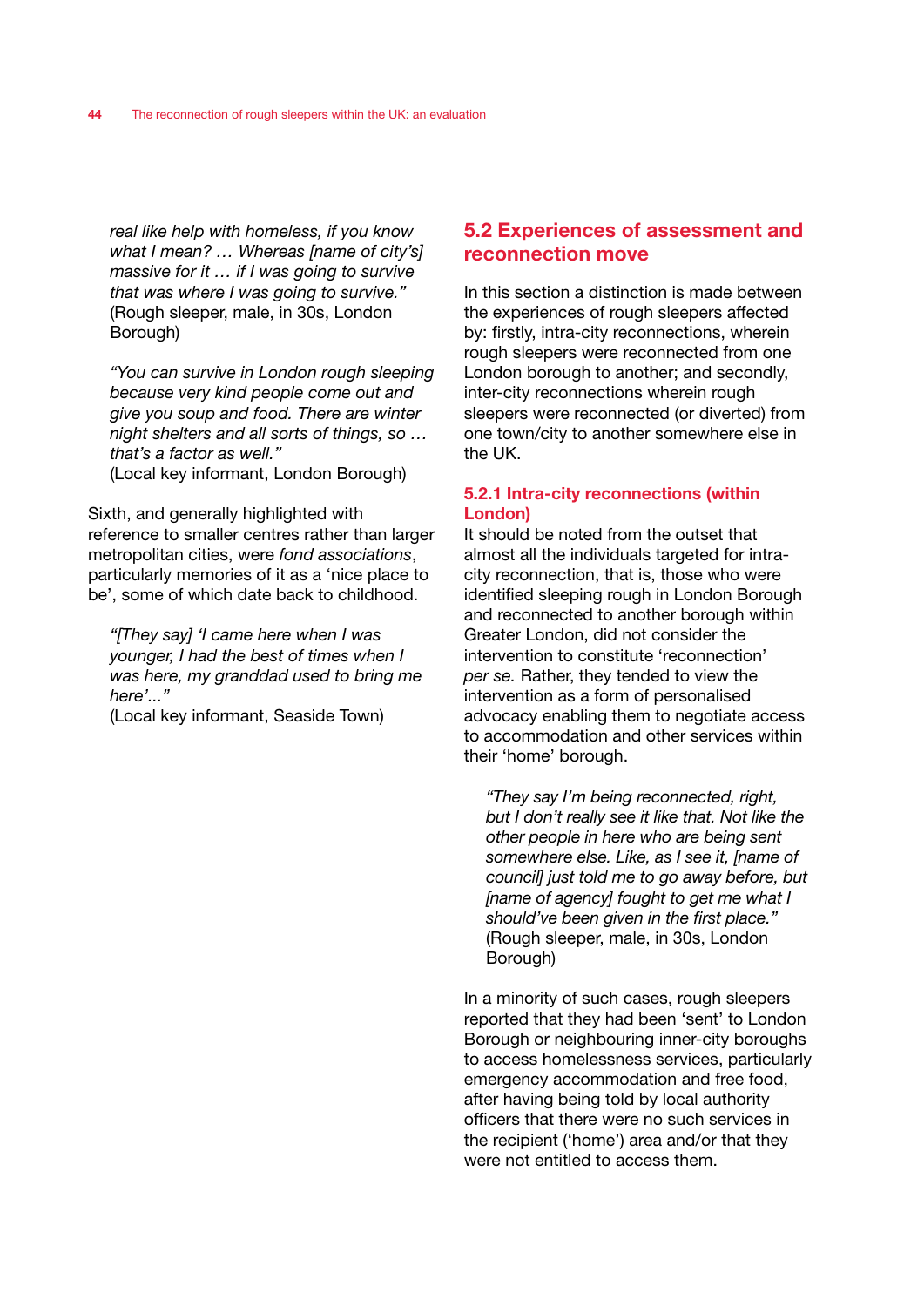*real like help with homeless, if you know what I mean? … Whereas [name of city's] massive for it … if I was going to survive that was where I was going to survive."*
(Rough sleeper, male, in 30s, London Borough)

*"You can survive in London rough sleeping because very kind people come out and give you soup and food. There are winter night shelters and all sorts of things, so … that's a factor as well."*
(Local key informant, London Borough)

Sixth, and generally highlighted with reference to smaller centres rather than larger metropolitan cities, were *fond associations*, particularly memories of it as a 'nice place to be', some of which date back to childhood.

*"[They say] 'I came here when I was younger, I had the best of times when I was here, my granddad used to bring me here'..."*
(Local key informant, Seaside Town)

## 5.2 Experiences of assessment and reconnection move

In this section a distinction is made between the experiences of rough sleepers affected by: firstly, intra-city reconnections, wherein rough sleepers were reconnected from one London borough to another; and secondly, inter-city reconnections wherein rough sleepers were reconnected (or diverted) from one town/city to another somewhere else in the UK.

### 5.2.1 Intra-city reconnections (within London)

It should be noted from the outset that almost all the individuals targeted for intra-city reconnection, that is, those who were identified sleeping rough in London Borough and reconnected to another borough within Greater London, did not consider the intervention to constitute 'reconnection' *per se.* Rather, they tended to view the intervention as a form of personalised advocacy enabling them to negotiate access to accommodation and other services within their 'home' borough.

*"They say I'm being reconnected, right, but I don't really see it like that. Not like the other people in here who are being sent somewhere else. Like, as I see it, [name of council] just told me to go away before, but [name of agency] fought to get me what I should've been given in the first place."*
(Rough sleeper, male, in 30s, London Borough)

In a minority of such cases, rough sleepers reported that they had been 'sent' to London Borough or neighbouring inner-city boroughs to access homelessness services, particularly emergency accommodation and free food, after having being told by local authority officers that there were no such services in the recipient ('home') area and/or that they were not entitled to access them.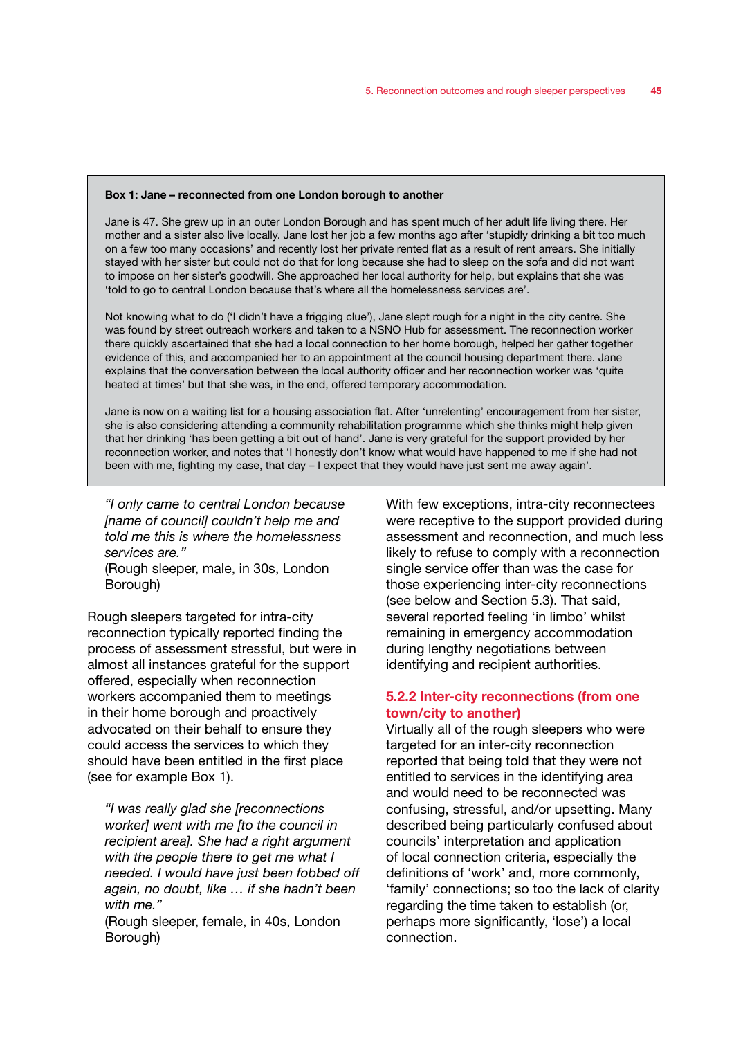**Box 1: Jane – reconnected from one London borough to another**

Jane is 47. She grew up in an outer London Borough and has spent much of her adult life living there. Her mother and a sister also live locally. Jane lost her job a few months ago after 'stupidly drinking a bit too much on a few too many occasions' and recently lost her private rented flat as a result of rent arrears. She initially stayed with her sister but could not do that for long because she had to sleep on the sofa and did not want to impose on her sister's goodwill. She approached her local authority for help, but explains that she was 'told to go to central London because that's where all the homelessness services are'.

Not knowing what to do ('I didn't have a frigging clue'), Jane slept rough for a night in the city centre. She was found by street outreach workers and taken to a NSNO Hub for assessment. The reconnection worker there quickly ascertained that she had a local connection to her home borough, helped her gather together evidence of this, and accompanied her to an appointment at the council housing department there. Jane explains that the conversation between the local authority officer and her reconnection worker was 'quite heated at times' but that she was, in the end, offered temporary accommodation.

Jane is now on a waiting list for a housing association flat. After 'unrelenting' encouragement from her sister, she is also considering attending a community rehabilitation programme which she thinks might help given that her drinking 'has been getting a bit out of hand'. Jane is very grateful for the support provided by her reconnection worker, and notes that 'I honestly don't know what would have happened to me if she had not been with me, fighting my case, that day – I expect that they would have just sent me away again'.

> *"I only came to central London because [name of council] couldn't help me and told me this is where the homelessness services are."*
> (Rough sleeper, male, in 30s, London Borough)

Rough sleepers targeted for intra-city reconnection typically reported finding the process of assessment stressful, but were in almost all instances grateful for the support offered, especially when reconnection workers accompanied them to meetings in their home borough and proactively advocated on their behalf to ensure they could access the services to which they should have been entitled in the first place (see for example Box 1).

> *"I was really glad she [reconnections worker] went with me [to the council in recipient area]. She had a right argument with the people there to get me what I needed. I would have just been fobbed off again, no doubt, like … if she hadn't been with me."*
> (Rough sleeper, female, in 40s, London Borough)

With few exceptions, intra-city reconnectees were receptive to the support provided during assessment and reconnection, and much less likely to refuse to comply with a reconnection single service offer than was the case for those experiencing inter-city reconnections (see below and Section 5.3). That said, several reported feeling 'in limbo' whilst remaining in emergency accommodation during lengthy negotiations between identifying and recipient authorities.

### 5.2.2 Inter-city reconnections (from one town/city to another)

Virtually all of the rough sleepers who were targeted for an inter-city reconnection reported that being told that they were not entitled to services in the identifying area and would need to be reconnected was confusing, stressful, and/or upsetting. Many described being particularly confused about councils' interpretation and application of local connection criteria, especially the definitions of 'work' and, more commonly, 'family' connections; so too the lack of clarity regarding the time taken to establish (or, perhaps more significantly, 'lose') a local connection.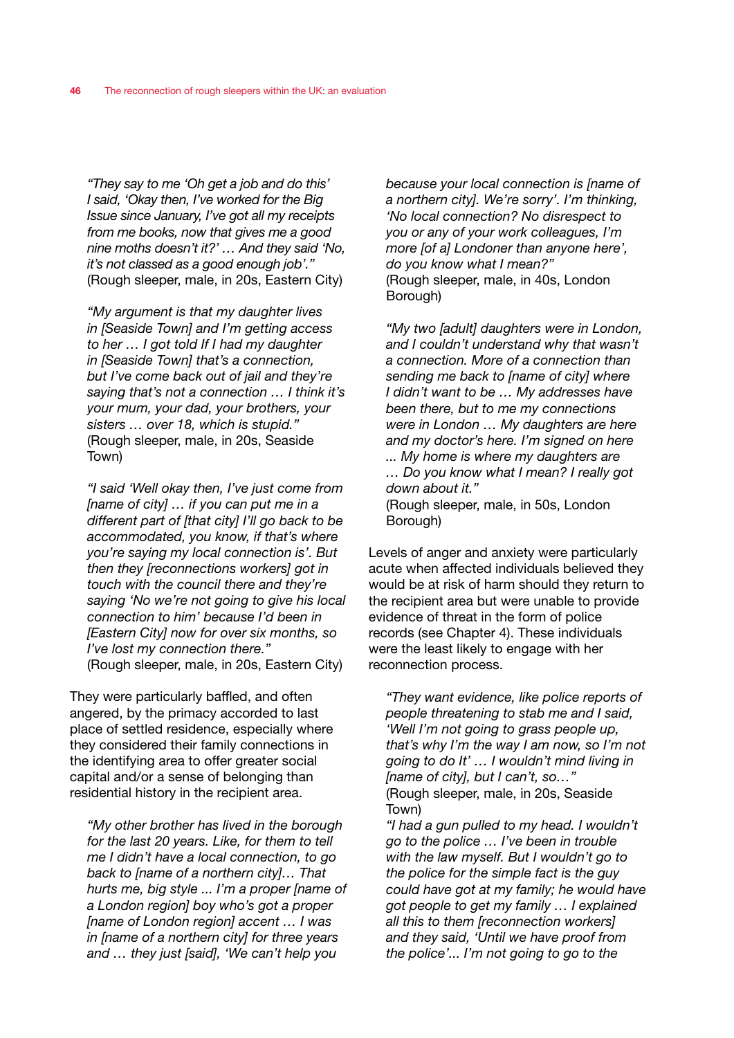*"They say to me 'Oh get a job and do this' I said, 'Okay then, I've worked for the Big Issue since January, I've got all my receipts from me books, now that gives me a good nine moths doesn't it?' … And they said 'No, it's not classed as a good enough job'."*
(Rough sleeper, male, in 20s, Eastern City)

*"My argument is that my daughter lives in [Seaside Town] and I'm getting access to her … I got told If I had my daughter in [Seaside Town] that's a connection, but I've come back out of jail and they're saying that's not a connection … I think it's your mum, your dad, your brothers, your sisters … over 18, which is stupid."*
(Rough sleeper, male, in 20s, Seaside Town)

*"I said 'Well okay then, I've just come from [name of city] … if you can put me in a different part of [that city] I'll go back to be accommodated, you know, if that's where you're saying my local connection is'. But then they [reconnections workers] got in touch with the council there and they're saying 'No we're not going to give his local connection to him' because I'd been in [Eastern City] now for over six months, so I've lost my connection there."*
(Rough sleeper, male, in 20s, Eastern City)

They were particularly baffled, and often angered, by the primacy accorded to last place of settled residence, especially where they considered their family connections in the identifying area to offer greater social capital and/or a sense of belonging than residential history in the recipient area.

*"My other brother has lived in the borough for the last 20 years. Like, for them to tell me I didn't have a local connection, to go back to [name of a northern city]… That hurts me, big style ... I'm a proper [name of a London region] boy who's got a proper [name of London region] accent … I was in [name of a northern city] for three years and … they just [said], 'We can't help you because your local connection is [name of a northern city]. We're sorry'. I'm thinking, 'No local connection? No disrespect to you or any of your work colleagues, I'm more [of a] Londoner than anyone here', do you know what I mean?"*
(Rough sleeper, male, in 40s, London Borough)

*"My two [adult] daughters were in London, and I couldn't understand why that wasn't a connection. More of a connection than sending me back to [name of city] where I didn't want to be … My addresses have been there, but to me my connections were in London … My daughters are here and my doctor's here. I'm signed on here ... My home is where my daughters are … Do you know what I mean? I really got down about it."*
(Rough sleeper, male, in 50s, London Borough)

Levels of anger and anxiety were particularly acute when affected individuals believed they would be at risk of harm should they return to the recipient area but were unable to provide evidence of threat in the form of police records (see Chapter 4). These individuals were the least likely to engage with her reconnection process.

*"They want evidence, like police reports of people threatening to stab me and I said, 'Well I'm not going to grass people up, that's why I'm the way I am now, so I'm not going to do It' … I wouldn't mind living in [name of city], but I can't, so…"*
(Rough sleeper, male, in 20s, Seaside Town)

*"I had a gun pulled to my head. I wouldn't go to the police … I've been in trouble with the law myself. But I wouldn't go to the police for the simple fact is the guy could have got at my family; he would have got people to get my family … I explained all this to them [reconnection workers] and they said, 'Until we have proof from the police'... I'm not going to go to the*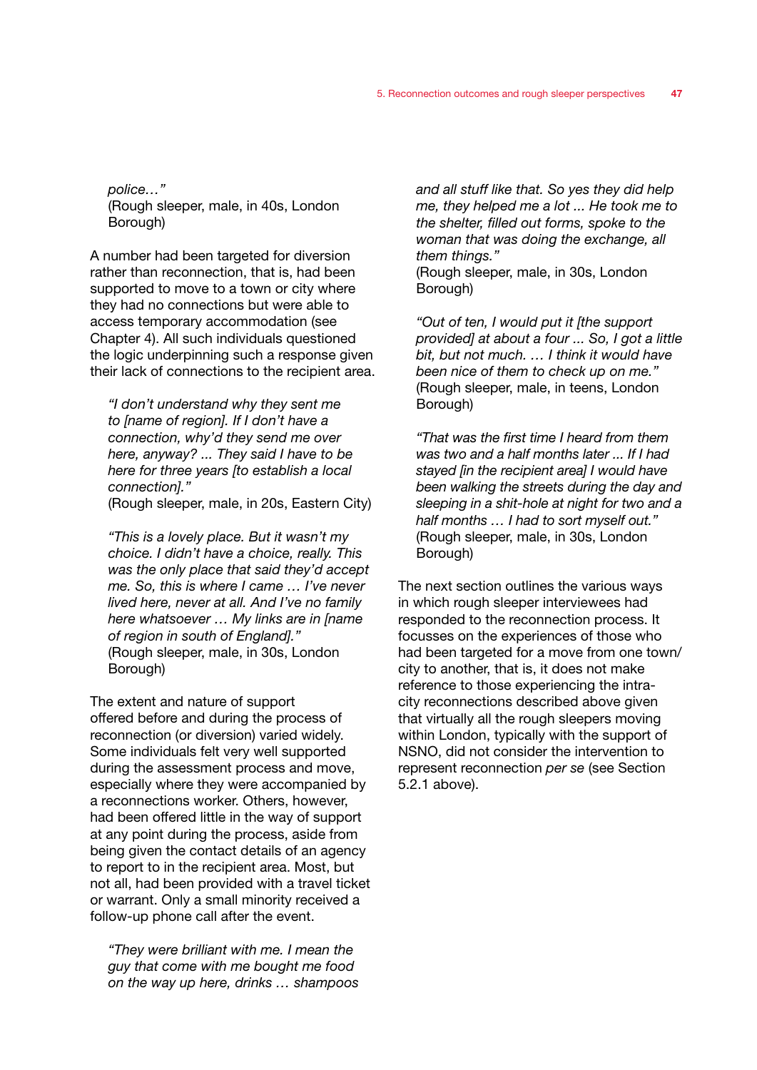*police…"*
(Rough sleeper, male, in 40s, London Borough)

A number had been targeted for diversion rather than reconnection, that is, had been supported to move to a town or city where they had no connections but were able to access temporary accommodation (see Chapter 4). All such individuals questioned the logic underpinning such a response given their lack of connections to the recipient area.

> *"I don't understand why they sent me to [name of region]. If I don't have a connection, why'd they send me over here, anyway? ... They said I have to be here for three years [to establish a local connection]."*
> (Rough sleeper, male, in 20s, Eastern City)

> *"This is a lovely place. But it wasn't my choice. I didn't have a choice, really. This was the only place that said they'd accept me. So, this is where I came … I've never lived here, never at all. And I've no family here whatsoever … My links are in [name of region in south of England]."*
> (Rough sleeper, male, in 30s, London Borough)

The extent and nature of support offered before and during the process of reconnection (or diversion) varied widely. Some individuals felt very well supported during the assessment process and move, especially where they were accompanied by a reconnections worker. Others, however, had been offered little in the way of support at any point during the process, aside from being given the contact details of an agency to report to in the recipient area. Most, but not all, had been provided with a travel ticket or warrant. Only a small minority received a follow-up phone call after the event.

> *"They were brilliant with me. I mean the guy that come with me bought me food on the way up here, drinks … shampoos and all stuff like that. So yes they did help me, they helped me a lot ... He took me to the shelter, filled out forms, spoke to the woman that was doing the exchange, all them things."*
> (Rough sleeper, male, in 30s, London Borough)

> *"Out of ten, I would put it [the support provided] at about a four ... So, I got a little bit, but not much. … I think it would have been nice of them to check up on me."*
> (Rough sleeper, male, in teens, London Borough)

> *"That was the first time I heard from them was two and a half months later ... If I had stayed [in the recipient area] I would have been walking the streets during the day and sleeping in a shit-hole at night for two and a half months … I had to sort myself out."*
> (Rough sleeper, male, in 30s, London Borough)

The next section outlines the various ways in which rough sleeper interviewees had responded to the reconnection process. It focusses on the experiences of those who had been targeted for a move from one town/city to another, that is, it does not make reference to those experiencing the intra-city reconnections described above given that virtually all the rough sleepers moving within London, typically with the support of NSNO, did not consider the intervention to represent reconnection *per se* (see Section 5.2.1 above).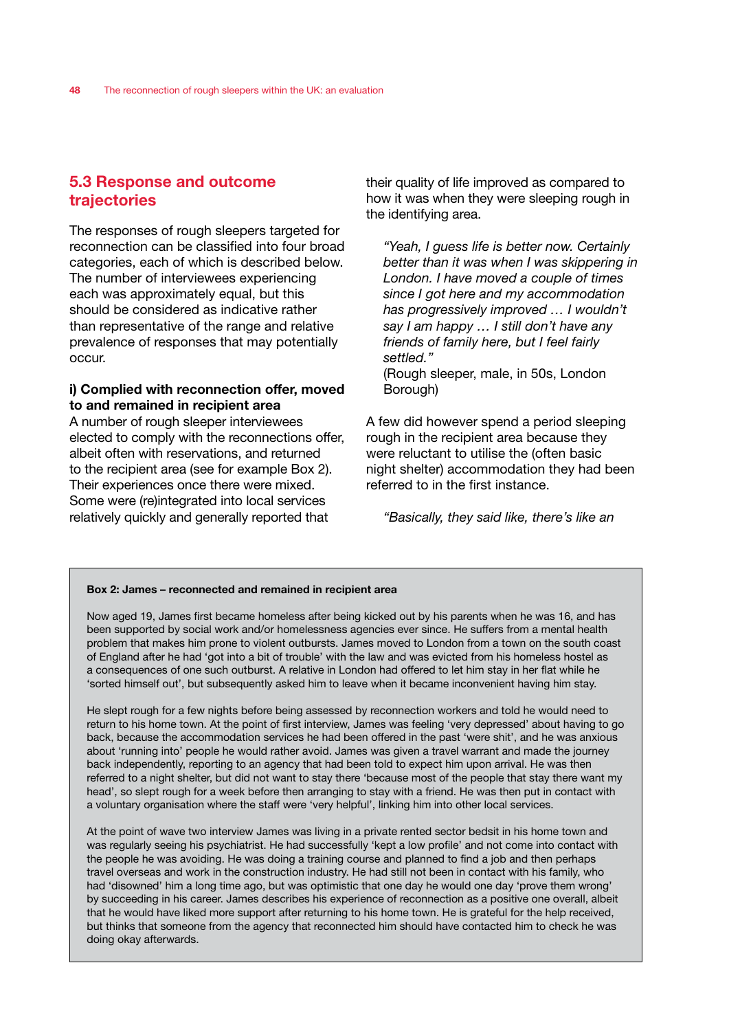## 5.3 Response and outcome trajectories

The responses of rough sleepers targeted for reconnection can be classified into four broad categories, each of which is described below. The number of interviewees experiencing each was approximately equal, but this should be considered as indicative rather than representative of the range and relative prevalence of responses that may potentially occur.

### i) Complied with reconnection offer, moved to and remained in recipient area

A number of rough sleeper interviewees elected to comply with the reconnections offer, albeit often with reservations, and returned to the recipient area (see for example Box 2). Their experiences once there were mixed. Some were (re)integrated into local services relatively quickly and generally reported that their quality of life improved as compared to how it was when they were sleeping rough in the identifying area.

> *"Yeah, I guess life is better now. Certainly better than it was when I was skippering in London. I have moved a couple of times since I got here and my accommodation has progressively improved … I wouldn't say I am happy … I still don't have any friends of family here, but I feel fairly settled."*
> (Rough sleeper, male, in 50s, London Borough)

A few did however spend a period sleeping rough in the recipient area because they were reluctant to utilise the (often basic night shelter) accommodation they had been referred to in the first instance.

> *"Basically, they said like, there's like an*

**Box 2: James – reconnected and remained in recipient area**

Now aged 19, James first became homeless after being kicked out by his parents when he was 16, and has been supported by social work and/or homelessness agencies ever since. He suffers from a mental health problem that makes him prone to violent outbursts. James moved to London from a town on the south coast of England after he had 'got into a bit of trouble' with the law and was evicted from his homeless hostel as a consequences of one such outburst. A relative in London had offered to let him stay in her flat while he 'sorted himself out', but subsequently asked him to leave when it became inconvenient having him stay.

He slept rough for a few nights before being assessed by reconnection workers and told he would need to return to his home town. At the point of first interview, James was feeling 'very depressed' about having to go back, because the accommodation services he had been offered in the past 'were shit', and he was anxious about 'running into' people he would rather avoid. James was given a travel warrant and made the journey back independently, reporting to an agency that had been told to expect him upon arrival. He was then referred to a night shelter, but did not want to stay there 'because most of the people that stay there want my head', so slept rough for a week before then arranging to stay with a friend. He was then put in contact with a voluntary organisation where the staff were 'very helpful', linking him into other local services.

At the point of wave two interview James was living in a private rented sector bedsit in his home town and was regularly seeing his psychiatrist. He had successfully 'kept a low profile' and not come into contact with the people he was avoiding. He was doing a training course and planned to find a job and then perhaps travel overseas and work in the construction industry. He had still not been in contact with his family, who had 'disowned' him a long time ago, but was optimistic that one day he would one day 'prove them wrong' by succeeding in his career. James describes his experience of reconnection as a positive one overall, albeit that he would have liked more support after returning to his home town. He is grateful for the help received, but thinks that someone from the agency that reconnected him should have contacted him to check he was doing okay afterwards.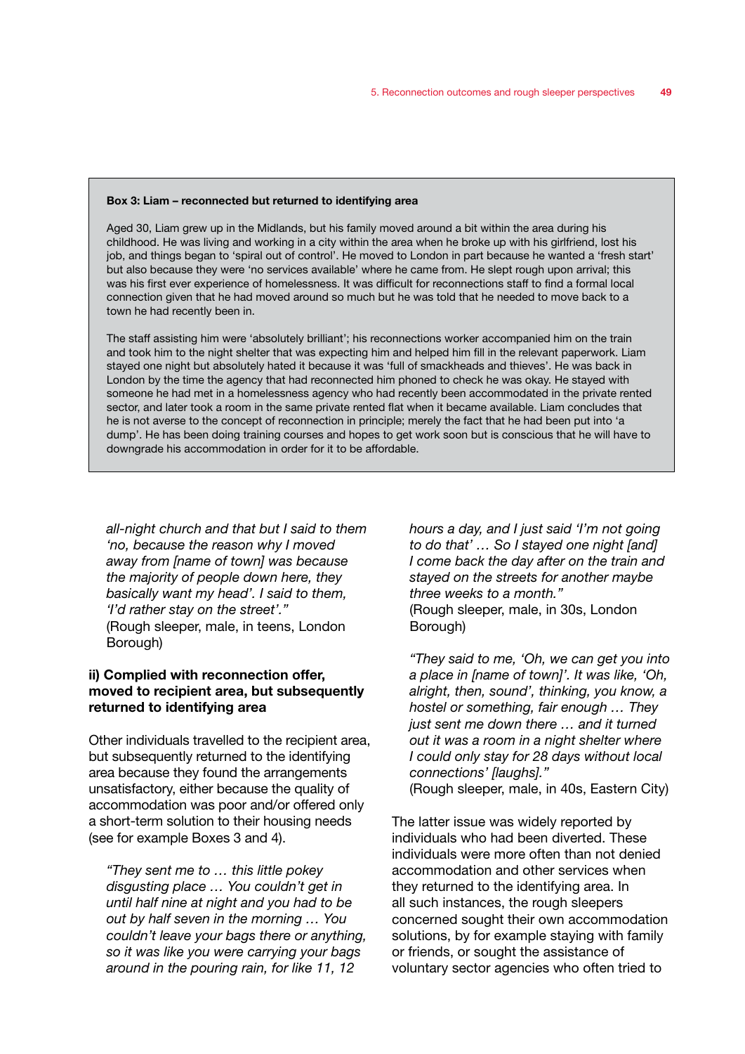**Box 3: Liam – reconnected but returned to identifying area**

Aged 30, Liam grew up in the Midlands, but his family moved around a bit within the area during his childhood. He was living and working in a city within the area when he broke up with his girlfriend, lost his job, and things began to 'spiral out of control'. He moved to London in part because he wanted a 'fresh start' but also because they were 'no services available' where he came from. He slept rough upon arrival; this was his first ever experience of homelessness. It was difficult for reconnections staff to find a formal local connection given that he had moved around so much but he was told that he needed to move back to a town he had recently been in.

The staff assisting him were 'absolutely brilliant'; his reconnections worker accompanied him on the train and took him to the night shelter that was expecting him and helped him fill in the relevant paperwork. Liam stayed one night but absolutely hated it because it was 'full of smackheads and thieves'. He was back in London by the time the agency that had reconnected him phoned to check he was okay. He stayed with someone he had met in a homelessness agency who had recently been accommodated in the private rented sector, and later took a room in the same private rented flat when it became available. Liam concludes that he is not averse to the concept of reconnection in principle; merely the fact that he had been put into 'a dump'. He has been doing training courses and hopes to get work soon but is conscious that he will have to downgrade his accommodation in order for it to be affordable.

*all-night church and that but I said to them 'no, because the reason why I moved away from [name of town] was because the majority of people down here, they basically want my head'. I said to them, 'I'd rather stay on the street'."*
(Rough sleeper, male, in teens, London Borough)

**ii) Complied with reconnection offer, moved to recipient area, but subsequently returned to identifying area**

Other individuals travelled to the recipient area, but subsequently returned to the identifying area because they found the arrangements unsatisfactory, either because the quality of accommodation was poor and/or offered only a short-term solution to their housing needs (see for example Boxes 3 and 4).

*"They sent me to … this little pokey disgusting place … You couldn't get in until half nine at night and you had to be out by half seven in the morning … You couldn't leave your bags there or anything, so it was like you were carrying your bags around in the pouring rain, for like 11, 12 hours a day, and I just said 'I'm not going to do that' … So I stayed one night [and] I come back the day after on the train and stayed on the streets for another maybe three weeks to a month."*
(Rough sleeper, male, in 30s, London Borough)

*"They said to me, 'Oh, we can get you into a place in [name of town]'. It was like, 'Oh, alright, then, sound', thinking, you know, a hostel or something, fair enough … They just sent me down there … and it turned out it was a room in a night shelter where I could only stay for 28 days without local connections' [laughs]."*
(Rough sleeper, male, in 40s, Eastern City)

The latter issue was widely reported by individuals who had been diverted. These individuals were more often than not denied accommodation and other services when they returned to the identifying area. In all such instances, the rough sleepers concerned sought their own accommodation solutions, by for example staying with family or friends, or sought the assistance of voluntary sector agencies who often tried to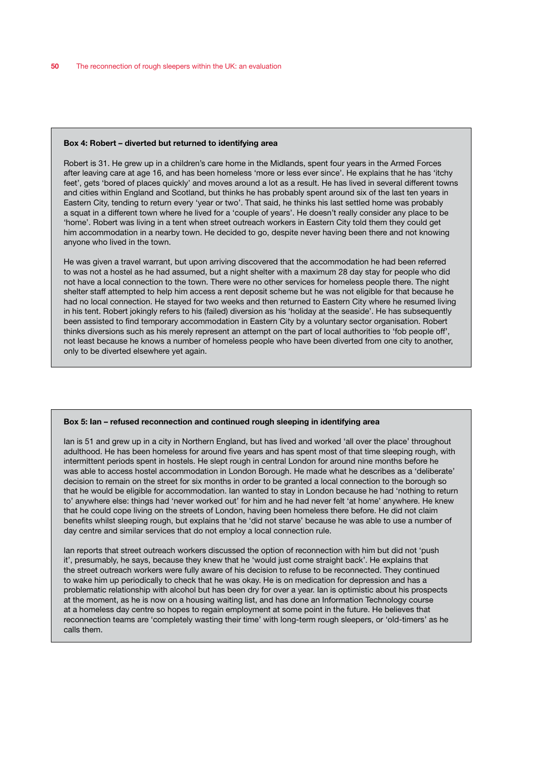**Box 4: Robert – diverted but returned to identifying area**

Robert is 31. He grew up in a children's care home in the Midlands, spent four years in the Armed Forces after leaving care at age 16, and has been homeless 'more or less ever since'. He explains that he has 'itchy feet', gets 'bored of places quickly' and moves around a lot as a result. He has lived in several different towns and cities within England and Scotland, but thinks he has probably spent around six of the last ten years in Eastern City, tending to return every 'year or two'. That said, he thinks his last settled home was probably a squat in a different town where he lived for a 'couple of years'. He doesn't really consider any place to be 'home'. Robert was living in a tent when street outreach workers in Eastern City told them they could get him accommodation in a nearby town. He decided to go, despite never having been there and not knowing anyone who lived in the town.

He was given a travel warrant, but upon arriving discovered that the accommodation he had been referred to was not a hostel as he had assumed, but a night shelter with a maximum 28 day stay for people who did not have a local connection to the town. There were no other services for homeless people there. The night shelter staff attempted to help him access a rent deposit scheme but he was not eligible for that because he had no local connection. He stayed for two weeks and then returned to Eastern City where he resumed living in his tent. Robert jokingly refers to his (failed) diversion as his 'holiday at the seaside'. He has subsequently been assisted to find temporary accommodation in Eastern City by a voluntary sector organisation. Robert thinks diversions such as his merely represent an attempt on the part of local authorities to 'fob people off', not least because he knows a number of homeless people who have been diverted from one city to another, only to be diverted elsewhere yet again.

**Box 5: Ian – refused reconnection and continued rough sleeping in identifying area**

Ian is 51 and grew up in a city in Northern England, but has lived and worked 'all over the place' throughout adulthood. He has been homeless for around five years and has spent most of that time sleeping rough, with intermittent periods spent in hostels. He slept rough in central London for around nine months before he was able to access hostel accommodation in London Borough. He made what he describes as a 'deliberate' decision to remain on the street for six months in order to be granted a local connection to the borough so that he would be eligible for accommodation. Ian wanted to stay in London because he had 'nothing to return to' anywhere else: things had 'never worked out' for him and he had never felt 'at home' anywhere. He knew that he could cope living on the streets of London, having been homeless there before. He did not claim benefits whilst sleeping rough, but explains that he 'did not starve' because he was able to use a number of day centre and similar services that do not employ a local connection rule.

Ian reports that street outreach workers discussed the option of reconnection with him but did not 'push it', presumably, he says, because they knew that he 'would just come straight back'. He explains that the street outreach workers were fully aware of his decision to refuse to be reconnected. They continued to wake him up periodically to check that he was okay. He is on medication for depression and has a problematic relationship with alcohol but has been dry for over a year. Ian is optimistic about his prospects at the moment, as he is now on a housing waiting list, and has done an Information Technology course at a homeless day centre so hopes to regain employment at some point in the future. He believes that reconnection teams are 'completely wasting their time' with long-term rough sleepers, or 'old-timers' as he calls them.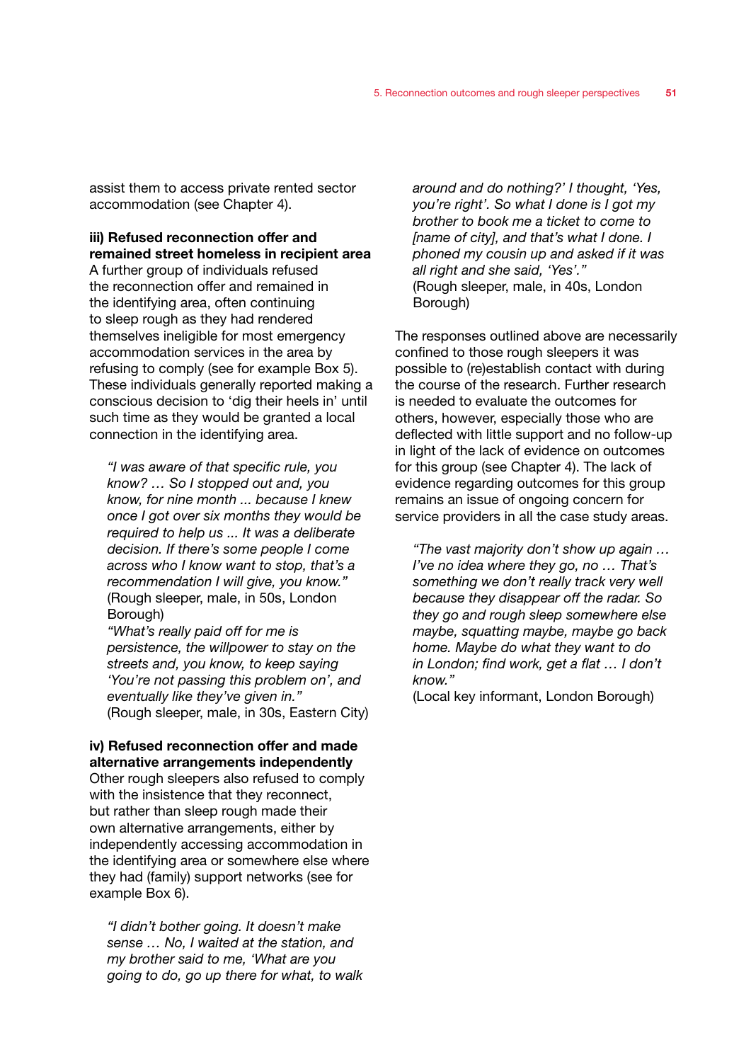assist them to access private rented sector accommodation (see Chapter 4).

**iii) Refused reconnection offer and remained street homeless in recipient area**

A further group of individuals refused the reconnection offer and remained in the identifying area, often continuing to sleep rough as they had rendered themselves ineligible for most emergency accommodation services in the area by refusing to comply (see for example Box 5). These individuals generally reported making a conscious decision to 'dig their heels in' until such time as they would be granted a local connection in the identifying area.

> *"I was aware of that specific rule, you know? … So I stopped out and, you know, for nine month ... because I knew once I got over six months they would be required to help us ... It was a deliberate decision. If there's some people I come across who I know want to stop, that's a recommendation I will give, you know."*
> (Rough sleeper, male, in 50s, London Borough)

> *"What's really paid off for me is persistence, the willpower to stay on the streets and, you know, to keep saying 'You're not passing this problem on', and eventually like they've given in."*
> (Rough sleeper, male, in 30s, Eastern City)

**iv) Refused reconnection offer and made alternative arrangements independently**

Other rough sleepers also refused to comply with the insistence that they reconnect, but rather than sleep rough made their own alternative arrangements, either by independently accessing accommodation in the identifying area or somewhere else where they had (family) support networks (see for example Box 6).

> *"I didn't bother going. It doesn't make sense … No, I waited at the station, and my brother said to me, 'What are you going to do, go up there for what, to walk around and do nothing?' I thought, 'Yes, you're right'. So what I done is I got my brother to book me a ticket to come to [name of city], and that's what I done. I phoned my cousin up and asked if it was all right and she said, 'Yes'."*
> (Rough sleeper, male, in 40s, London Borough)

The responses outlined above are necessarily confined to those rough sleepers it was possible to (re)establish contact with during the course of the research. Further research is needed to evaluate the outcomes for others, however, especially those who are deflected with little support and no follow-up in light of the lack of evidence on outcomes for this group (see Chapter 4). The lack of evidence regarding outcomes for this group remains an issue of ongoing concern for service providers in all the case study areas.

> *"The vast majority don't show up again … I've no idea where they go, no … That's something we don't really track very well because they disappear off the radar. So they go and rough sleep somewhere else maybe, squatting maybe, maybe go back home. Maybe do what they want to do in London; find work, get a flat … I don't know."*
> (Local key informant, London Borough)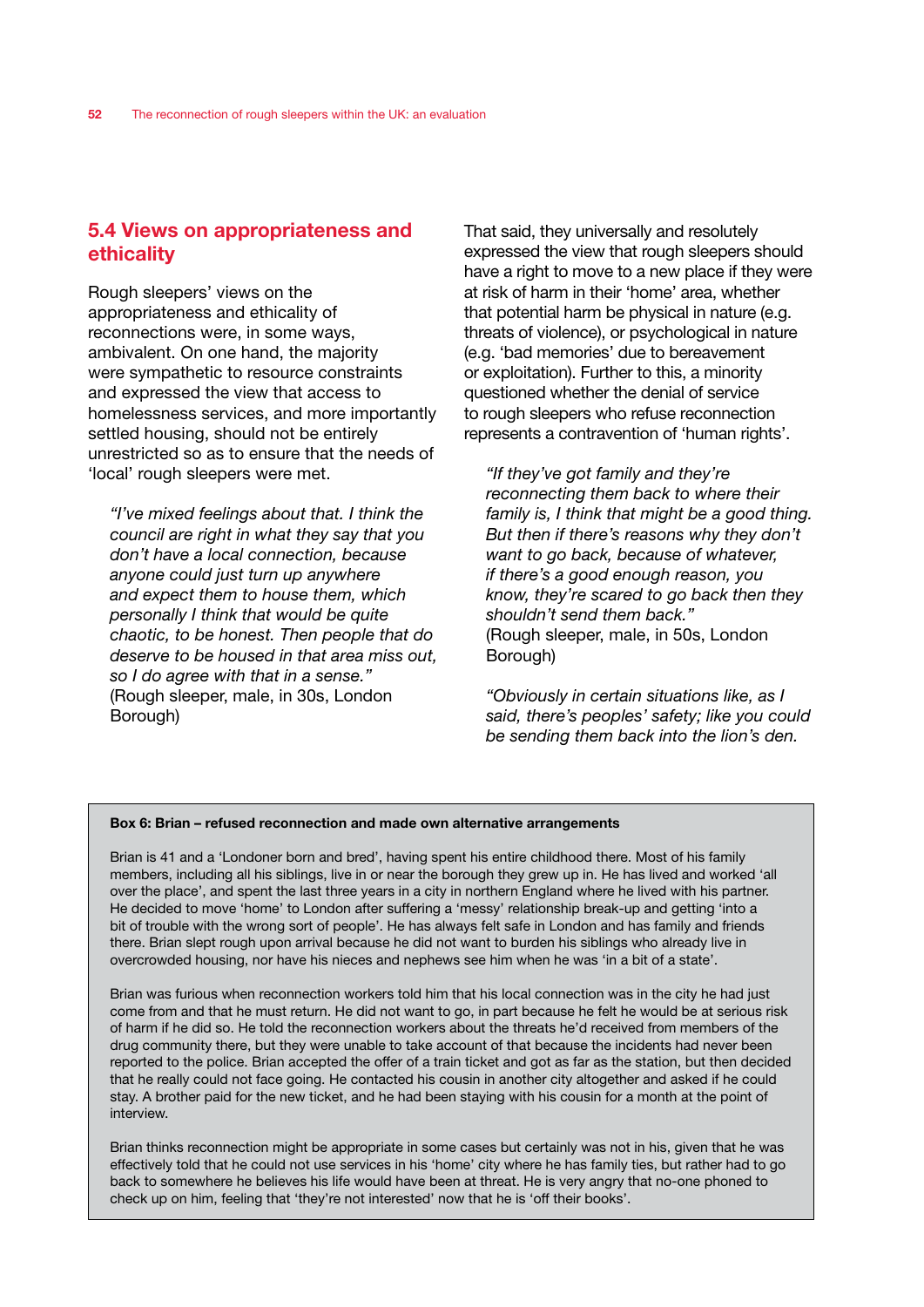## 5.4 Views on appropriateness and ethicality

Rough sleepers' views on the appropriateness and ethicality of reconnections were, in some ways, ambivalent. On one hand, the majority were sympathetic to resource constraints and expressed the view that access to homelessness services, and more importantly settled housing, should not be entirely unrestricted so as to ensure that the needs of 'local' rough sleepers were met.

> *"I've mixed feelings about that. I think the council are right in what they say that you don't have a local connection, because anyone could just turn up anywhere and expect them to house them, which personally I think that would be quite chaotic, to be honest. Then people that do deserve to be housed in that area miss out, so I do agree with that in a sense."*
> (Rough sleeper, male, in 30s, London Borough)

That said, they universally and resolutely expressed the view that rough sleepers should have a right to move to a new place if they were at risk of harm in their 'home' area, whether that potential harm be physical in nature (e.g. threats of violence), or psychological in nature (e.g. 'bad memories' due to bereavement or exploitation). Further to this, a minority questioned whether the denial of service to rough sleepers who refuse reconnection represents a contravention of 'human rights'.

> *"If they've got family and they're reconnecting them back to where their family is, I think that might be a good thing. But then if there's reasons why they don't want to go back, because of whatever, if there's a good enough reason, you know, they're scared to go back then they shouldn't send them back."*
> (Rough sleeper, male, in 50s, London Borough)

> *"Obviously in certain situations like, as I said, there's peoples' safety; like you could be sending them back into the lion's den.*

**Box 6: Brian – refused reconnection and made own alternative arrangements**

Brian is 41 and a 'Londoner born and bred', having spent his entire childhood there. Most of his family members, including all his siblings, live in or near the borough they grew up in. He has lived and worked 'all over the place', and spent the last three years in a city in northern England where he lived with his partner. He decided to move 'home' to London after suffering a 'messy' relationship break-up and getting 'into a bit of trouble with the wrong sort of people'. He has always felt safe in London and has family and friends there. Brian slept rough upon arrival because he did not want to burden his siblings who already live in overcrowded housing, nor have his nieces and nephews see him when he was 'in a bit of a state'.

Brian was furious when reconnection workers told him that his local connection was in the city he had just come from and that he must return. He did not want to go, in part because he felt he would be at serious risk of harm if he did so. He told the reconnection workers about the threats he'd received from members of the drug community there, but they were unable to take account of that because the incidents had never been reported to the police. Brian accepted the offer of a train ticket and got as far as the station, but then decided that he really could not face going. He contacted his cousin in another city altogether and asked if he could stay. A brother paid for the new ticket, and he had been staying with his cousin for a month at the point of interview.

Brian thinks reconnection might be appropriate in some cases but certainly was not in his, given that he was effectively told that he could not use services in his 'home' city where he has family ties, but rather had to go back to somewhere he believes his life would have been at threat. He is very angry that no-one phoned to check up on him, feeling that 'they're not interested' now that he is 'off their books'.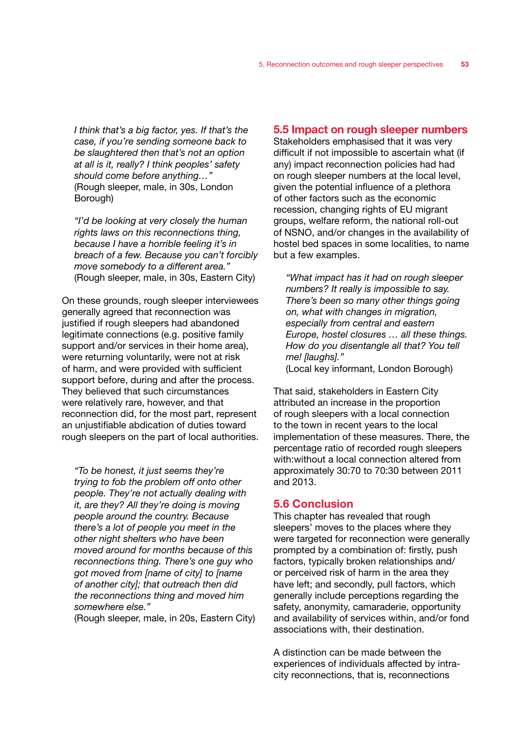*I think that's a big factor, yes. If that's the case, if you're sending someone back to be slaughtered then that's not an option at all is it, really? I think peoples' safety should come before anything…"*
(Rough sleeper, male, in 30s, London Borough)

*"I'd be looking at very closely the human rights laws on this reconnections thing, because I have a horrible feeling it's in breach of a few. Because you can't forcibly move somebody to a different area."*
(Rough sleeper, male, in 30s, Eastern City)

On these grounds, rough sleeper interviewees generally agreed that reconnection was justified if rough sleepers had abandoned legitimate connections (e.g. positive family support and/or services in their home area), were returning voluntarily, were not at risk of harm, and were provided with sufficient support before, during and after the process. They believed that such circumstances were relatively rare, however, and that reconnection did, for the most part, represent an unjustifiable abdication of duties toward rough sleepers on the part of local authorities.

*"To be honest, it just seems they're trying to fob the problem off onto other people. They're not actually dealing with it, are they? All they're doing is moving people around the country. Because there's a lot of people you meet in the other night shelters who have been moved around for months because of this reconnections thing. There's one guy who got moved from [name of city] to [name of another city]; that outreach then did the reconnections thing and moved him somewhere else."*
(Rough sleeper, male, in 20s, Eastern City)

## 5.5 Impact on rough sleeper numbers

Stakeholders emphasised that it was very difficult if not impossible to ascertain what (if any) impact reconnection policies had had on rough sleeper numbers at the local level, given the potential influence of a plethora of other factors such as the economic recession, changing rights of EU migrant groups, welfare reform, the national roll-out of NSNO, and/or changes in the availability of hostel bed spaces in some localities, to name but a few examples.

*"What impact has it had on rough sleeper numbers? It really is impossible to say. There's been so many other things going on, what with changes in migration, especially from central and eastern Europe, hostel closures … all these things. How do you disentangle all that? You tell me! [laughs]."*
(Local key informant, London Borough)

That said, stakeholders in Eastern City attributed an increase in the proportion of rough sleepers with a local connection to the town in recent years to the local implementation of these measures. There, the percentage ratio of recorded rough sleepers with:without a local connection altered from approximately 30:70 to 70:30 between 2011 and 2013.

## 5.6 Conclusion

This chapter has revealed that rough sleepers' moves to the places where they were targeted for reconnection were generally prompted by a combination of: firstly, push factors, typically broken relationships and/or perceived risk of harm in the area they have left; and secondly, pull factors, which generally include perceptions regarding the safety, anonymity, camaraderie, opportunity and availability of services within, and/or fond associations with, their destination.

A distinction can be made between the experiences of individuals affected by intra-city reconnections, that is, reconnections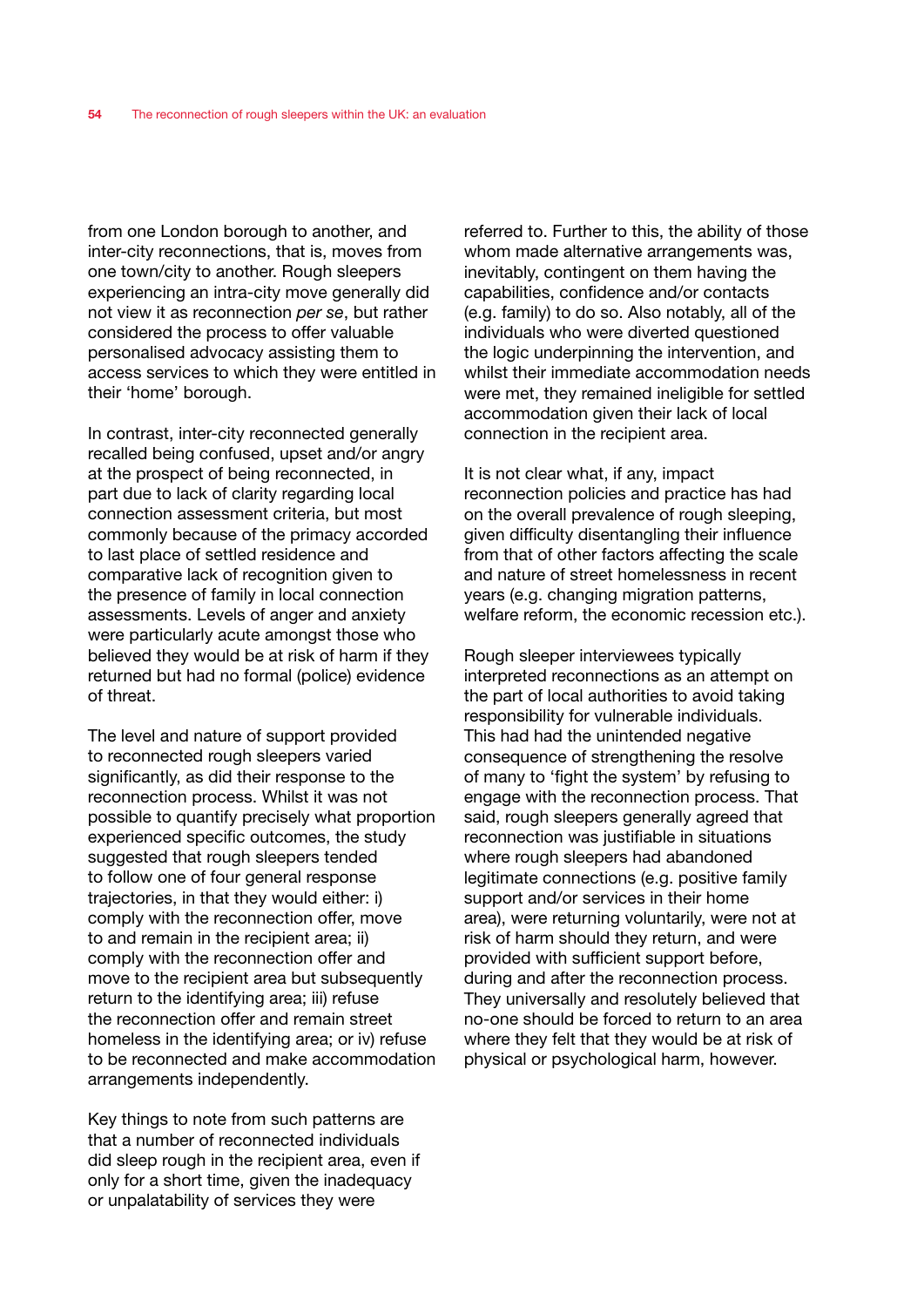from one London borough to another, and inter-city reconnections, that is, moves from one town/city to another. Rough sleepers experiencing an intra-city move generally did not view it as reconnection *per se*, but rather considered the process to offer valuable personalised advocacy assisting them to access services to which they were entitled in their 'home' borough.

In contrast, inter-city reconnected generally recalled being confused, upset and/or angry at the prospect of being reconnected, in part due to lack of clarity regarding local connection assessment criteria, but most commonly because of the primacy accorded to last place of settled residence and comparative lack of recognition given to the presence of family in local connection assessments. Levels of anger and anxiety were particularly acute amongst those who believed they would be at risk of harm if they returned but had no formal (police) evidence of threat.

The level and nature of support provided to reconnected rough sleepers varied significantly, as did their response to the reconnection process. Whilst it was not possible to quantify precisely what proportion experienced specific outcomes, the study suggested that rough sleepers tended to follow one of four general response trajectories, in that they would either: i) comply with the reconnection offer, move to and remain in the recipient area; ii) comply with the reconnection offer and move to the recipient area but subsequently return to the identifying area; iii) refuse the reconnection offer and remain street homeless in the identifying area; or iv) refuse to be reconnected and make accommodation arrangements independently.

Key things to note from such patterns are that a number of reconnected individuals did sleep rough in the recipient area, even if only for a short time, given the inadequacy or unpalatability of services they were referred to. Further to this, the ability of those whom made alternative arrangements was, inevitably, contingent on them having the capabilities, confidence and/or contacts (e.g. family) to do so. Also notably, all of the individuals who were diverted questioned the logic underpinning the intervention, and whilst their immediate accommodation needs were met, they remained ineligible for settled accommodation given their lack of local connection in the recipient area.

It is not clear what, if any, impact reconnection policies and practice has had on the overall prevalence of rough sleeping, given difficulty disentangling their influence from that of other factors affecting the scale and nature of street homelessness in recent years (e.g. changing migration patterns, welfare reform, the economic recession etc.).

Rough sleeper interviewees typically interpreted reconnections as an attempt on the part of local authorities to avoid taking responsibility for vulnerable individuals. This had had the unintended negative consequence of strengthening the resolve of many to 'fight the system' by refusing to engage with the reconnection process. That said, rough sleepers generally agreed that reconnection was justifiable in situations where rough sleepers had abandoned legitimate connections (e.g. positive family support and/or services in their home area), were returning voluntarily, were not at risk of harm should they return, and were provided with sufficient support before, during and after the reconnection process. They universally and resolutely believed that no-one should be forced to return to an area where they felt that they would be at risk of physical or psychological harm, however.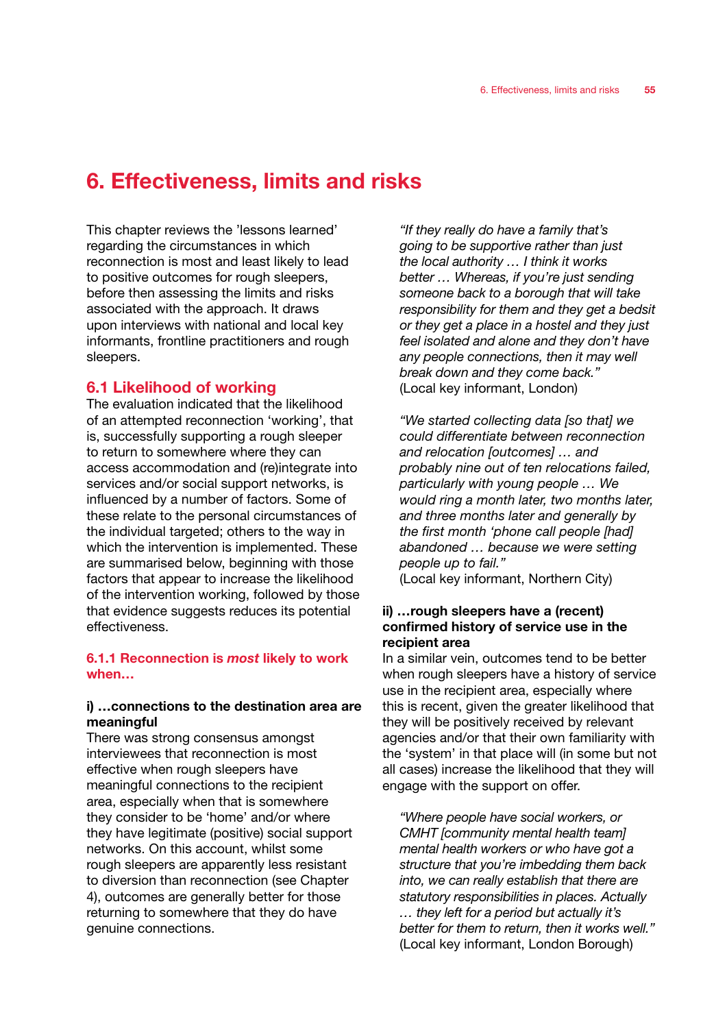# 6. Effectiveness, limits and risks

This chapter reviews the 'lessons learned' regarding the circumstances in which reconnection is most and least likely to lead to positive outcomes for rough sleepers, before then assessing the limits and risks associated with the approach. It draws upon interviews with national and local key informants, frontline practitioners and rough sleepers.

## 6.1 Likelihood of working

The evaluation indicated that the likelihood of an attempted reconnection 'working', that is, successfully supporting a rough sleeper to return to somewhere where they can access accommodation and (re)integrate into services and/or social support networks, is influenced by a number of factors. Some of these relate to the personal circumstances of the individual targeted; others to the way in which the intervention is implemented. These are summarised below, beginning with those factors that appear to increase the likelihood of the intervention working, followed by those that evidence suggests reduces its potential effectiveness.

### 6.1.1 Reconnection is *most* likely to work when…

**i) …connections to the destination area are meaningful**

There was strong consensus amongst interviewees that reconnection is most effective when rough sleepers have meaningful connections to the recipient area, especially when that is somewhere they consider to be 'home' and/or where they have legitimate (positive) social support networks. On this account, whilst some rough sleepers are apparently less resistant to diversion than reconnection (see Chapter 4), outcomes are generally better for those returning to somewhere that they do have genuine connections.

> *"If they really do have a family that's going to be supportive rather than just the local authority … I think it works better … Whereas, if you're just sending someone back to a borough that will take responsibility for them and they get a bedsit or they get a place in a hostel and they just feel isolated and alone and they don't have any people connections, then it may well break down and they come back."*
> (Local key informant, London)

> *"We started collecting data [so that] we could differentiate between reconnection and relocation [outcomes] … and probably nine out of ten relocations failed, particularly with young people … We would ring a month later, two months later, and three months later and generally by the first month 'phone call people [had] abandoned … because we were setting people up to fail."*
> (Local key informant, Northern City)

**ii) …rough sleepers have a (recent) confirmed history of service use in the recipient area**

In a similar vein, outcomes tend to be better when rough sleepers have a history of service use in the recipient area, especially where this is recent, given the greater likelihood that they will be positively received by relevant agencies and/or that their own familiarity with the 'system' in that place will (in some but not all cases) increase the likelihood that they will engage with the support on offer.

> *"Where people have social workers, or CMHT [community mental health team] mental health workers or who have got a structure that you're imbedding them back into, we can really establish that there are statutory responsibilities in places. Actually … they left for a period but actually it's better for them to return, then it works well."*
> (Local key informant, London Borough)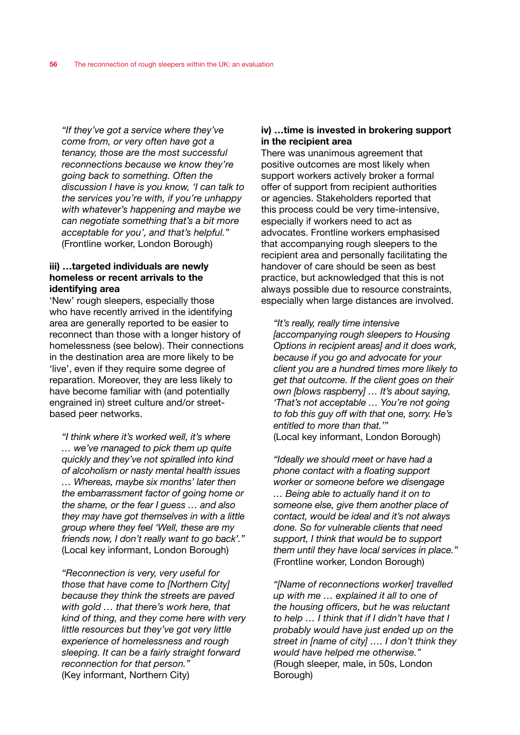*"If they've got a service where they've come from, or very often have got a tenancy, those are the most successful reconnections because we know they're going back to something. Often the discussion I have is you know, 'I can talk to the services you're with, if you're unhappy with whatever's happening and maybe we can negotiate something that's a bit more acceptable for you', and that's helpful."* (Frontline worker, London Borough)

**iii) …targeted individuals are newly homeless or recent arrivals to the identifying area**

'New' rough sleepers, especially those who have recently arrived in the identifying area are generally reported to be easier to reconnect than those with a longer history of homelessness (see below). Their connections in the destination area are more likely to be 'live', even if they require some degree of reparation. Moreover, they are less likely to have become familiar with (and potentially engrained in) street culture and/or street-based peer networks.

*"I think where it's worked well, it's where … we've managed to pick them up quite quickly and they've not spiralled into kind of alcoholism or nasty mental health issues … Whereas, maybe six months' later then the embarrassment factor of going home or the shame, or the fear I guess … and also they may have got themselves in with a little group where they feel 'Well, these are my friends now, I don't really want to go back'."* (Local key informant, London Borough)

*"Reconnection is very, very useful for those that have come to [Northern City] because they think the streets are paved with gold … that there's work here, that kind of thing, and they come here with very little resources but they've got very little experience of homelessness and rough sleeping. It can be a fairly straight forward reconnection for that person."* (Key informant, Northern City)

**iv) …time is invested in brokering support in the recipient area**

There was unanimous agreement that positive outcomes are most likely when support workers actively broker a formal offer of support from recipient authorities or agencies. Stakeholders reported that this process could be very time-intensive, especially if workers need to act as advocates. Frontline workers emphasised that accompanying rough sleepers to the recipient area and personally facilitating the handover of care should be seen as best practice, but acknowledged that this is not always possible due to resource constraints, especially when large distances are involved.

*"It's really, really time intensive [accompanying rough sleepers to Housing Options in recipient areas] and it does work, because if you go and advocate for your client you are a hundred times more likely to get that outcome. If the client goes on their own [blows raspberry] … It's about saying, 'That's not acceptable … You're not going to fob this guy off with that one, sorry. He's entitled to more than that.'"* (Local key informant, London Borough)

*"Ideally we should meet or have had a phone contact with a floating support worker or someone before we disengage … Being able to actually hand it on to someone else, give them another place of contact, would be ideal and it's not always done. So for vulnerable clients that need support, I think that would be to support them until they have local services in place."* (Frontline worker, London Borough)

*"[Name of reconnections worker] travelled up with me … explained it all to one of the housing officers, but he was reluctant to help … I think that if I didn't have that I probably would have just ended up on the street in [name of city] …. I don't think they would have helped me otherwise."* (Rough sleeper, male, in 50s, London Borough)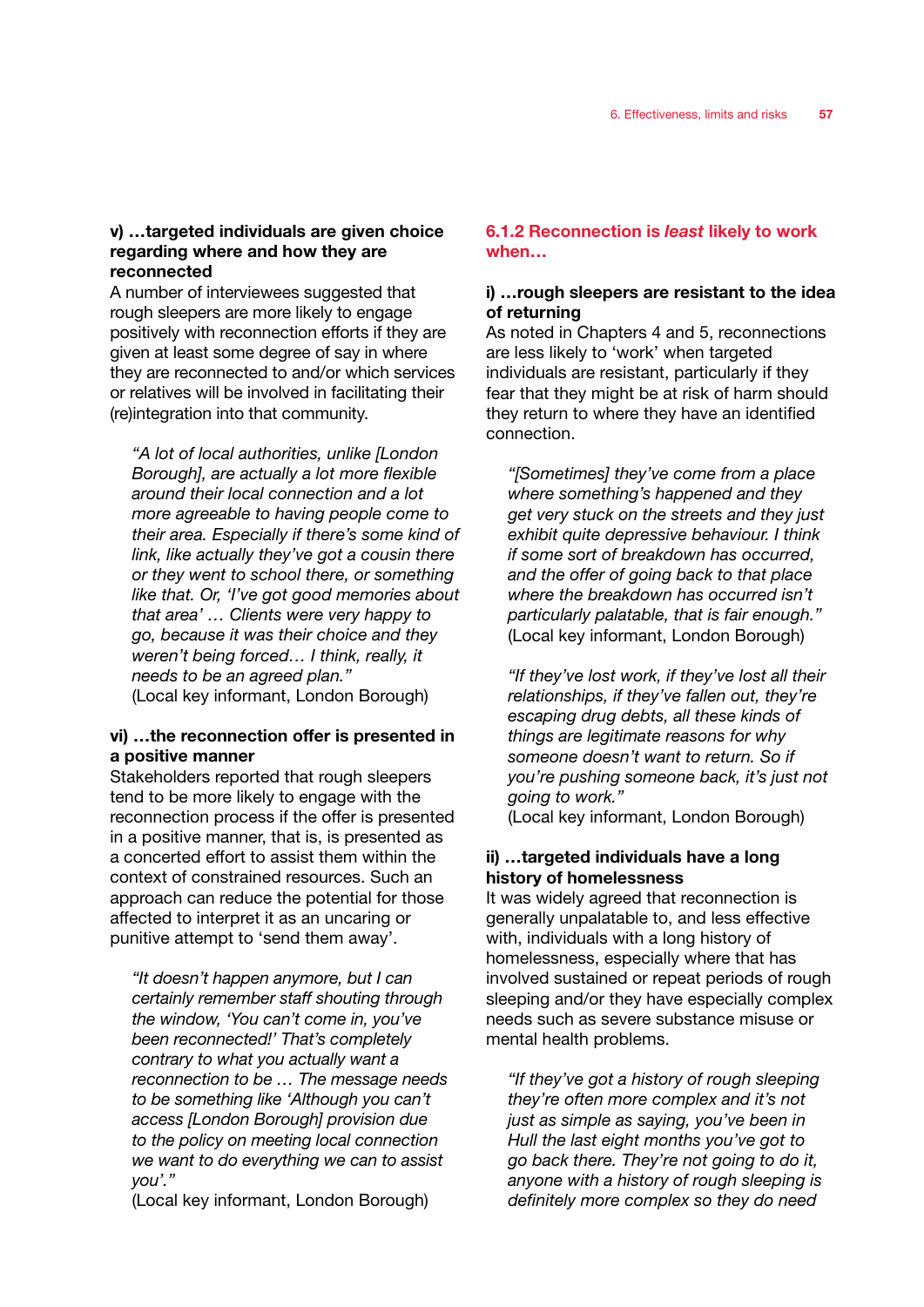**v) …targeted individuals are given choice regarding where and how they are reconnected**

A number of interviewees suggested that rough sleepers are more likely to engage positively with reconnection efforts if they are given at least some degree of say in where they are reconnected to and/or which services or relatives will be involved in facilitating their (re)integration into that community.

> *"A lot of local authorities, unlike [London Borough], are actually a lot more flexible around their local connection and a lot more agreeable to having people come to their area. Especially if there's some kind of link, like actually they've got a cousin there or they went to school there, or something like that. Or, 'I've got good memories about that area' … Clients were very happy to go, because it was their choice and they weren't being forced… I think, really, it needs to be an agreed plan."*
> (Local key informant, London Borough)

**vi) …the reconnection offer is presented in a positive manner**

Stakeholders reported that rough sleepers tend to be more likely to engage with the reconnection process if the offer is presented in a positive manner, that is, is presented as a concerted effort to assist them within the context of constrained resources. Such an approach can reduce the potential for those affected to interpret it as an uncaring or punitive attempt to 'send them away'.

> *"It doesn't happen anymore, but I can certainly remember staff shouting through the window, 'You can't come in, you've been reconnected!' That's completely contrary to what you actually want a reconnection to be … The message needs to be something like 'Although you can't access [London Borough] provision due to the policy on meeting local connection we want to do everything we can to assist you'."*
> (Local key informant, London Borough)

### 6.1.2 Reconnection is *least* likely to work when…

**i) …rough sleepers are resistant to the idea of returning**

As noted in Chapters 4 and 5, reconnections are less likely to 'work' when targeted individuals are resistant, particularly if they fear that they might be at risk of harm should they return to where they have an identified connection.

> *"[Sometimes] they've come from a place where something's happened and they get very stuck on the streets and they just exhibit quite depressive behaviour. I think if some sort of breakdown has occurred, and the offer of going back to that place where the breakdown has occurred isn't particularly palatable, that is fair enough."*
> (Local key informant, London Borough)

> *"If they've lost work, if they've lost all their relationships, if they've fallen out, they're escaping drug debts, all these kinds of things are legitimate reasons for why someone doesn't want to return. So if you're pushing someone back, it's just not going to work."*
> (Local key informant, London Borough)

**ii) …targeted individuals have a long history of homelessness**

It was widely agreed that reconnection is generally unpalatable to, and less effective with, individuals with a long history of homelessness, especially where that has involved sustained or repeat periods of rough sleeping and/or they have especially complex needs such as severe substance misuse or mental health problems.

> *"If they've got a history of rough sleeping they're often more complex and it's not just as simple as saying, you've been in Hull the last eight months you've got to go back there. They're not going to do it, anyone with a history of rough sleeping is definitely more complex so they do need*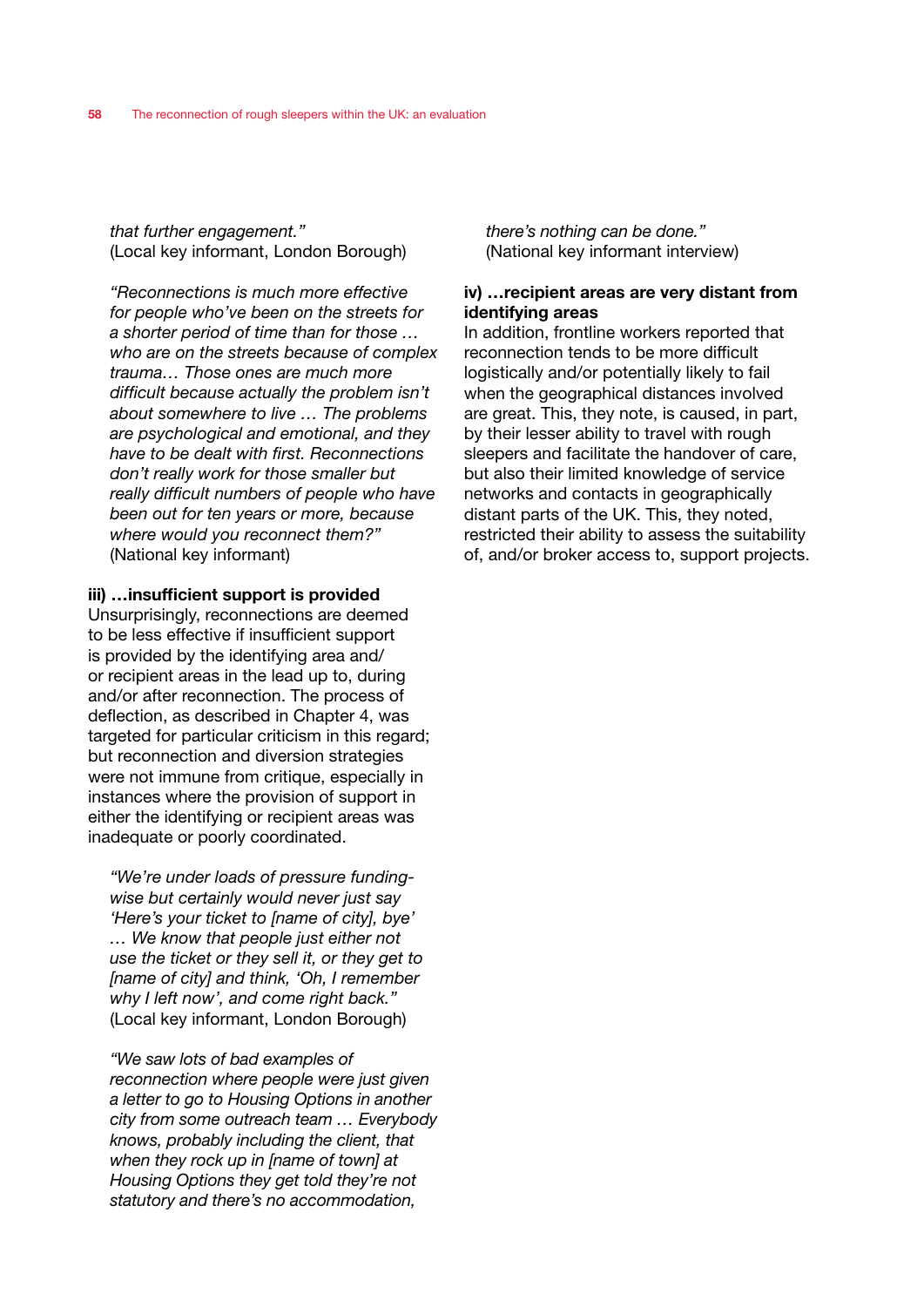*that further engagement."*
(Local key informant, London Borough)

*"Reconnections is much more effective for people who've been on the streets for a shorter period of time than for those … who are on the streets because of complex trauma… Those ones are much more difficult because actually the problem isn't about somewhere to live … The problems are psychological and emotional, and they have to be dealt with first. Reconnections don't really work for those smaller but really difficult numbers of people who have been out for ten years or more, because where would you reconnect them?"*
(National key informant)

**iii) …insufficient support is provided**

Unsurprisingly, reconnections are deemed to be less effective if insufficient support is provided by the identifying area and/or recipient areas in the lead up to, during and/or after reconnection. The process of deflection, as described in Chapter 4, was targeted for particular criticism in this regard; but reconnection and diversion strategies were not immune from critique, especially in instances where the provision of support in either the identifying or recipient areas was inadequate or poorly coordinated.

*"We're under loads of pressure funding-wise but certainly would never just say 'Here's your ticket to [name of city], bye' … We know that people just either not use the ticket or they sell it, or they get to [name of city] and think, 'Oh, I remember why I left now', and come right back."*
(Local key informant, London Borough)

*"We saw lots of bad examples of reconnection where people were just given a letter to go to Housing Options in another city from some outreach team … Everybody knows, probably including the client, that when they rock up in [name of town] at Housing Options they get told they're not statutory and there's no accommodation, there's nothing can be done."*
(National key informant interview)

**iv) …recipient areas are very distant from identifying areas**

In addition, frontline workers reported that reconnection tends to be more difficult logistically and/or potentially likely to fail when the geographical distances involved are great. This, they note, is caused, in part, by their lesser ability to travel with rough sleepers and facilitate the handover of care, but also their limited knowledge of service networks and contacts in geographically distant parts of the UK. This, they noted, restricted their ability to assess the suitability of, and/or broker access to, support projects.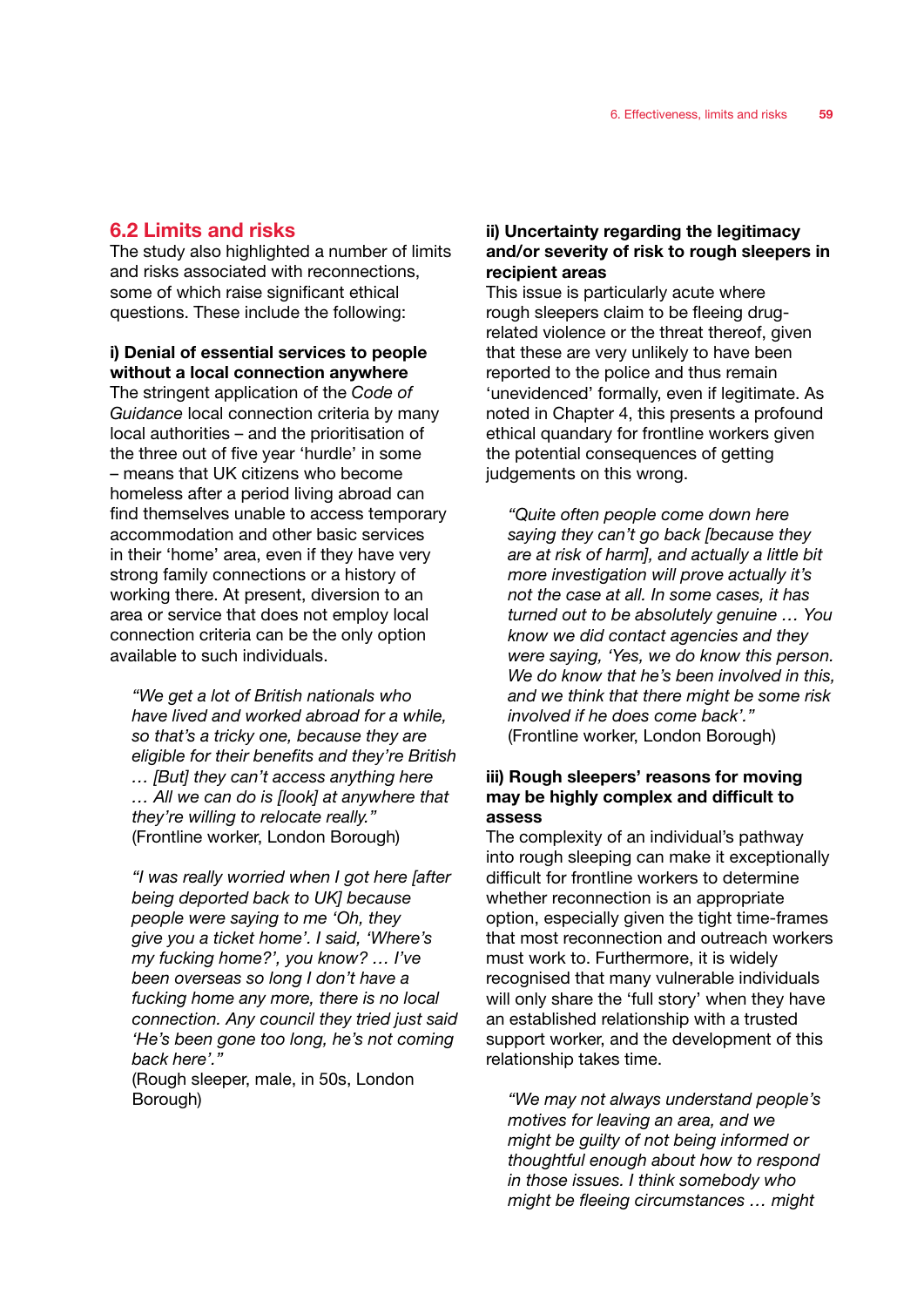## 6.2 Limits and risks

The study also highlighted a number of limits and risks associated with reconnections, some of which raise significant ethical questions. These include the following:

**i) Denial of essential services to people without a local connection anywhere**

The stringent application of the *Code of Guidance* local connection criteria by many local authorities – and the prioritisation of the three out of five year 'hurdle' in some – means that UK citizens who become homeless after a period living abroad can find themselves unable to access temporary accommodation and other basic services in their 'home' area, even if they have very strong family connections or a history of working there. At present, diversion to an area or service that does not employ local connection criteria can be the only option available to such individuals.

> *"We get a lot of British nationals who have lived and worked abroad for a while, so that's a tricky one, because they are eligible for their benefits and they're British … [But] they can't access anything here … All we can do is [look] at anywhere that they're willing to relocate really."*
> (Frontline worker, London Borough)

> *"I was really worried when I got here [after being deported back to UK] because people were saying to me 'Oh, they give you a ticket home'. I said, 'Where's my fucking home?', you know? … I've been overseas so long I don't have a fucking home any more, there is no local connection. Any council they tried just said 'He's been gone too long, he's not coming back here'."*
> (Rough sleeper, male, in 50s, London Borough)

**ii) Uncertainty regarding the legitimacy and/or severity of risk to rough sleepers in recipient areas**

This issue is particularly acute where rough sleepers claim to be fleeing drug-related violence or the threat thereof, given that these are very unlikely to have been reported to the police and thus remain 'unevidenced' formally, even if legitimate. As noted in Chapter 4, this presents a profound ethical quandary for frontline workers given the potential consequences of getting judgements on this wrong.

> *"Quite often people come down here saying they can't go back [because they are at risk of harm], and actually a little bit more investigation will prove actually it's not the case at all. In some cases, it has turned out to be absolutely genuine … You know we did contact agencies and they were saying, 'Yes, we do know this person. We do know that he's been involved in this, and we think that there might be some risk involved if he does come back'."*
> (Frontline worker, London Borough)

**iii) Rough sleepers' reasons for moving may be highly complex and difficult to assess**

The complexity of an individual's pathway into rough sleeping can make it exceptionally difficult for frontline workers to determine whether reconnection is an appropriate option, especially given the tight time-frames that most reconnection and outreach workers must work to. Furthermore, it is widely recognised that many vulnerable individuals will only share the 'full story' when they have an established relationship with a trusted support worker, and the development of this relationship takes time.

> *"We may not always understand people's motives for leaving an area, and we might be guilty of not being informed or thoughtful enough about how to respond in those issues. I think somebody who might be fleeing circumstances … might*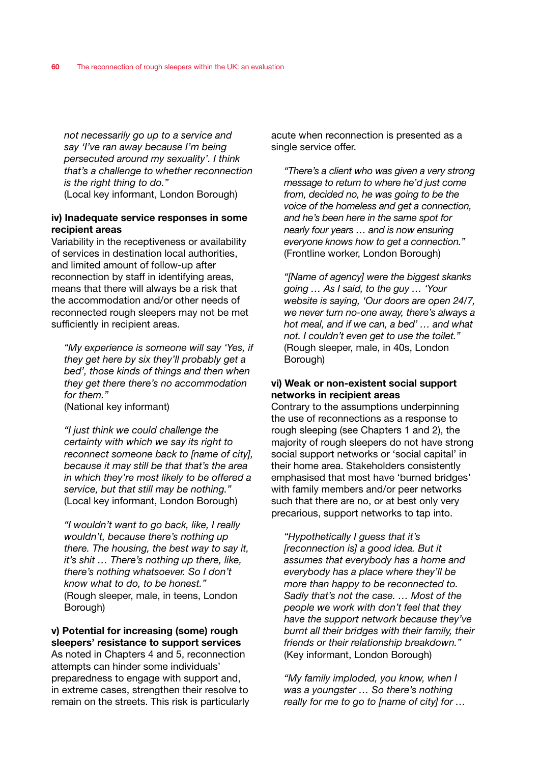*not necessarily go up to a service and say 'I've ran away because I'm being persecuted around my sexuality'. I think that's a challenge to whether reconnection is the right thing to do."*
(Local key informant, London Borough)

**iv) Inadequate service responses in some recipient areas**

Variability in the receptiveness or availability of services in destination local authorities, and limited amount of follow-up after reconnection by staff in identifying areas, means that there will always be a risk that the accommodation and/or other needs of reconnected rough sleepers may not be met sufficiently in recipient areas.

*"My experience is someone will say 'Yes, if they get here by six they'll probably get a bed', those kinds of things and then when they get there there's no accommodation for them."*
(National key informant)

*"I just think we could challenge the certainty with which we say its right to reconnect someone back to [name of city], because it may still be that that's the area in which they're most likely to be offered a service, but that still may be nothing."*
(Local key informant, London Borough)

*"I wouldn't want to go back, like, I really wouldn't, because there's nothing up there. The housing, the best way to say it, it's shit … There's nothing up there, like, there's nothing whatsoever. So I don't know what to do, to be honest."*
(Rough sleeper, male, in teens, London Borough)

**v) Potential for increasing (some) rough sleepers' resistance to support services**

As noted in Chapters 4 and 5, reconnection attempts can hinder some individuals' preparedness to engage with support and, in extreme cases, strengthen their resolve to remain on the streets. This risk is particularly acute when reconnection is presented as a single service offer.

*"There's a client who was given a very strong message to return to where he'd just come from, decided no, he was going to be the voice of the homeless and get a connection, and he's been here in the same spot for nearly four years … and is now ensuring everyone knows how to get a connection."*
(Frontline worker, London Borough)

*"[Name of agency] were the biggest skanks going … As I said, to the guy … 'Your website is saying, 'Our doors are open 24/7, we never turn no-one away, there's always a hot meal, and if we can, a bed' … and what not. I couldn't even get to use the toilet."*
(Rough sleeper, male, in 40s, London Borough)

**vi) Weak or non-existent social support networks in recipient areas**

Contrary to the assumptions underpinning the use of reconnections as a response to rough sleeping (see Chapters 1 and 2), the majority of rough sleepers do not have strong social support networks or 'social capital' in their home area. Stakeholders consistently emphasised that most have 'burned bridges' with family members and/or peer networks such that there are no, or at best only very precarious, support networks to tap into.

*"Hypothetically I guess that it's [reconnection is] a good idea. But it assumes that everybody has a home and everybody has a place where they'll be more than happy to be reconnected to. Sadly that's not the case. … Most of the people we work with don't feel that they have the support network because they've burnt all their bridges with their family, their friends or their relationship breakdown."*
(Key informant, London Borough)

*"My family imploded, you know, when I was a youngster … So there's nothing really for me to go to [name of city] for …*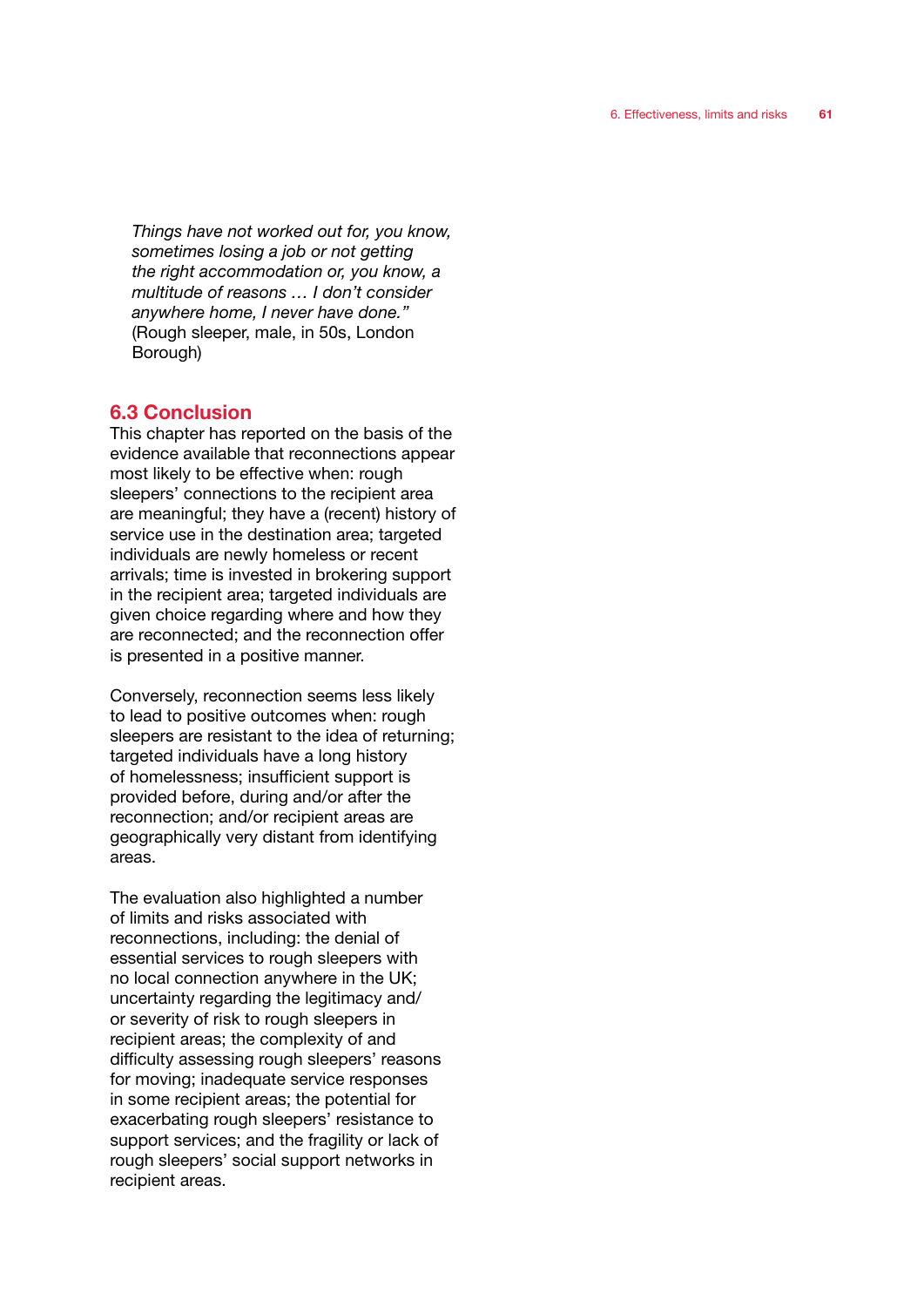*Things have not worked out for, you know, sometimes losing a job or not getting the right accommodation or, you know, a multitude of reasons … I don't consider anywhere home, I never have done."* (Rough sleeper, male, in 50s, London Borough)

## 6.3 Conclusion

This chapter has reported on the basis of the evidence available that reconnections appear most likely to be effective when: rough sleepers' connections to the recipient area are meaningful; they have a (recent) history of service use in the destination area; targeted individuals are newly homeless or recent arrivals; time is invested in brokering support in the recipient area; targeted individuals are given choice regarding where and how they are reconnected; and the reconnection offer is presented in a positive manner.

Conversely, reconnection seems less likely to lead to positive outcomes when: rough sleepers are resistant to the idea of returning; targeted individuals have a long history of homelessness; insufficient support is provided before, during and/or after the reconnection; and/or recipient areas are geographically very distant from identifying areas.

The evaluation also highlighted a number of limits and risks associated with reconnections, including: the denial of essential services to rough sleepers with no local connection anywhere in the UK; uncertainty regarding the legitimacy and/or severity of risk to rough sleepers in recipient areas; the complexity of and difficulty assessing rough sleepers' reasons for moving; inadequate service responses in some recipient areas; the potential for exacerbating rough sleepers' resistance to support services; and the fragility or lack of rough sleepers' social support networks in recipient areas.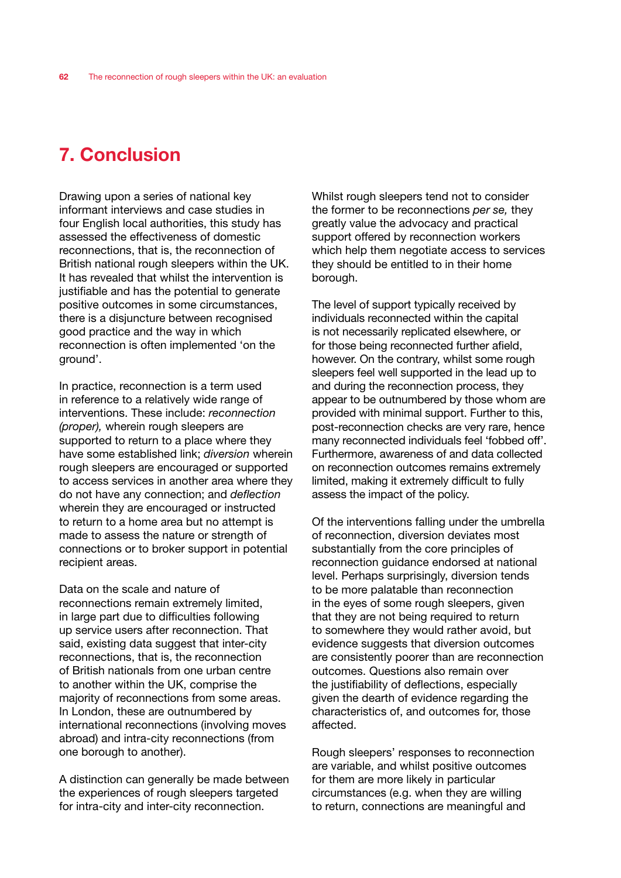# 7. Conclusion

Drawing upon a series of national key informant interviews and case studies in four English local authorities, this study has assessed the effectiveness of domestic reconnections, that is, the reconnection of British national rough sleepers within the UK. It has revealed that whilst the intervention is justifiable and has the potential to generate positive outcomes in some circumstances, there is a disjuncture between recognised good practice and the way in which reconnection is often implemented 'on the ground'.

In practice, reconnection is a term used in reference to a relatively wide range of interventions. These include: *reconnection (proper),* wherein rough sleepers are supported to return to a place where they have some established link; *diversion* wherein rough sleepers are encouraged or supported to access services in another area where they do not have any connection; and *deflection* wherein they are encouraged or instructed to return to a home area but no attempt is made to assess the nature or strength of connections or to broker support in potential recipient areas.

Data on the scale and nature of reconnections remain extremely limited, in large part due to difficulties following up service users after reconnection. That said, existing data suggest that inter-city reconnections, that is, the reconnection of British nationals from one urban centre to another within the UK, comprise the majority of reconnections from some areas. In London, these are outnumbered by international reconnections (involving moves abroad) and intra-city reconnections (from one borough to another).

A distinction can generally be made between the experiences of rough sleepers targeted for intra-city and inter-city reconnection. Whilst rough sleepers tend not to consider the former to be reconnections *per se,* they greatly value the advocacy and practical support offered by reconnection workers which help them negotiate access to services they should be entitled to in their home borough.

The level of support typically received by individuals reconnected within the capital is not necessarily replicated elsewhere, or for those being reconnected further afield, however. On the contrary, whilst some rough sleepers feel well supported in the lead up to and during the reconnection process, they appear to be outnumbered by those whom are provided with minimal support. Further to this, post-reconnection checks are very rare, hence many reconnected individuals feel 'fobbed off'. Furthermore, awareness of and data collected on reconnection outcomes remains extremely limited, making it extremely difficult to fully assess the impact of the policy.

Of the interventions falling under the umbrella of reconnection, diversion deviates most substantially from the core principles of reconnection guidance endorsed at national level. Perhaps surprisingly, diversion tends to be more palatable than reconnection in the eyes of some rough sleepers, given that they are not being required to return to somewhere they would rather avoid, but evidence suggests that diversion outcomes are consistently poorer than are reconnection outcomes. Questions also remain over the justifiability of deflections, especially given the dearth of evidence regarding the characteristics of, and outcomes for, those affected.

Rough sleepers' responses to reconnection are variable, and whilst positive outcomes for them are more likely in particular circumstances (e.g. when they are willing to return, connections are meaningful and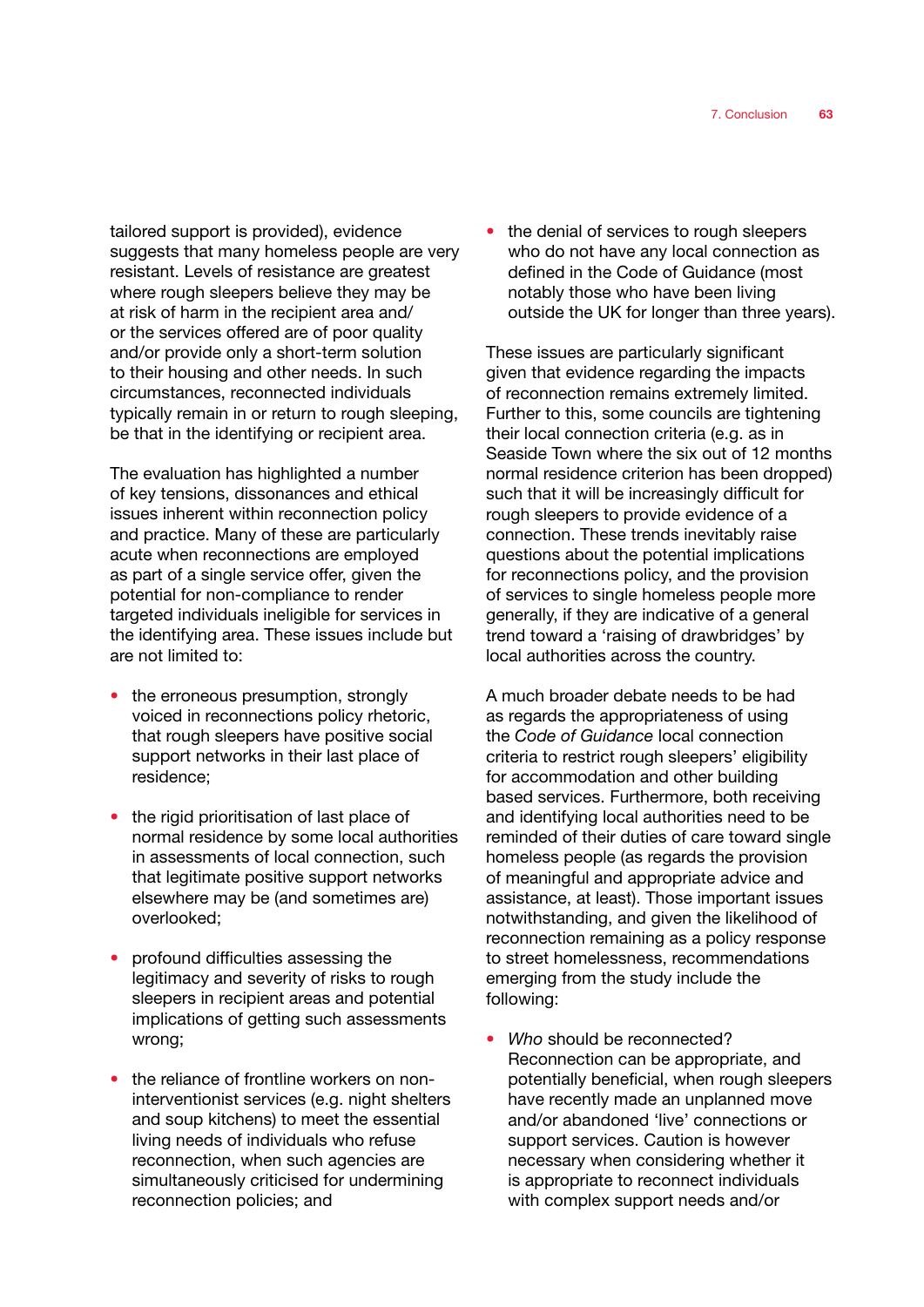tailored support is provided), evidence suggests that many homeless people are very resistant. Levels of resistance are greatest where rough sleepers believe they may be at risk of harm in the recipient area and/or the services offered are of poor quality and/or provide only a short-term solution to their housing and other needs. In such circumstances, reconnected individuals typically remain in or return to rough sleeping, be that in the identifying or recipient area.

The evaluation has highlighted a number of key tensions, dissonances and ethical issues inherent within reconnection policy and practice. Many of these are particularly acute when reconnections are employed as part of a single service offer, given the potential for non-compliance to render targeted individuals ineligible for services in the identifying area. These issues include but are not limited to:

- the erroneous presumption, strongly voiced in reconnections policy rhetoric, that rough sleepers have positive social support networks in their last place of residence;
- the rigid prioritisation of last place of normal residence by some local authorities in assessments of local connection, such that legitimate positive support networks elsewhere may be (and sometimes are) overlooked;
- profound difficulties assessing the legitimacy and severity of risks to rough sleepers in recipient areas and potential implications of getting such assessments wrong;
- the reliance of frontline workers on non-interventionist services (e.g. night shelters and soup kitchens) to meet the essential living needs of individuals who refuse reconnection, when such agencies are simultaneously criticised for undermining reconnection policies; and
- the denial of services to rough sleepers who do not have any local connection as defined in the Code of Guidance (most notably those who have been living outside the UK for longer than three years).

These issues are particularly significant given that evidence regarding the impacts of reconnection remains extremely limited. Further to this, some councils are tightening their local connection criteria (e.g. as in Seaside Town where the six out of 12 months normal residence criterion has been dropped) such that it will be increasingly difficult for rough sleepers to provide evidence of a connection. These trends inevitably raise questions about the potential implications for reconnections policy, and the provision of services to single homeless people more generally, if they are indicative of a general trend toward a 'raising of drawbridges' by local authorities across the country.

A much broader debate needs to be had as regards the appropriateness of using the *Code of Guidance* local connection criteria to restrict rough sleepers' eligibility for accommodation and other building based services. Furthermore, both receiving and identifying local authorities need to be reminded of their duties of care toward single homeless people (as regards the provision of meaningful and appropriate advice and assistance, at least). Those important issues notwithstanding, and given the likelihood of reconnection remaining as a policy response to street homelessness, recommendations emerging from the study include the following:

- *Who* should be reconnected? Reconnection can be appropriate, and potentially beneficial, when rough sleepers have recently made an unplanned move and/or abandoned 'live' connections or support services. Caution is however necessary when considering whether it is appropriate to reconnect individuals with complex support needs and/or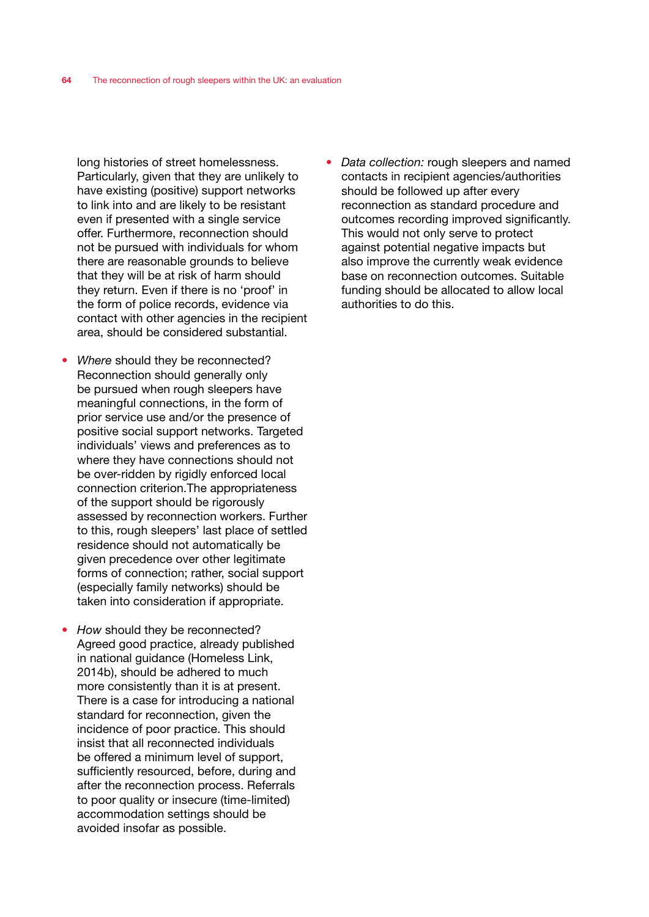long histories of street homelessness. Particularly, given that they are unlikely to have existing (positive) support networks to link into and are likely to be resistant even if presented with a single service offer. Furthermore, reconnection should not be pursued with individuals for whom there are reasonable grounds to believe that they will be at risk of harm should they return. Even if there is no 'proof' in the form of police records, evidence via contact with other agencies in the recipient area, should be considered substantial.

- *Where* should they be reconnected? Reconnection should generally only be pursued when rough sleepers have meaningful connections, in the form of prior service use and/or the presence of positive social support networks. Targeted individuals' views and preferences as to where they have connections should not be over-ridden by rigidly enforced local connection criterion.The appropriateness of the support should be rigorously assessed by reconnection workers. Further to this, rough sleepers' last place of settled residence should not automatically be given precedence over other legitimate forms of connection; rather, social support (especially family networks) should be taken into consideration if appropriate.

- *How* should they be reconnected? Agreed good practice, already published in national guidance (Homeless Link, 2014b), should be adhered to much more consistently than it is at present. There is a case for introducing a national standard for reconnection, given the incidence of poor practice. This should insist that all reconnected individuals be offered a minimum level of support, sufficiently resourced, before, during and after the reconnection process. Referrals to poor quality or insecure (time-limited) accommodation settings should be avoided insofar as possible.

- *Data collection:* rough sleepers and named contacts in recipient agencies/authorities should be followed up after every reconnection as standard procedure and outcomes recording improved significantly. This would not only serve to protect against potential negative impacts but also improve the currently weak evidence base on reconnection outcomes. Suitable funding should be allocated to allow local authorities to do this.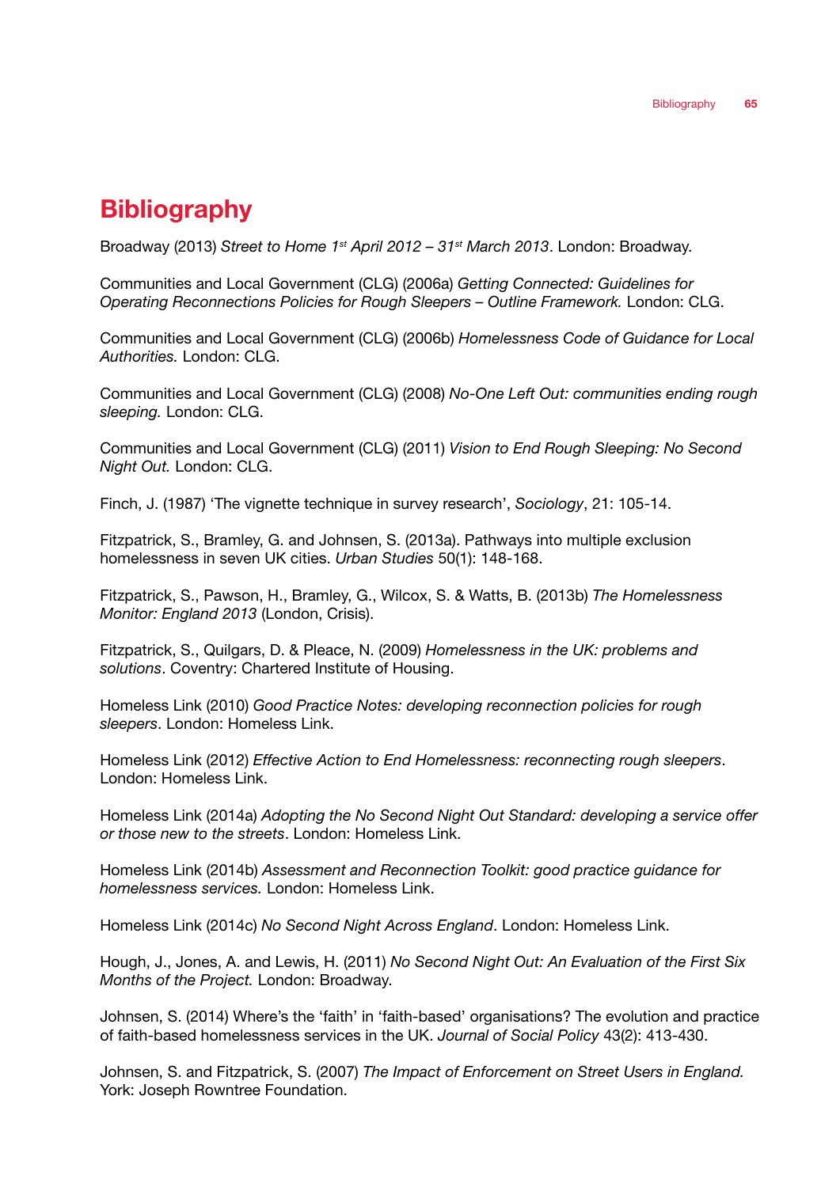# Bibliography

Broadway (2013) *Street to Home 1st April 2012 – 31st March 2013*. London: Broadway.

Communities and Local Government (CLG) (2006a) *Getting Connected: Guidelines for Operating Reconnections Policies for Rough Sleepers – Outline Framework.* London: CLG.

Communities and Local Government (CLG) (2006b) *Homelessness Code of Guidance for Local Authorities.* London: CLG.

Communities and Local Government (CLG) (2008) *No-One Left Out: communities ending rough sleeping.* London: CLG.

Communities and Local Government (CLG) (2011) *Vision to End Rough Sleeping: No Second Night Out.* London: CLG.

Finch, J. (1987) 'The vignette technique in survey research', *Sociology*, 21: 105-14.

Fitzpatrick, S., Bramley, G. and Johnsen, S. (2013a). Pathways into multiple exclusion homelessness in seven UK cities. *Urban Studies* 50(1): 148-168.

Fitzpatrick, S., Pawson, H., Bramley, G., Wilcox, S. & Watts, B. (2013b) *The Homelessness Monitor: England 2013* (London, Crisis).

Fitzpatrick, S., Quilgars, D. & Pleace, N. (2009) *Homelessness in the UK: problems and solutions*. Coventry: Chartered Institute of Housing.

Homeless Link (2010) *Good Practice Notes: developing reconnection policies for rough sleepers*. London: Homeless Link.

Homeless Link (2012) *Effective Action to End Homelessness: reconnecting rough sleepers*. London: Homeless Link.

Homeless Link (2014a) *Adopting the No Second Night Out Standard: developing a service offer or those new to the streets*. London: Homeless Link.

Homeless Link (2014b) *Assessment and Reconnection Toolkit: good practice guidance for homelessness services.* London: Homeless Link.

Homeless Link (2014c) *No Second Night Across England*. London: Homeless Link.

Hough, J., Jones, A. and Lewis, H. (2011) *No Second Night Out: An Evaluation of the First Six Months of the Project.* London: Broadway.

Johnsen, S. (2014) Where's the 'faith' in 'faith-based' organisations? The evolution and practice of faith-based homelessness services in the UK. *Journal of Social Policy* 43(2): 413-430.

Johnsen, S. and Fitzpatrick, S. (2007) *The Impact of Enforcement on Street Users in England.* York: Joseph Rowntree Foundation.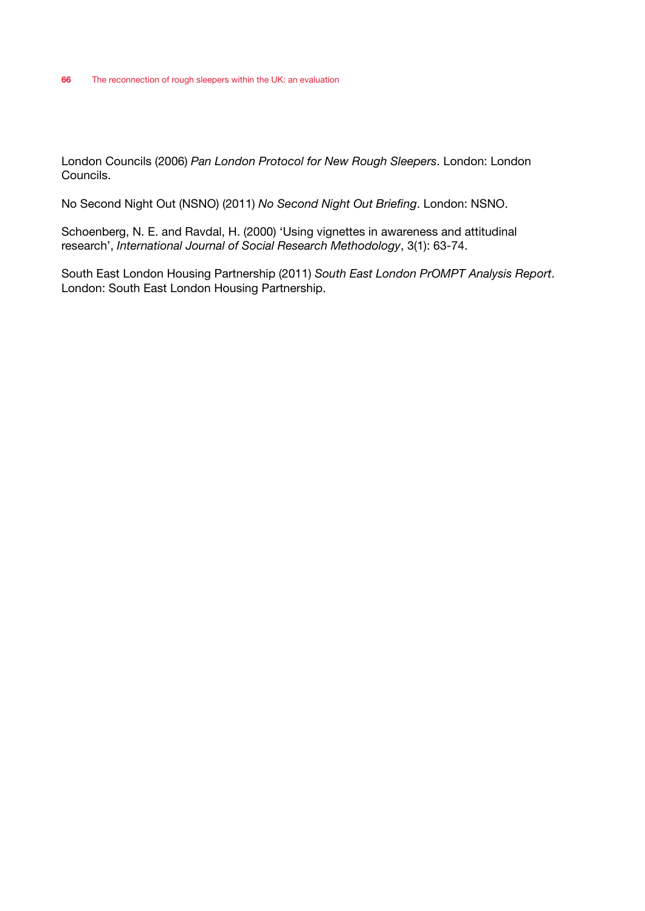London Councils (2006) *Pan London Protocol for New Rough Sleepers*. London: London Councils.

No Second Night Out (NSNO) (2011) *No Second Night Out Briefing*. London: NSNO.

Schoenberg, N. E. and Ravdal, H. (2000) 'Using vignettes in awareness and attitudinal research', *International Journal of Social Research Methodology*, 3(1): 63-74.

South East London Housing Partnership (2011) *South East London PrOMPT Analysis Report*. London: South East London Housing Partnership.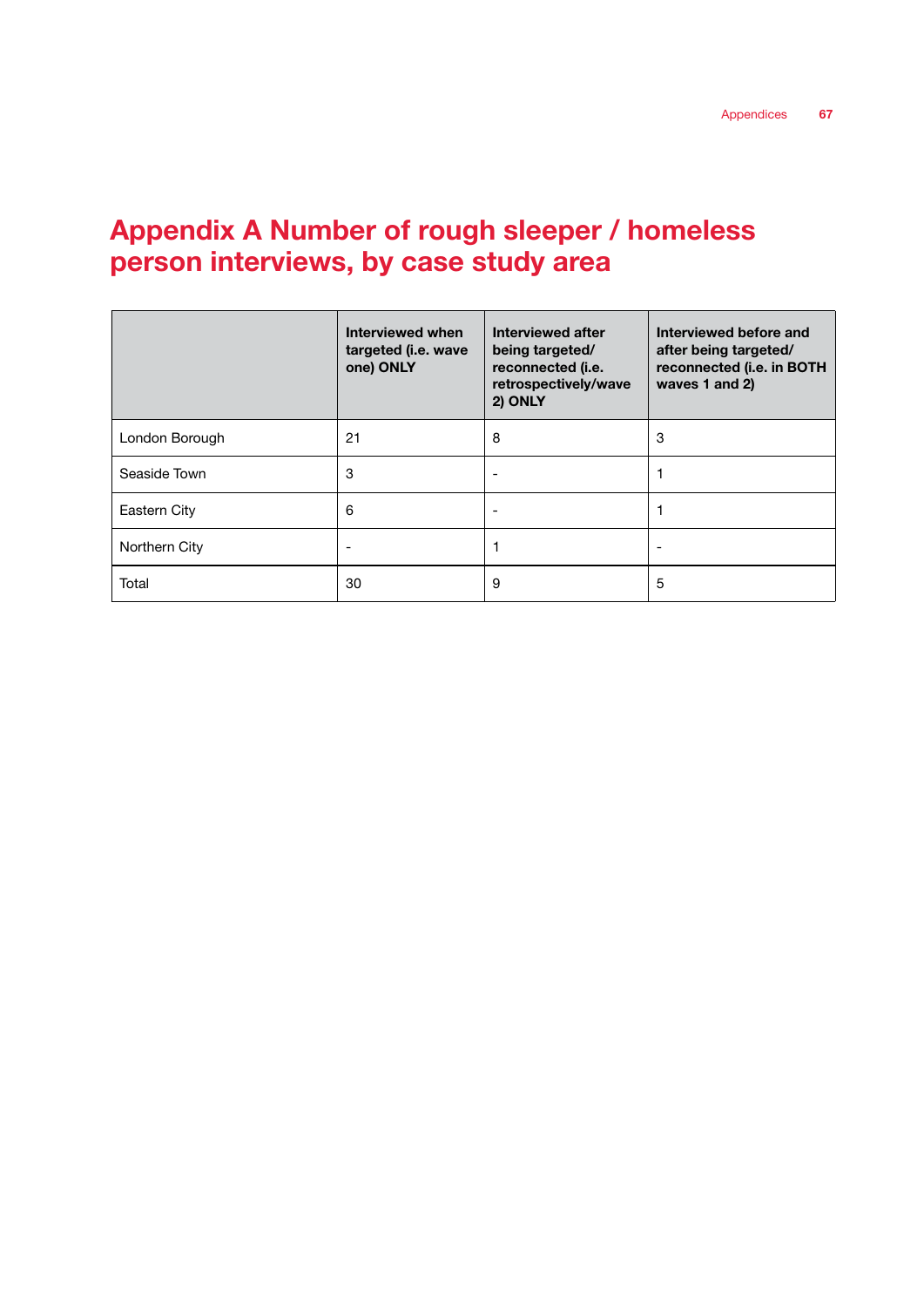# Appendix A Number of rough sleeper / homeless person interviews, by case study area

| | Interviewed when targeted (i.e. wave one) ONLY | Interviewed after being targeted/ reconnected (i.e. retrospectively/wave 2) ONLY | Interviewed before and after being targeted/ reconnected (i.e. in BOTH waves 1 and 2) |
|---|---|---|---|
| London Borough | 21 | 8 | 3 |
| Seaside Town | 3 | - | 1 |
| Eastern City | 6 | - | 1 |
| Northern City | - | 1 | - |
| Total | 30 | 9 | 5 |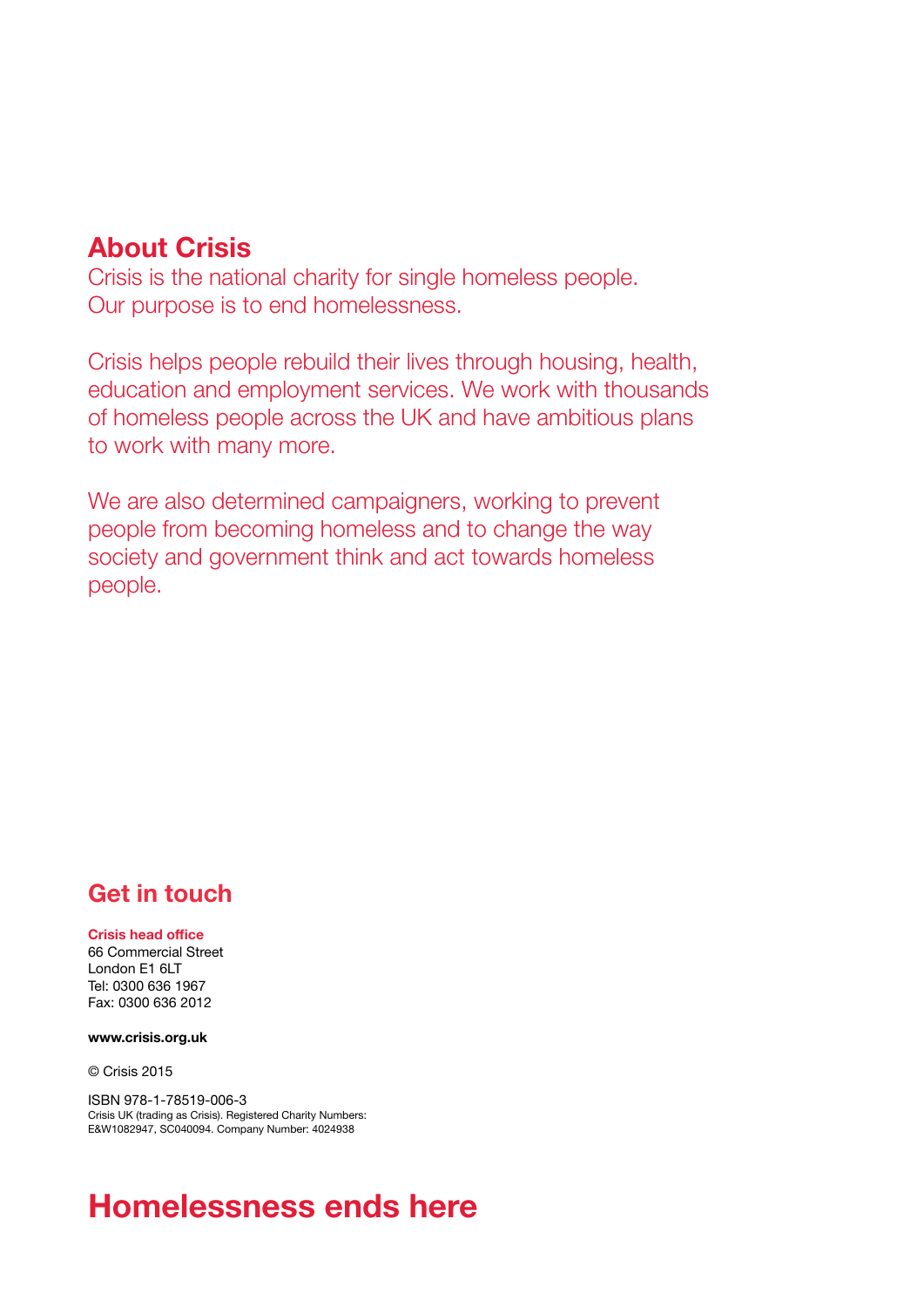## About Crisis

Crisis is the national charity for single homeless people. Our purpose is to end homelessness.

Crisis helps people rebuild their lives through housing, health, education and employment services. We work with thousands of homeless people across the UK and have ambitious plans to work with many more.

We are also determined campaigners, working to prevent people from becoming homeless and to change the way society and government think and act towards homeless people.

## Get in touch

**Crisis head office**
66 Commercial Street
London E1 6LT
Tel: 0300 636 1967
Fax: 0300 636 2012

**www.crisis.org.uk**

© Crisis 2015

ISBN 978-1-78519-006-3
Crisis UK (trading as Crisis). Registered Charity Numbers: E&W1082947, SC040094. Company Number: 4024938

# Homelessness ends here